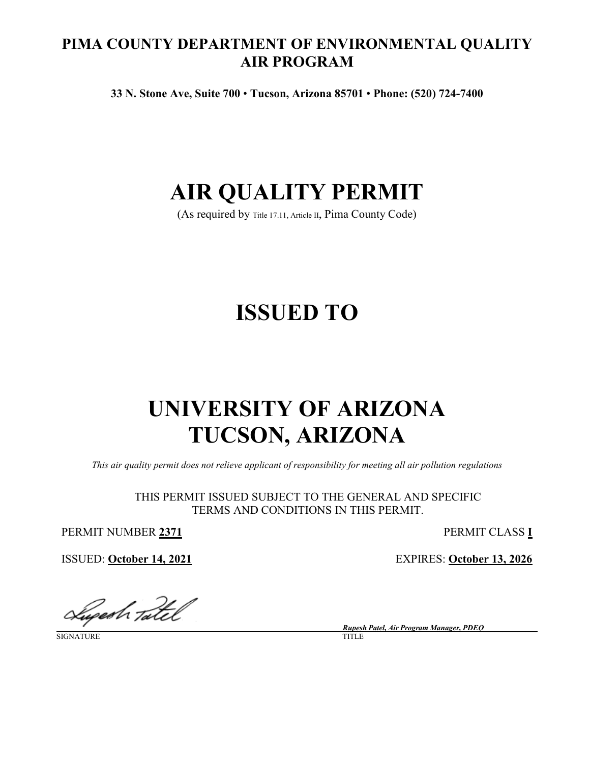# PIMA COUNTY DEPARTMENT OF ENVIRONMENTAL QUALITY AIR PROGRAM

**33 N. Stone Ave, Suite 700 • Tucson, Arizona 85701 • Phone: (520) 724-7400**

# AIR QUALITY PERMIT

(As required by Title 17.11, Article II, Pima County Code)

# ISSUED TO

# UNIVERSITY OF ARIZONA TUCSON, ARIZONA

*This air quality permit does not relieve applicant of responsibility for meeting all air pollution regulations*

THIS PERMIT ISSUED SUBJECT TO THE GENERAL AND SPECIFIC TERMS AND CONDITIONS IN THIS PERMIT.

PERMIT NUMBER **2371**

PERMIT CLASS **I**

ISSUED: **October 14, 2021**

EXPIRES: **October 13, 2026**

SIGNATURE

*Rupesh Patel, Air Program Manager, PDEQ*

TITLE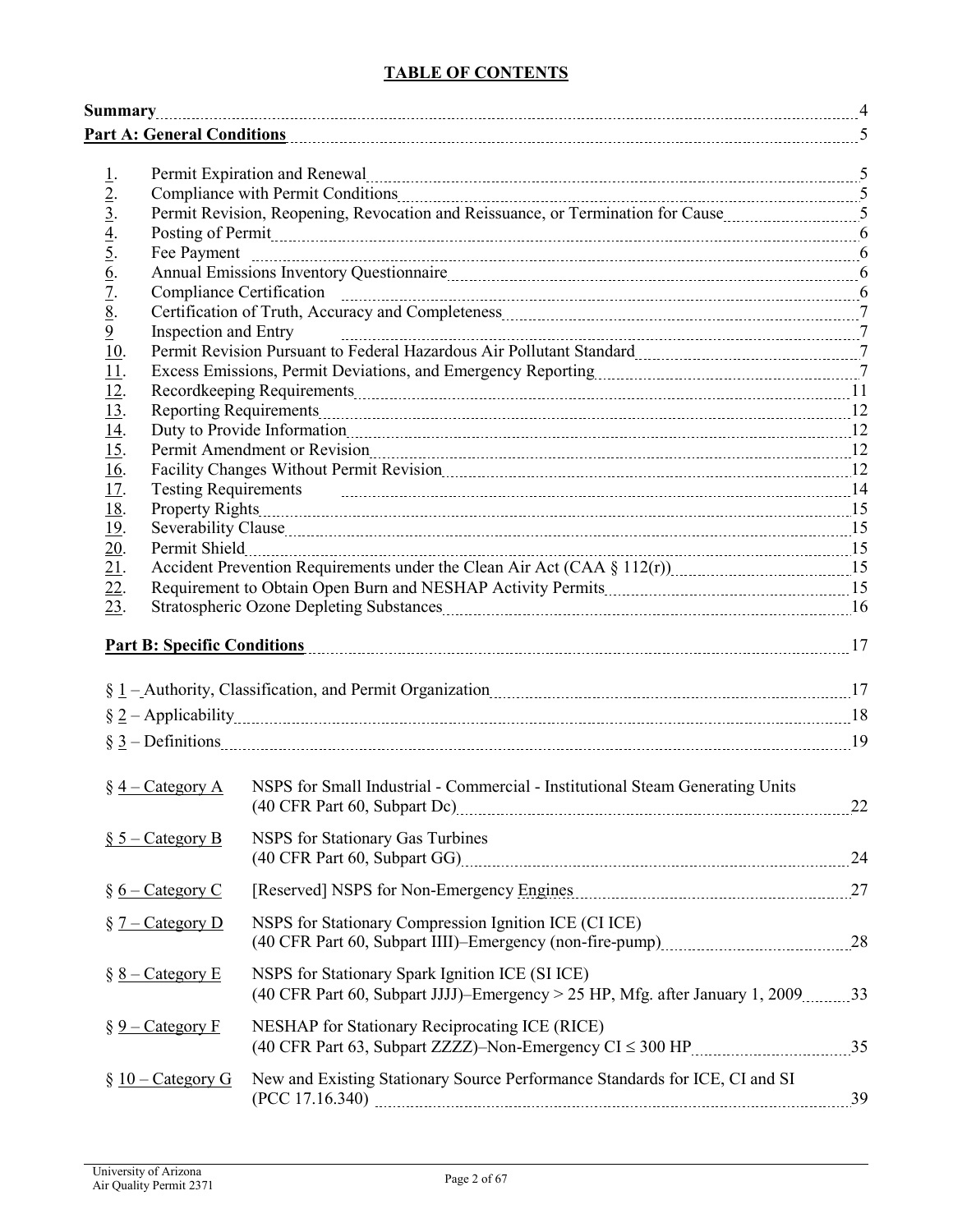## TABLE OF CONTENTS

| | |
|---|---|
| **Summary** | 4 |
| **Part A: General Conditions** | 5 |
| 1. Permit Expiration and Renewal | 5 |
| 2. Compliance with Permit Conditions | 5 |
| 3. Permit Revision, Reopening, Revocation and Reissuance, or Termination for Cause | 5 |
| 4. Posting of Permit | 6 |
| 5. Fee Payment | 6 |
| 6. Annual Emissions Inventory Questionnaire | 6 |
| 7. Compliance Certification | 6 |
| 8. Certification of Truth, Accuracy and Completeness | 7 |
| 9 Inspection and Entry | 7 |
| 10. Permit Revision Pursuant to Federal Hazardous Air Pollutant Standard | 7 |
| 11. Excess Emissions, Permit Deviations, and Emergency Reporting | 7 |
| 12. Recordkeeping Requirements | 11 |
| 13. Reporting Requirements | 12 |
| 14. Duty to Provide Information | 12 |
| 15. Permit Amendment or Revision | 12 |
| 16. Facility Changes Without Permit Revision | 12 |
| 17. Testing Requirements | 14 |
| 18. Property Rights | 15 |
| 19. Severability Clause | 15 |
| 20. Permit Shield | 15 |
| 21. Accident Prevention Requirements under the Clean Air Act (CAA § 112(r)) | 15 |
| 22. Requirement to Obtain Open Burn and NESHAP Activity Permits | 15 |
| 23. Stratospheric Ozone Depleting Substances | 16 |
| **Part B: Specific Conditions** | 17 |
| § 1 – Authority, Classification, and Permit Organization | 17 |
| § 2 – Applicability | 18 |
| § 3 – Definitions | 19 |
| § 4 – Category A — NSPS for Small Industrial - Commercial - Institutional Steam Generating Units (40 CFR Part 60, Subpart Dc) | 22 |
| § 5 – Category B — NSPS for Stationary Gas Turbines (40 CFR Part 60, Subpart GG) | 24 |
| § 6 – Category C — [Reserved] NSPS for Non-Emergency Engines | 27 |
| § 7 – Category D — NSPS for Stationary Compression Ignition ICE (CI ICE) (40 CFR Part 60, Subpart IIII)–Emergency (non-fire-pump) | 28 |
| § 8 – Category E — NSPS for Stationary Spark Ignition ICE (SI ICE) (40 CFR Part 60, Subpart JJJJ)–Emergency > 25 HP, Mfg. after January 1, 2009 | 33 |
| § 9 – Category F — NESHAP for Stationary Reciprocating ICE (RICE) (40 CFR Part 63, Subpart ZZZZ)–Non-Emergency CI ≤ 300 HP | 35 |
| § 10 – Category G — New and Existing Stationary Source Performance Standards for ICE, CI and SI (PCC 17.16.340) | 39 |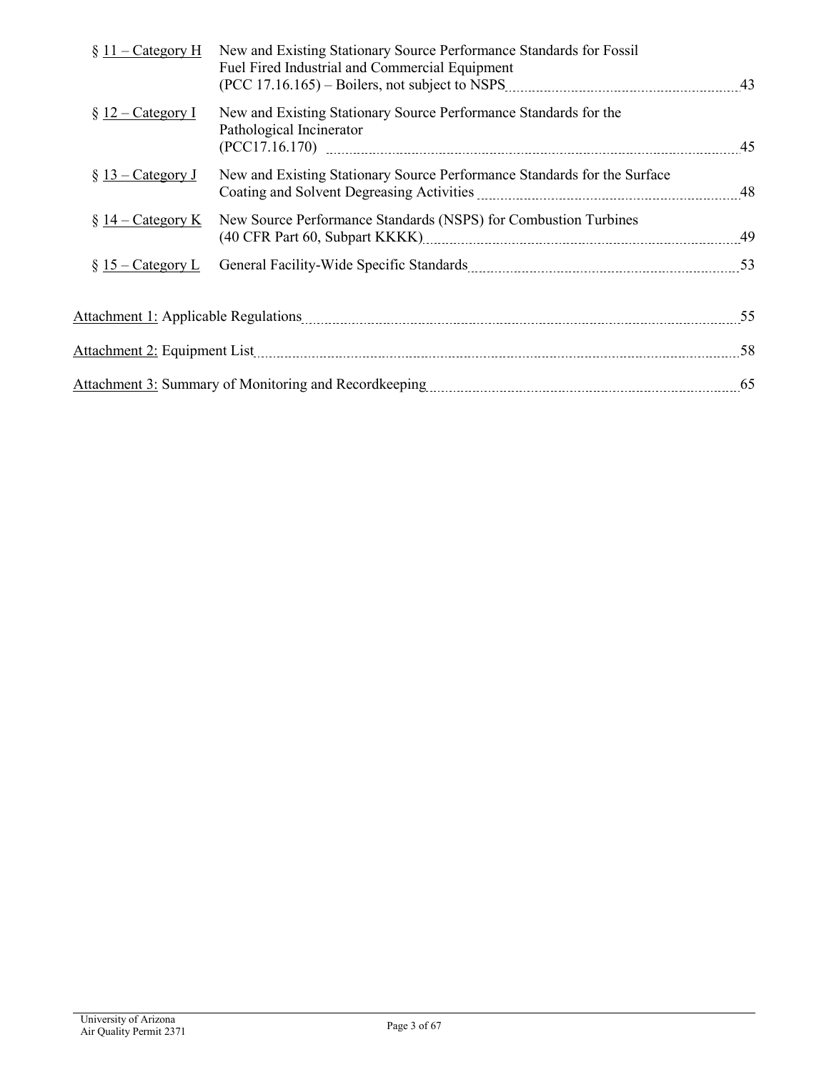| | | |
|---|---|---|
| § 11 – Category H | New and Existing Stationary Source Performance Standards for Fossil Fuel Fired Industrial and Commercial Equipment (PCC 17.16.165) – Boilers, not subject to NSPS | 43 |
| § 12 – Category I | New and Existing Stationary Source Performance Standards for the Pathological Incinerator (PCC17.16.170) | 45 |
| § 13 – Category J | New and Existing Stationary Source Performance Standards for the Surface Coating and Solvent Degreasing Activities | 48 |
| § 14 – Category K | New Source Performance Standards (NSPS) for Combustion Turbines (40 CFR Part 60, Subpart KKKK) | 49 |
| § 15 – Category L | General Facility-Wide Specific Standards | 53 |

| | |
|---|---|
| Attachment 1: Applicable Regulations | 55 |
| Attachment 2: Equipment List | 58 |
| Attachment 3: Summary of Monitoring and Recordkeeping | 65 |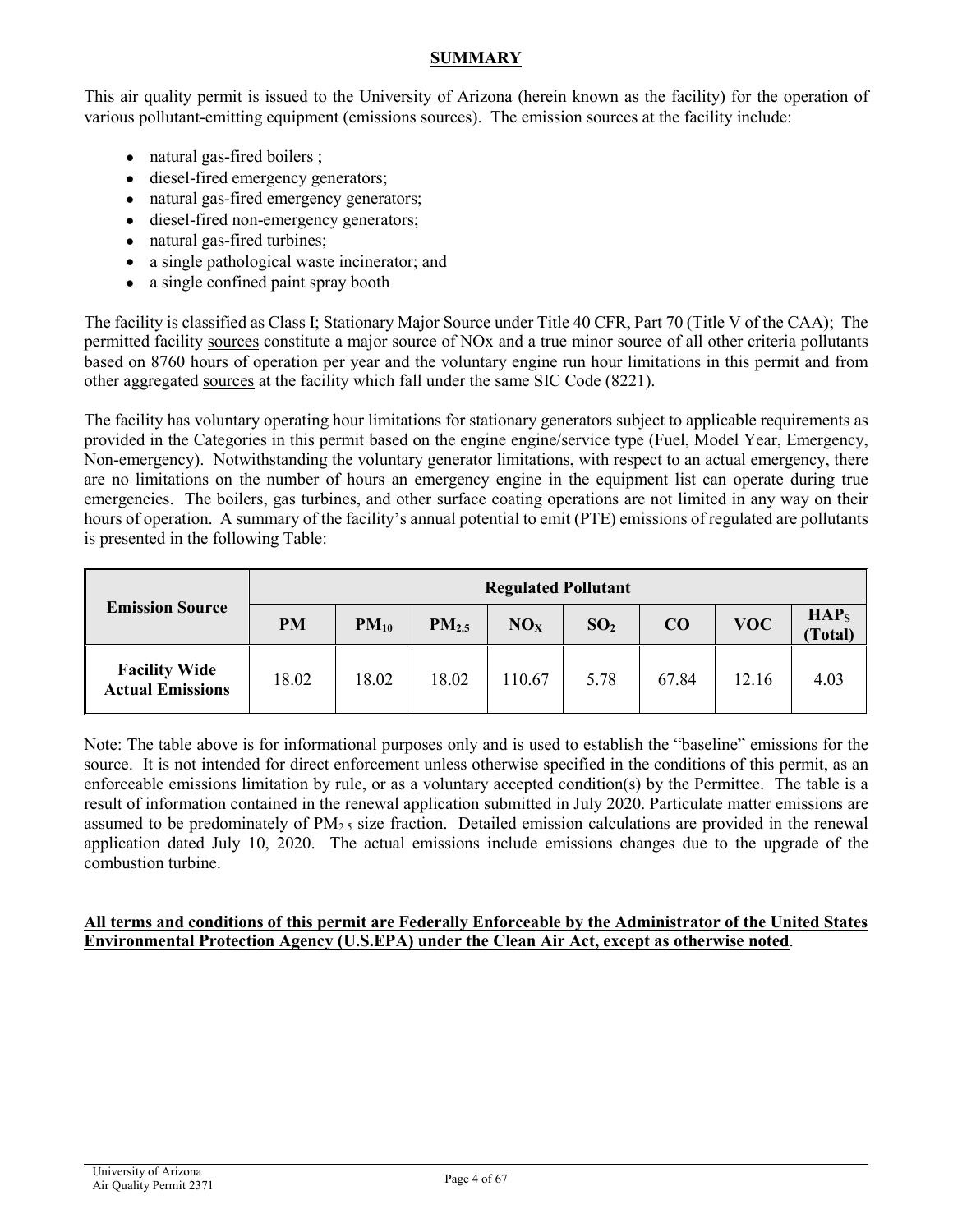## SUMMARY

This air quality permit is issued to the University of Arizona (herein known as the facility) for the operation of various pollutant-emitting equipment (emissions sources). The emission sources at the facility include:

- natural gas-fired boilers ;
- diesel-fired emergency generators;
- natural gas-fired emergency generators;
- diesel-fired non-emergency generators;
- natural gas-fired turbines;
- a single pathological waste incinerator; and
- a single confined paint spray booth

The facility is classified as Class I; Stationary Major Source under Title 40 CFR, Part 70 (Title V of the CAA); The permitted facility sources constitute a major source of NOx and a true minor source of all other criteria pollutants based on 8760 hours of operation per year and the voluntary engine run hour limitations in this permit and from other aggregated sources at the facility which fall under the same SIC Code (8221).

The facility has voluntary operating hour limitations for stationary generators subject to applicable requirements as provided in the Categories in this permit based on the engine engine/service type (Fuel, Model Year, Emergency, Non-emergency). Notwithstanding the voluntary generator limitations, with respect to an actual emergency, there are no limitations on the number of hours an emergency engine in the equipment list can operate during true emergencies. The boilers, gas turbines, and other surface coating operations are not limited in any way on their hours of operation. A summary of the facility's annual potential to emit (PTE) emissions of regulated are pollutants is presented in the following Table:

| Emission Source | Regulated Pollutant | | | | | | | |
|---|---|---|---|---|---|---|---|---|
| | PM | $PM_{10}$ | $PM_{2.5}$ | $NO_X$ | $SO_2$ | CO | VOC | $HAP_S$ (Total) |
| **Facility Wide Actual Emissions** | 18.02 | 18.02 | 18.02 | 110.67 | 5.78 | 67.84 | 12.16 | 4.03 |

Note: The table above is for informational purposes only and is used to establish the "baseline" emissions for the source. It is not intended for direct enforcement unless otherwise specified in the conditions of this permit, as an enforceable emissions limitation by rule, or as a voluntary accepted condition(s) by the Permittee. The table is a result of information contained in the renewal application submitted in July 2020. Particulate matter emissions are assumed to be predominately of $PM_{2.5}$ size fraction. Detailed emission calculations are provided in the renewal application dated July 10, 2020. The actual emissions include emissions changes due to the upgrade of the combustion turbine.

**All terms and conditions of this permit are Federally Enforceable by the Administrator of the United States Environmental Protection Agency (U.S.EPA) under the Clean Air Act, except as otherwise noted**.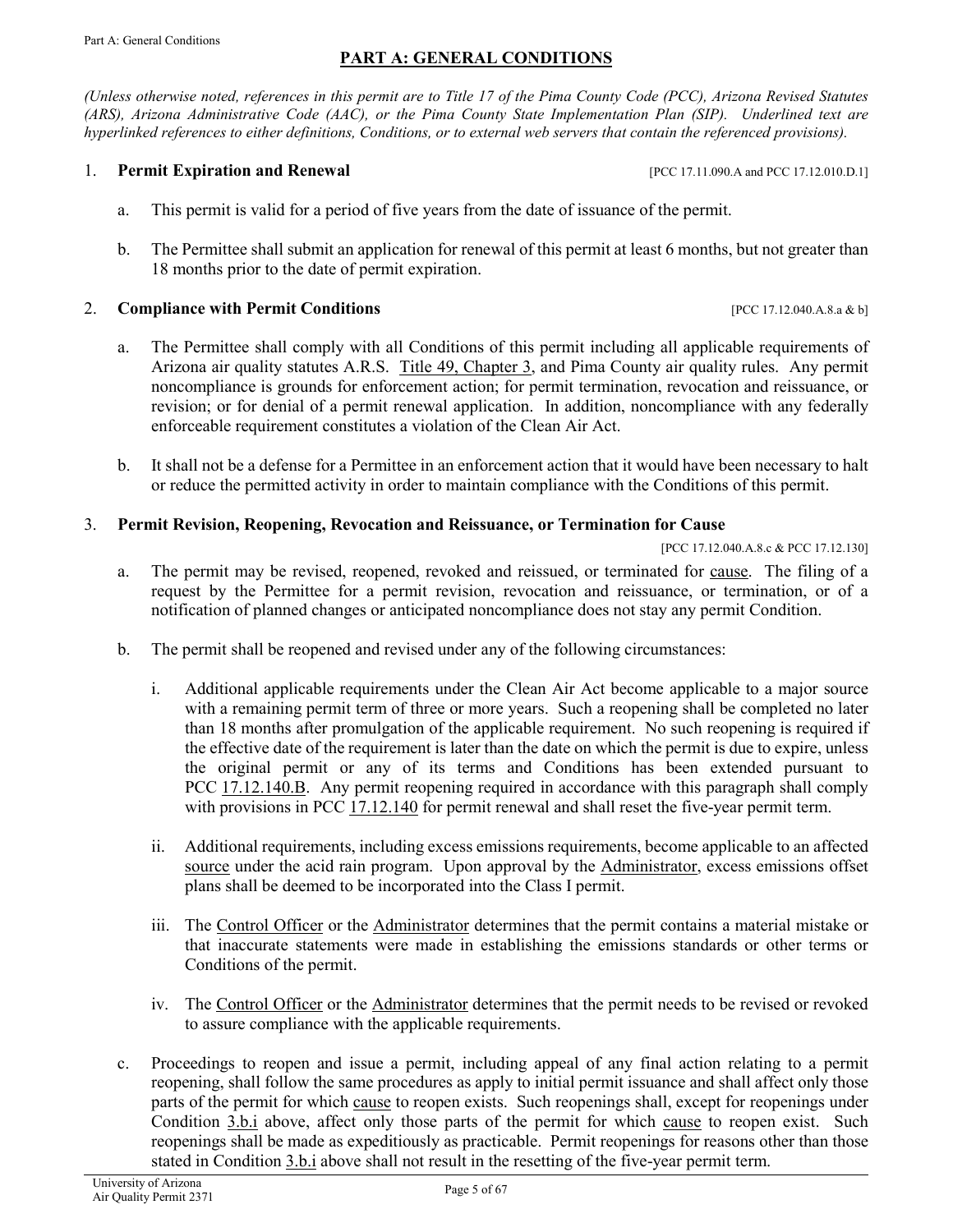## PART A: GENERAL CONDITIONS

*(Unless otherwise noted, references in this permit are to Title 17 of the Pima County Code (PCC), Arizona Revised Statutes (ARS), Arizona Administrative Code (AAC), or the Pima County State Implementation Plan (SIP). Underlined text are hyperlinked references to either definitions, Conditions, or to external web servers that contain the referenced provisions).*

1. **Permit Expiration and Renewal** [PCC 17.11.090.A and PCC 17.12.010.D.1]

   a. This permit is valid for a period of five years from the date of issuance of the permit.

   b. The Permittee shall submit an application for renewal of this permit at least 6 months, but not greater than 18 months prior to the date of permit expiration.

2. **Compliance with Permit Conditions** [PCC 17.12.040.A.8.a & b]

   a. The Permittee shall comply with all Conditions of this permit including all applicable requirements of Arizona air quality statutes A.R.S. Title 49, Chapter 3, and Pima County air quality rules. Any permit noncompliance is grounds for enforcement action; for permit termination, revocation and reissuance, or revision; or for denial of a permit renewal application. In addition, noncompliance with any federally enforceable requirement constitutes a violation of the Clean Air Act.

   b. It shall not be a defense for a Permittee in an enforcement action that it would have been necessary to halt or reduce the permitted activity in order to maintain compliance with the Conditions of this permit.

3. **Permit Revision, Reopening, Revocation and Reissuance, or Termination for Cause**

   [PCC 17.12.040.A.8.c & PCC 17.12.130]

   a. The permit may be revised, reopened, revoked and reissued, or terminated for cause. The filing of a request by the Permittee for a permit revision, revocation and reissuance, or termination, or of a notification of planned changes or anticipated noncompliance does not stay any permit Condition.

   b. The permit shall be reopened and revised under any of the following circumstances:

      i. Additional applicable requirements under the Clean Air Act become applicable to a major source with a remaining permit term of three or more years. Such a reopening shall be completed no later than 18 months after promulgation of the applicable requirement. No such reopening is required if the effective date of the requirement is later than the date on which the permit is due to expire, unless the original permit or any of its terms and Conditions has been extended pursuant to PCC 17.12.140.B. Any permit reopening required in accordance with this paragraph shall comply with provisions in PCC 17.12.140 for permit renewal and shall reset the five-year permit term.

      ii. Additional requirements, including excess emissions requirements, become applicable to an affected source under the acid rain program. Upon approval by the Administrator, excess emissions offset plans shall be deemed to be incorporated into the Class I permit.

      iii. The Control Officer or the Administrator determines that the permit contains a material mistake or that inaccurate statements were made in establishing the emissions standards or other terms or Conditions of the permit.

      iv. The Control Officer or the Administrator determines that the permit needs to be revised or revoked to assure compliance with the applicable requirements.

   c. Proceedings to reopen and issue a permit, including appeal of any final action relating to a permit reopening, shall follow the same procedures as apply to initial permit issuance and shall affect only those parts of the permit for which cause to reopen exists. Such reopenings shall, except for reopenings under Condition 3.b.i above, affect only those parts of the permit for which cause to reopen exist. Such reopenings shall be made as expeditiously as practicable. Permit reopenings for reasons other than those stated in Condition 3.b.i above shall not result in the resetting of the five-year permit term.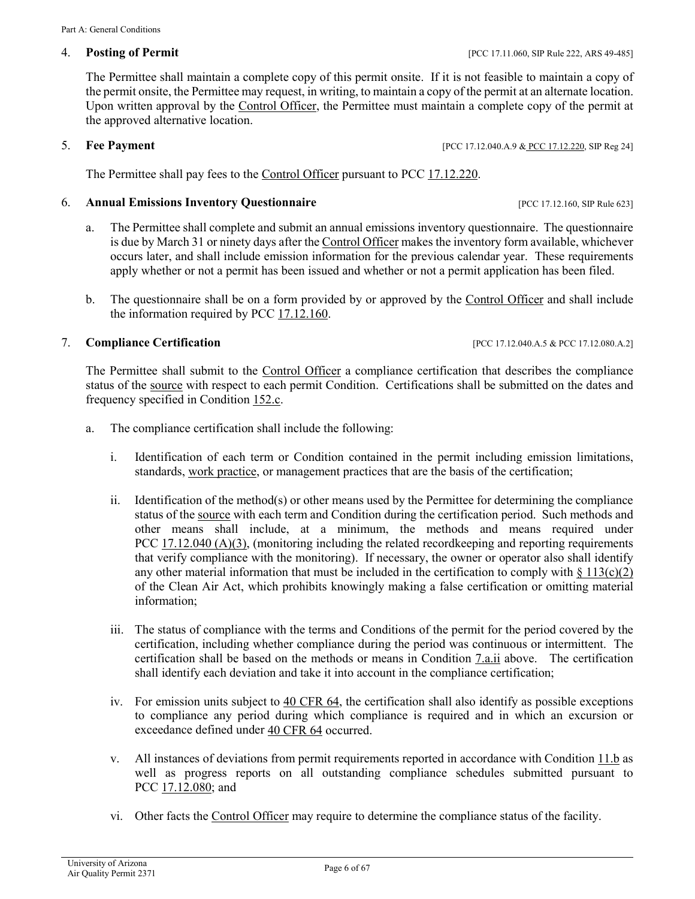4. **Posting of Permit** [PCC 17.11.060, SIP Rule 222, ARS 49-485]

The Permittee shall maintain a complete copy of this permit onsite. If it is not feasible to maintain a copy of the permit onsite, the Permittee may request, in writing, to maintain a copy of the permit at an alternate location. Upon written approval by the Control Officer, the Permittee must maintain a complete copy of the permit at the approved alternative location.

5. **Fee Payment** [PCC 17.12.040.A.9 & PCC 17.12.220, SIP Reg 24]

The Permittee shall pay fees to the Control Officer pursuant to PCC 17.12.220.

6. **Annual Emissions Inventory Questionnaire** [PCC 17.12.160, SIP Rule 623]

   a. The Permittee shall complete and submit an annual emissions inventory questionnaire. The questionnaire is due by March 31 or ninety days after the Control Officer makes the inventory form available, whichever occurs later, and shall include emission information for the previous calendar year. These requirements apply whether or not a permit has been issued and whether or not a permit application has been filed.

   b. The questionnaire shall be on a form provided by or approved by the Control Officer and shall include the information required by PCC 17.12.160.

7. **Compliance Certification** [PCC 17.12.040.A.5 & PCC 17.12.080.A.2]

The Permittee shall submit to the Control Officer a compliance certification that describes the compliance status of the source with respect to each permit Condition. Certifications shall be submitted on the dates and frequency specified in Condition 152.c.

   a. The compliance certification shall include the following:

      i. Identification of each term or Condition contained in the permit including emission limitations, standards, work practice, or management practices that are the basis of the certification;

      ii. Identification of the method(s) or other means used by the Permittee for determining the compliance status of the source with each term and Condition during the certification period. Such methods and other means shall include, at a minimum, the methods and means required under PCC 17.12.040 (A)(3), (monitoring including the related recordkeeping and reporting requirements that verify compliance with the monitoring). If necessary, the owner or operator also shall identify any other material information that must be included in the certification to comply with § 113(c)(2) of the Clean Air Act, which prohibits knowingly making a false certification or omitting material information;

      iii. The status of compliance with the terms and Conditions of the permit for the period covered by the certification, including whether compliance during the period was continuous or intermittent. The certification shall be based on the methods or means in Condition 7.a.ii above. The certification shall identify each deviation and take it into account in the compliance certification;

      iv. For emission units subject to 40 CFR 64, the certification shall also identify as possible exceptions to compliance any period during which compliance is required and in which an excursion or exceedance defined under 40 CFR 64 occurred.

      v. All instances of deviations from permit requirements reported in accordance with Condition 11.b as well as progress reports on all outstanding compliance schedules submitted pursuant to PCC 17.12.080; and

      vi. Other facts the Control Officer may require to determine the compliance status of the facility.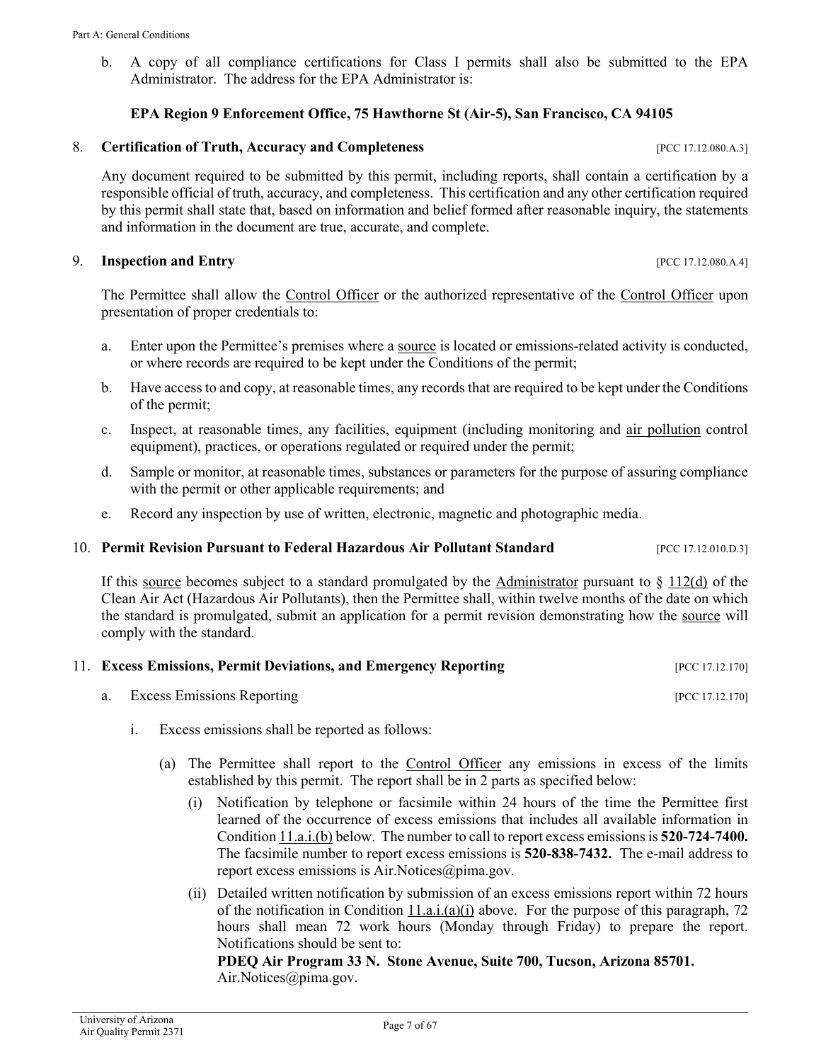b. A copy of all compliance certifications for Class I permits shall also be submitted to the EPA Administrator. The address for the EPA Administrator is:

**EPA Region 9 Enforcement Office, 75 Hawthorne St (Air-5), San Francisco, CA 94105**

8. **Certification of Truth, Accuracy and Completeness** [PCC 17.12.080.A.3]

Any document required to be submitted by this permit, including reports, shall contain a certification by a responsible official of truth, accuracy, and completeness. This certification and any other certification required by this permit shall state that, based on information and belief formed after reasonable inquiry, the statements and information in the document are true, accurate, and complete.

9. **Inspection and Entry** [PCC 17.12.080.A.4]

The Permittee shall allow the Control Officer or the authorized representative of the Control Officer upon presentation of proper credentials to:

a. Enter upon the Permittee's premises where a source is located or emissions-related activity is conducted, or where records are required to be kept under the Conditions of the permit;

b. Have access to and copy, at reasonable times, any records that are required to be kept under the Conditions of the permit;

c. Inspect, at reasonable times, any facilities, equipment (including monitoring and air pollution control equipment), practices, or operations regulated or required under the permit;

d. Sample or monitor, at reasonable times, substances or parameters for the purpose of assuring compliance with the permit or other applicable requirements; and

e. Record any inspection by use of written, electronic, magnetic and photographic media.

10. **Permit Revision Pursuant to Federal Hazardous Air Pollutant Standard** [PCC 17.12.010.D.3]

If this source becomes subject to a standard promulgated by the Administrator pursuant to § 112(d) of the Clean Air Act (Hazardous Air Pollutants), then the Permittee shall, within twelve months of the date on which the standard is promulgated, submit an application for a permit revision demonstrating how the source will comply with the standard.

11. **Excess Emissions, Permit Deviations, and Emergency Reporting** [PCC 17.12.170]

a. Excess Emissions Reporting [PCC 17.12.170]

i. Excess emissions shall be reported as follows:

(a) The Permittee shall report to the Control Officer any emissions in excess of the limits established by this permit. The report shall be in 2 parts as specified below:

(i) Notification by telephone or facsimile within 24 hours of the time the Permittee first learned of the occurrence of excess emissions that includes all available information in Condition 11.a.i.(b) below. The number to call to report excess emissions is **520-724-7400.** The facsimile number to report excess emissions is **520-838-7432.** The e-mail address to report excess emissions is Air.Notices@pima.gov.

(ii) Detailed written notification by submission of an excess emissions report within 72 hours of the notification in Condition 11.a.i.(a)(i) above. For the purpose of this paragraph, 72 hours shall mean 72 work hours (Monday through Friday) to prepare the report. Notifications should be sent to:

**PDEQ Air Program 33 N. Stone Avenue, Suite 700, Tucson, Arizona 85701.**
Air.Notices@pima.gov.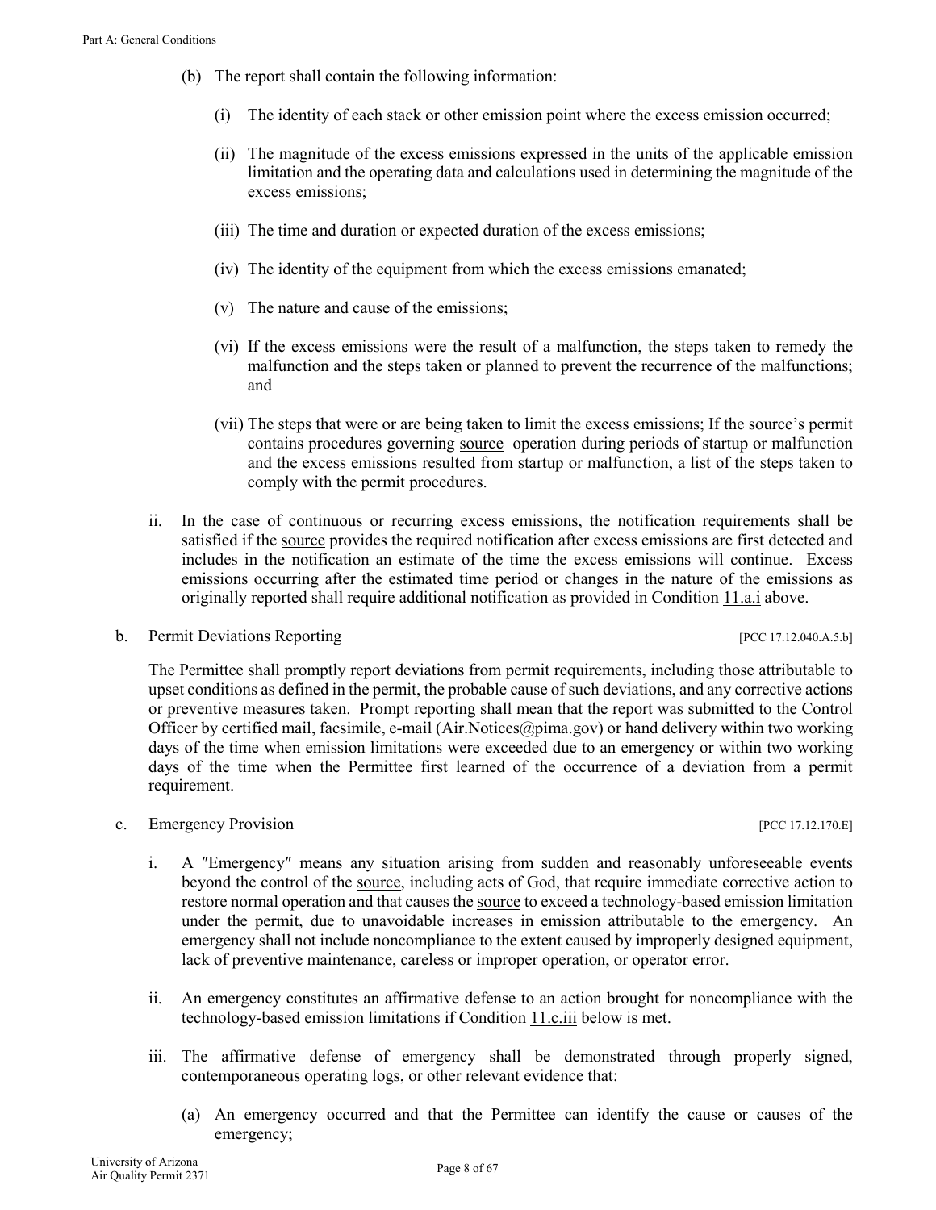(b) The report shall contain the following information:

(i) The identity of each stack or other emission point where the excess emission occurred;

(ii) The magnitude of the excess emissions expressed in the units of the applicable emission limitation and the operating data and calculations used in determining the magnitude of the excess emissions;

(iii) The time and duration or expected duration of the excess emissions;

(iv) The identity of the equipment from which the excess emissions emanated;

(v) The nature and cause of the emissions;

(vi) If the excess emissions were the result of a malfunction, the steps taken to remedy the malfunction and the steps taken or planned to prevent the recurrence of the malfunctions; and

(vii) The steps that were or are being taken to limit the excess emissions; If the source's permit contains procedures governing source operation during periods of startup or malfunction and the excess emissions resulted from startup or malfunction, a list of the steps taken to comply with the permit procedures.

ii. In the case of continuous or recurring excess emissions, the notification requirements shall be satisfied if the source provides the required notification after excess emissions are first detected and includes in the notification an estimate of the time the excess emissions will continue. Excess emissions occurring after the estimated time period or changes in the nature of the emissions as originally reported shall require additional notification as provided in Condition 11.a.i above.

b. Permit Deviations Reporting [PCC 17.12.040.A.5.b]

The Permittee shall promptly report deviations from permit requirements, including those attributable to upset conditions as defined in the permit, the probable cause of such deviations, and any corrective actions or preventive measures taken. Prompt reporting shall mean that the report was submitted to the Control Officer by certified mail, facsimile, e-mail (Air.Notices@pima.gov) or hand delivery within two working days of the time when emission limitations were exceeded due to an emergency or within two working days of the time when the Permittee first learned of the occurrence of a deviation from a permit requirement.

c. Emergency Provision [PCC 17.12.170.E]

i. A ″Emergency″ means any situation arising from sudden and reasonably unforeseeable events beyond the control of the source, including acts of God, that require immediate corrective action to restore normal operation and that causes the source to exceed a technology-based emission limitation under the permit, due to unavoidable increases in emission attributable to the emergency. An emergency shall not include noncompliance to the extent caused by improperly designed equipment, lack of preventive maintenance, careless or improper operation, or operator error.

ii. An emergency constitutes an affirmative defense to an action brought for noncompliance with the technology-based emission limitations if Condition 11.c.iii below is met.

iii. The affirmative defense of emergency shall be demonstrated through properly signed, contemporaneous operating logs, or other relevant evidence that:

(a) An emergency occurred and that the Permittee can identify the cause or causes of the emergency;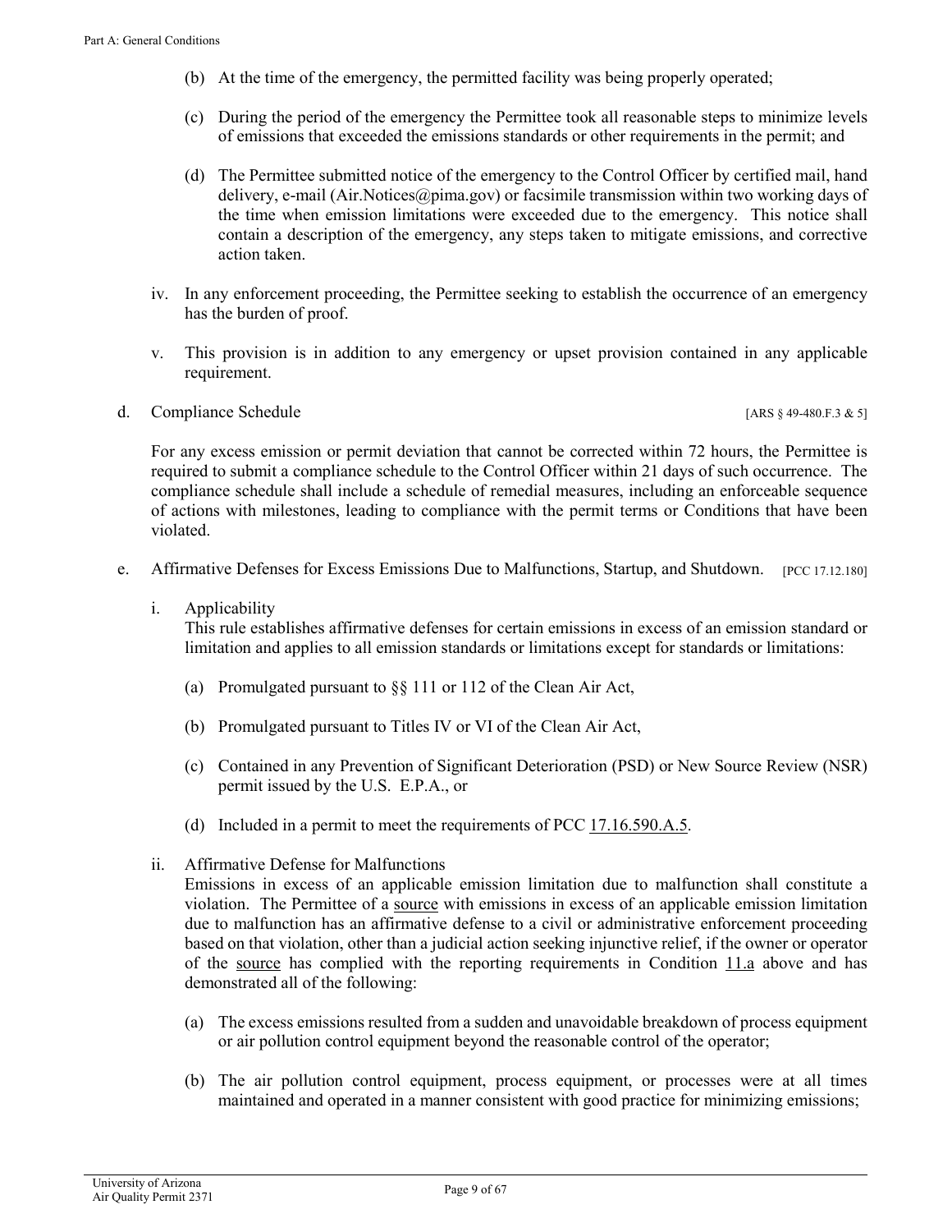(b) At the time of the emergency, the permitted facility was being properly operated;

(c) During the period of the emergency the Permittee took all reasonable steps to minimize levels of emissions that exceeded the emissions standards or other requirements in the permit; and

(d) The Permittee submitted notice of the emergency to the Control Officer by certified mail, hand delivery, e-mail (Air.Notices@pima.gov) or facsimile transmission within two working days of the time when emission limitations were exceeded due to the emergency. This notice shall contain a description of the emergency, any steps taken to mitigate emissions, and corrective action taken.

iv. In any enforcement proceeding, the Permittee seeking to establish the occurrence of an emergency has the burden of proof.

v. This provision is in addition to any emergency or upset provision contained in any applicable requirement.

d. Compliance Schedule [ARS § 49-480.F.3 & 5]

For any excess emission or permit deviation that cannot be corrected within 72 hours, the Permittee is required to submit a compliance schedule to the Control Officer within 21 days of such occurrence. The compliance schedule shall include a schedule of remedial measures, including an enforceable sequence of actions with milestones, leading to compliance with the permit terms or Conditions that have been violated.

e. Affirmative Defenses for Excess Emissions Due to Malfunctions, Startup, and Shutdown. [PCC 17.12.180]

i. Applicability

This rule establishes affirmative defenses for certain emissions in excess of an emission standard or limitation and applies to all emission standards or limitations except for standards or limitations:

(a) Promulgated pursuant to §§ 111 or 112 of the Clean Air Act,

(b) Promulgated pursuant to Titles IV or VI of the Clean Air Act,

(c) Contained in any Prevention of Significant Deterioration (PSD) or New Source Review (NSR) permit issued by the U.S. E.P.A., or

(d) Included in a permit to meet the requirements of PCC 17.16.590.A.5.

ii. Affirmative Defense for Malfunctions

Emissions in excess of an applicable emission limitation due to malfunction shall constitute a violation. The Permittee of a source with emissions in excess of an applicable emission limitation due to malfunction has an affirmative defense to a civil or administrative enforcement proceeding based on that violation, other than a judicial action seeking injunctive relief, if the owner or operator of the source has complied with the reporting requirements in Condition 11.a above and has demonstrated all of the following:

(a) The excess emissions resulted from a sudden and unavoidable breakdown of process equipment or air pollution control equipment beyond the reasonable control of the operator;

(b) The air pollution control equipment, process equipment, or processes were at all times maintained and operated in a manner consistent with good practice for minimizing emissions;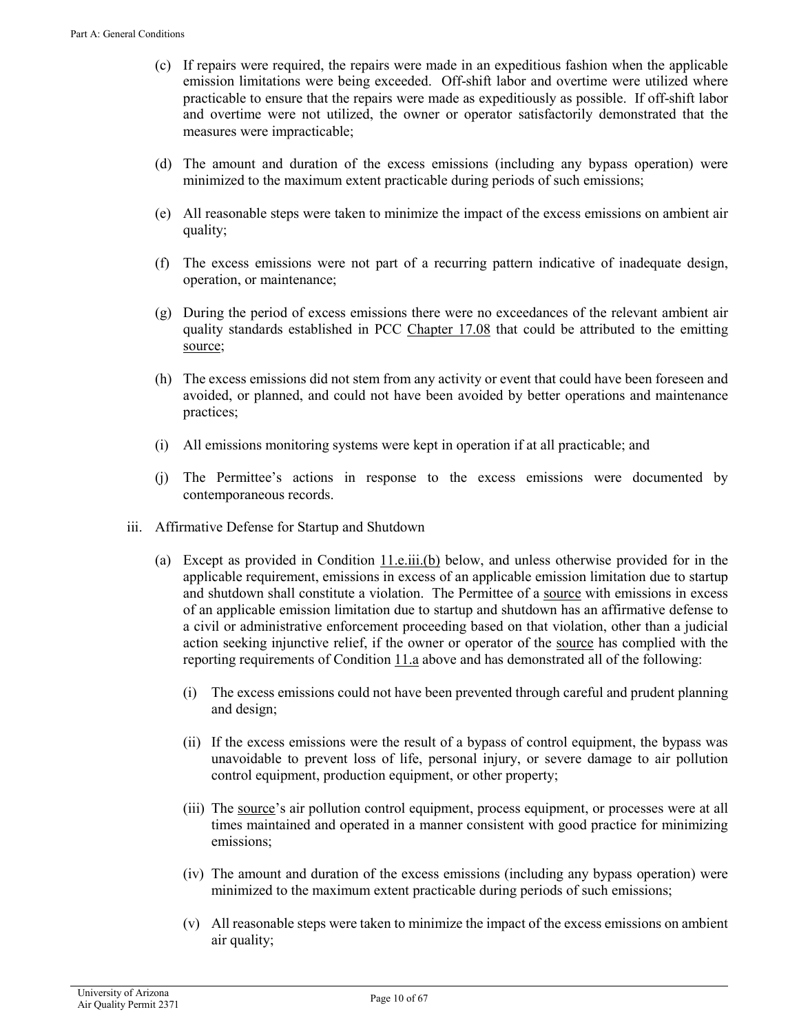(c) If repairs were required, the repairs were made in an expeditious fashion when the applicable emission limitations were being exceeded. Off-shift labor and overtime were utilized where practicable to ensure that the repairs were made as expeditiously as possible. If off-shift labor and overtime were not utilized, the owner or operator satisfactorily demonstrated that the measures were impracticable;

(d) The amount and duration of the excess emissions (including any bypass operation) were minimized to the maximum extent practicable during periods of such emissions;

(e) All reasonable steps were taken to minimize the impact of the excess emissions on ambient air quality;

(f) The excess emissions were not part of a recurring pattern indicative of inadequate design, operation, or maintenance;

(g) During the period of excess emissions there were no exceedances of the relevant ambient air quality standards established in PCC Chapter 17.08 that could be attributed to the emitting source;

(h) The excess emissions did not stem from any activity or event that could have been foreseen and avoided, or planned, and could not have been avoided by better operations and maintenance practices;

(i) All emissions monitoring systems were kept in operation if at all practicable; and

(j) The Permittee's actions in response to the excess emissions were documented by contemporaneous records.

iii. Affirmative Defense for Startup and Shutdown

(a) Except as provided in Condition 11.e.iii.(b) below, and unless otherwise provided for in the applicable requirement, emissions in excess of an applicable emission limitation due to startup and shutdown shall constitute a violation. The Permittee of a source with emissions in excess of an applicable emission limitation due to startup and shutdown has an affirmative defense to a civil or administrative enforcement proceeding based on that violation, other than a judicial action seeking injunctive relief, if the owner or operator of the source has complied with the reporting requirements of Condition 11.a above and has demonstrated all of the following:

(i) The excess emissions could not have been prevented through careful and prudent planning and design;

(ii) If the excess emissions were the result of a bypass of control equipment, the bypass was unavoidable to prevent loss of life, personal injury, or severe damage to air pollution control equipment, production equipment, or other property;

(iii) The source's air pollution control equipment, process equipment, or processes were at all times maintained and operated in a manner consistent with good practice for minimizing emissions;

(iv) The amount and duration of the excess emissions (including any bypass operation) were minimized to the maximum extent practicable during periods of such emissions;

(v) All reasonable steps were taken to minimize the impact of the excess emissions on ambient air quality;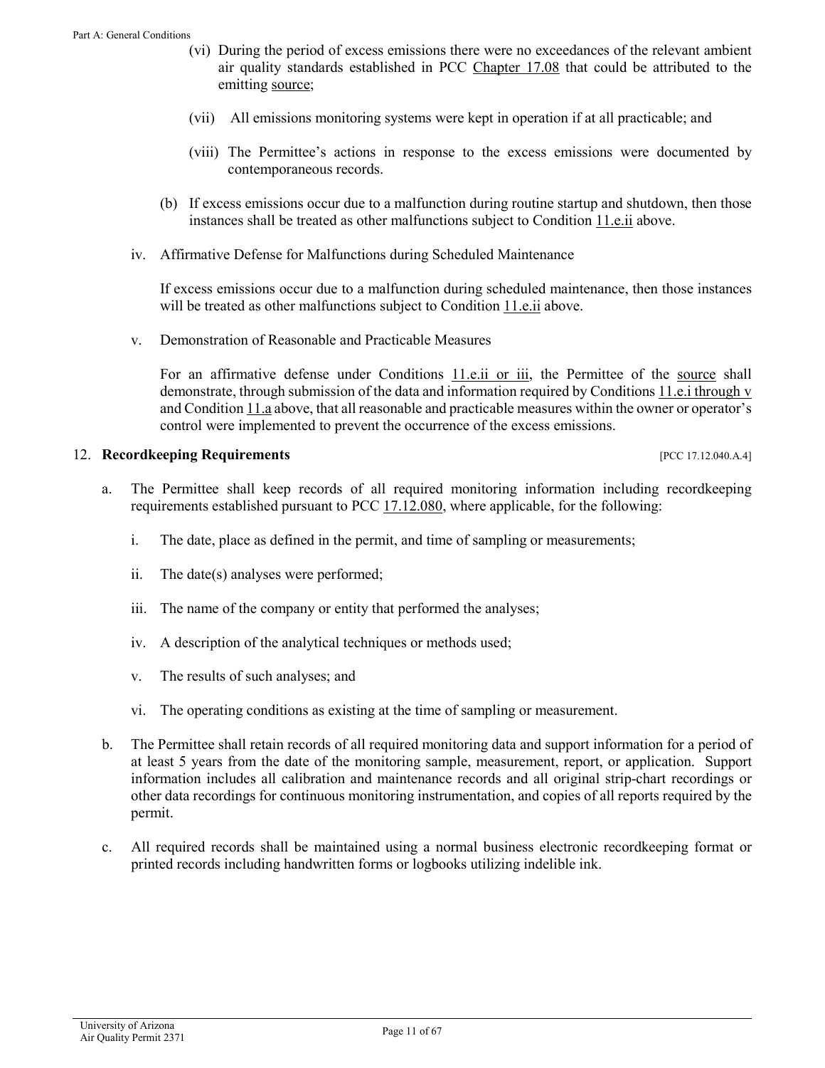(vi) During the period of excess emissions there were no exceedances of the relevant ambient air quality standards established in PCC Chapter 17.08 that could be attributed to the emitting source;

(vii) All emissions monitoring systems were kept in operation if at all practicable; and

(viii) The Permittee's actions in response to the excess emissions were documented by contemporaneous records.

(b) If excess emissions occur due to a malfunction during routine startup and shutdown, then those instances shall be treated as other malfunctions subject to Condition 11.e.ii above.

iv. Affirmative Defense for Malfunctions during Scheduled Maintenance

If excess emissions occur due to a malfunction during scheduled maintenance, then those instances will be treated as other malfunctions subject to Condition 11.e.ii above.

v. Demonstration of Reasonable and Practicable Measures

For an affirmative defense under Conditions 11.e.ii or iii, the Permittee of the source shall demonstrate, through submission of the data and information required by Conditions 11.e.i through v and Condition 11.a above, that all reasonable and practicable measures within the owner or operator's control were implemented to prevent the occurrence of the excess emissions.

12. **Recordkeeping Requirements** [PCC 17.12.040.A.4]

a. The Permittee shall keep records of all required monitoring information including recordkeeping requirements established pursuant to PCC 17.12.080, where applicable, for the following:

i. The date, place as defined in the permit, and time of sampling or measurements;

ii. The date(s) analyses were performed;

iii. The name of the company or entity that performed the analyses;

iv. A description of the analytical techniques or methods used;

v. The results of such analyses; and

vi. The operating conditions as existing at the time of sampling or measurement.

b. The Permittee shall retain records of all required monitoring data and support information for a period of at least 5 years from the date of the monitoring sample, measurement, report, or application. Support information includes all calibration and maintenance records and all original strip-chart recordings or other data recordings for continuous monitoring instrumentation, and copies of all reports required by the permit.

c. All required records shall be maintained using a normal business electronic recordkeeping format or printed records including handwritten forms or logbooks utilizing indelible ink.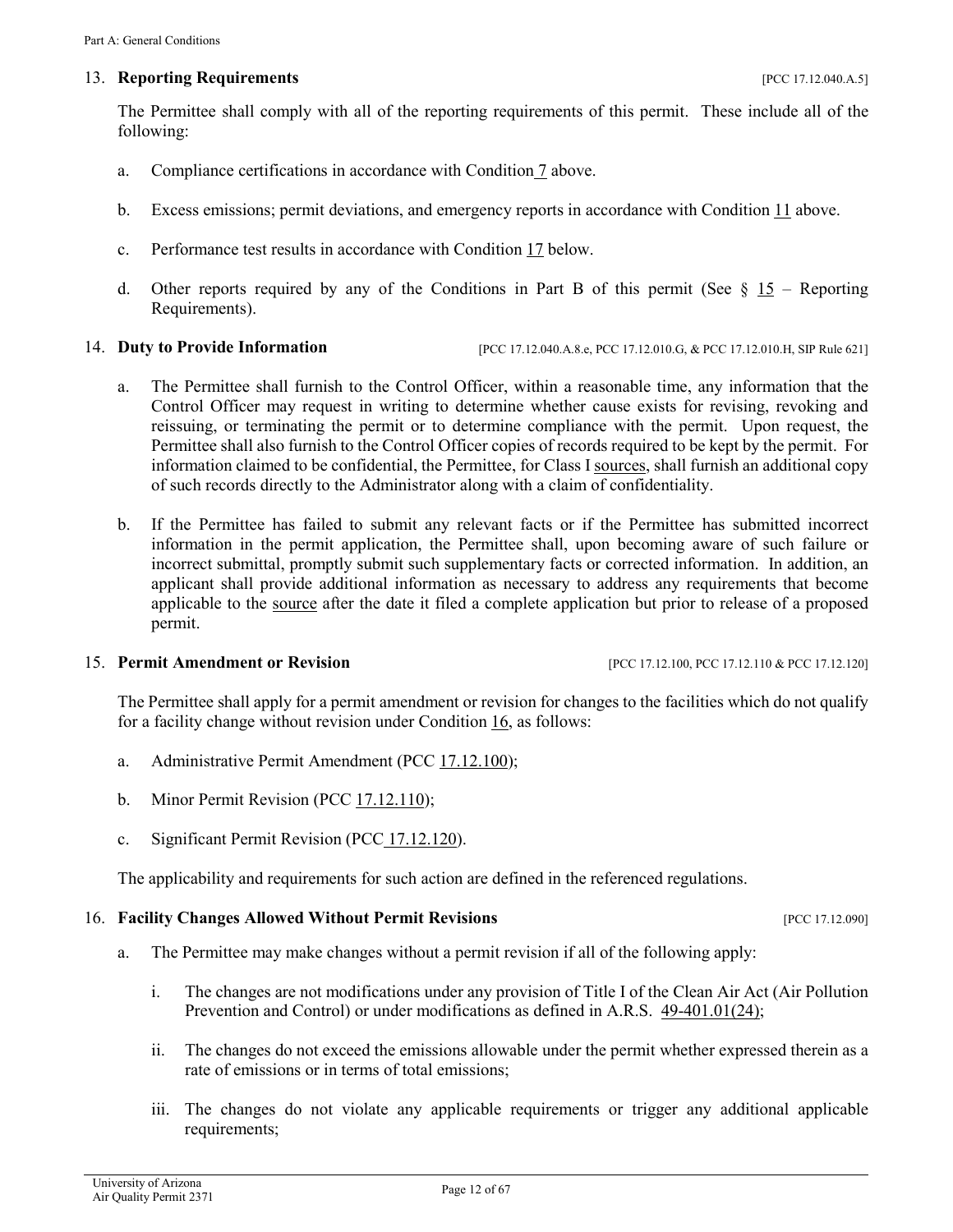## 13. **Reporting Requirements** [PCC 17.12.040.A.5]

The Permittee shall comply with all of the reporting requirements of this permit. These include all of the following:

a. Compliance certifications in accordance with Condition 7 above.

b. Excess emissions; permit deviations, and emergency reports in accordance with Condition 11 above.

c. Performance test results in accordance with Condition 17 below.

d. Other reports required by any of the Conditions in Part B of this permit (See § 15 – Reporting Requirements).

## 14. **Duty to Provide Information** [PCC 17.12.040.A.8.e, PCC 17.12.010.G, & PCC 17.12.010.H, SIP Rule 621]

a. The Permittee shall furnish to the Control Officer, within a reasonable time, any information that the Control Officer may request in writing to determine whether cause exists for revising, revoking and reissuing, or terminating the permit or to determine compliance with the permit. Upon request, the Permittee shall also furnish to the Control Officer copies of records required to be kept by the permit. For information claimed to be confidential, the Permittee, for Class I sources, shall furnish an additional copy of such records directly to the Administrator along with a claim of confidentiality.

b. If the Permittee has failed to submit any relevant facts or if the Permittee has submitted incorrect information in the permit application, the Permittee shall, upon becoming aware of such failure or incorrect submittal, promptly submit such supplementary facts or corrected information. In addition, an applicant shall provide additional information as necessary to address any requirements that become applicable to the source after the date it filed a complete application but prior to release of a proposed permit.

## 15. **Permit Amendment or Revision** [PCC 17.12.100, PCC 17.12.110 & PCC 17.12.120]

The Permittee shall apply for a permit amendment or revision for changes to the facilities which do not qualify for a facility change without revision under Condition 16, as follows:

a. Administrative Permit Amendment (PCC 17.12.100);

b. Minor Permit Revision (PCC 17.12.110);

c. Significant Permit Revision (PCC 17.12.120).

The applicability and requirements for such action are defined in the referenced regulations.

## 16. **Facility Changes Allowed Without Permit Revisions** [PCC 17.12.090]

a. The Permittee may make changes without a permit revision if all of the following apply:

   i. The changes are not modifications under any provision of Title I of the Clean Air Act (Air Pollution Prevention and Control) or under modifications as defined in A.R.S. 49-401.01(24);

   ii. The changes do not exceed the emissions allowable under the permit whether expressed therein as a rate of emissions or in terms of total emissions;

   iii. The changes do not violate any applicable requirements or trigger any additional applicable requirements;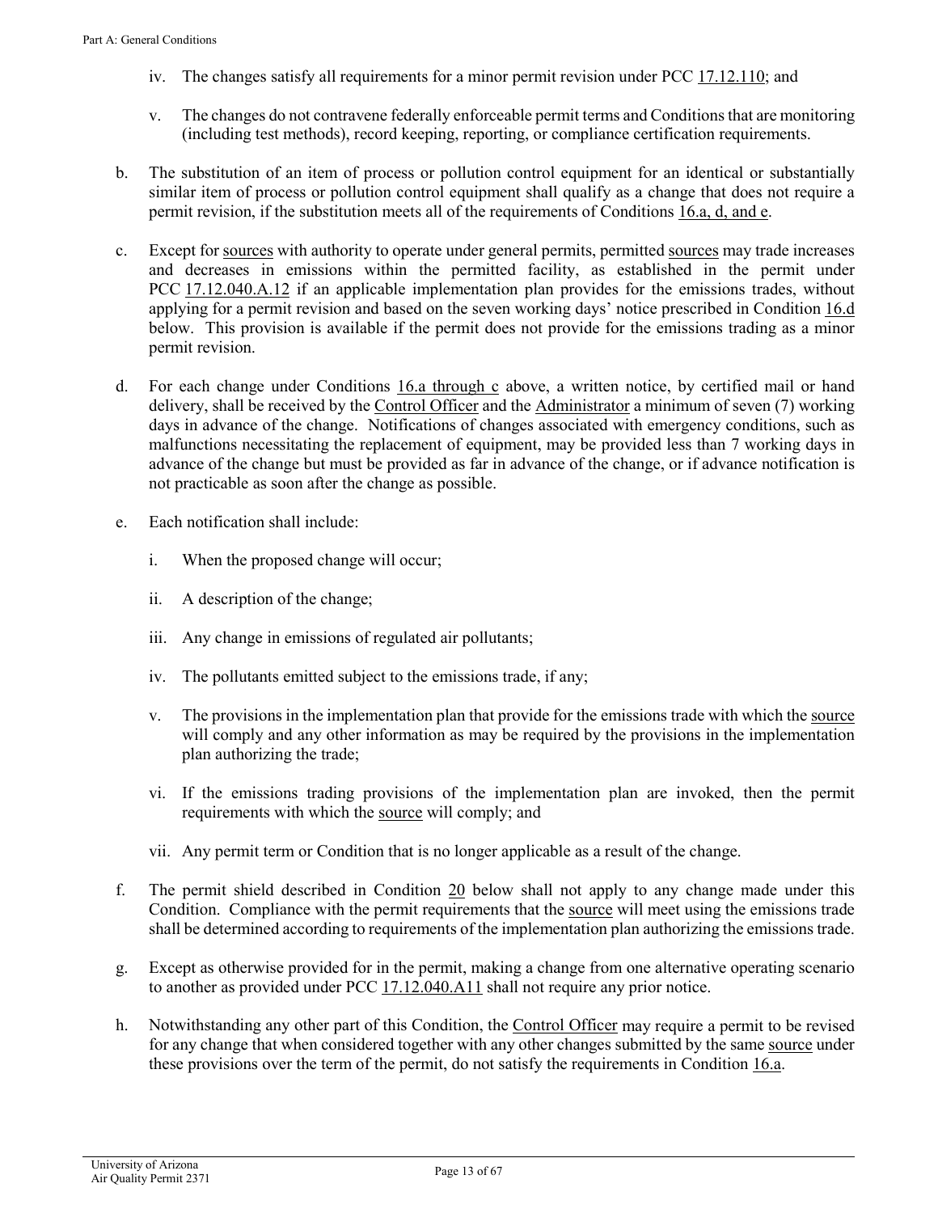iv. The changes satisfy all requirements for a minor permit revision under PCC 17.12.110; and

v. The changes do not contravene federally enforceable permit terms and Conditions that are monitoring (including test methods), record keeping, reporting, or compliance certification requirements.

b. The substitution of an item of process or pollution control equipment for an identical or substantially similar item of process or pollution control equipment shall qualify as a change that does not require a permit revision, if the substitution meets all of the requirements of Conditions 16.a, d, and e.

c. Except for sources with authority to operate under general permits, permitted sources may trade increases and decreases in emissions within the permitted facility, as established in the permit under PCC 17.12.040.A.12 if an applicable implementation plan provides for the emissions trades, without applying for a permit revision and based on the seven working days' notice prescribed in Condition 16.d below. This provision is available if the permit does not provide for the emissions trading as a minor permit revision.

d. For each change under Conditions 16.a through c above, a written notice, by certified mail or hand delivery, shall be received by the Control Officer and the Administrator a minimum of seven (7) working days in advance of the change. Notifications of changes associated with emergency conditions, such as malfunctions necessitating the replacement of equipment, may be provided less than 7 working days in advance of the change but must be provided as far in advance of the change, or if advance notification is not practicable as soon after the change as possible.

e. Each notification shall include:

i. When the proposed change will occur;

ii. A description of the change;

iii. Any change in emissions of regulated air pollutants;

iv. The pollutants emitted subject to the emissions trade, if any;

v. The provisions in the implementation plan that provide for the emissions trade with which the source will comply and any other information as may be required by the provisions in the implementation plan authorizing the trade;

vi. If the emissions trading provisions of the implementation plan are invoked, then the permit requirements with which the source will comply; and

vii. Any permit term or Condition that is no longer applicable as a result of the change.

f. The permit shield described in Condition 20 below shall not apply to any change made under this Condition. Compliance with the permit requirements that the source will meet using the emissions trade shall be determined according to requirements of the implementation plan authorizing the emissions trade.

g. Except as otherwise provided for in the permit, making a change from one alternative operating scenario to another as provided under PCC 17.12.040.A11 shall not require any prior notice.

h. Notwithstanding any other part of this Condition, the Control Officer may require a permit to be revised for any change that when considered together with any other changes submitted by the same source under these provisions over the term of the permit, do not satisfy the requirements in Condition 16.a.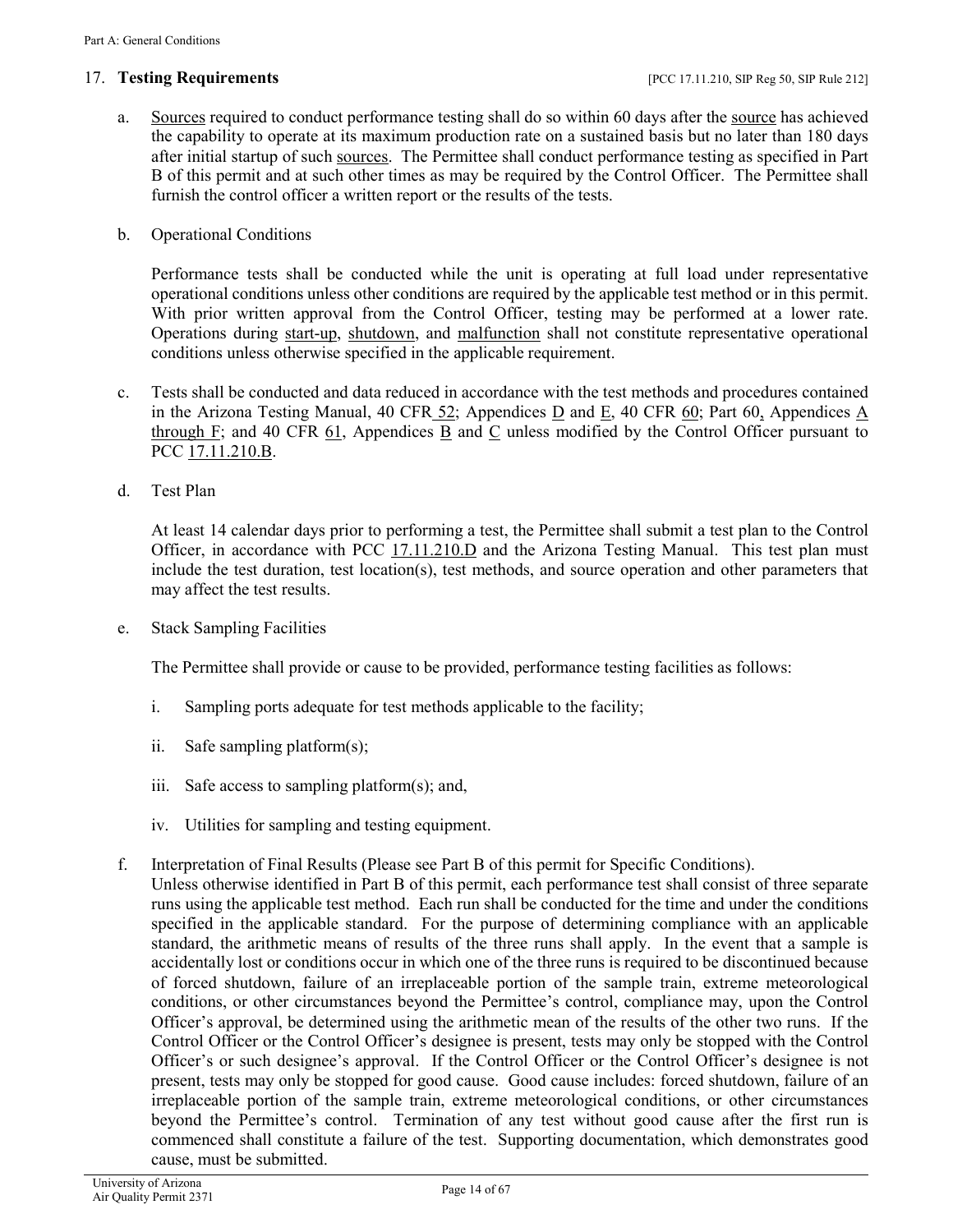## 17. **Testing Requirements** [PCC 17.11.210, SIP Reg 50, SIP Rule 212]

a. Sources required to conduct performance testing shall do so within 60 days after the source has achieved the capability to operate at its maximum production rate on a sustained basis but no later than 180 days after initial startup of such sources. The Permittee shall conduct performance testing as specified in Part B of this permit and at such other times as may be required by the Control Officer. The Permittee shall furnish the control officer a written report or the results of the tests.

b. Operational Conditions

   Performance tests shall be conducted while the unit is operating at full load under representative operational conditions unless other conditions are required by the applicable test method or in this permit. With prior written approval from the Control Officer, testing may be performed at a lower rate. Operations during start-up, shutdown, and malfunction shall not constitute representative operational conditions unless otherwise specified in the applicable requirement.

c. Tests shall be conducted and data reduced in accordance with the test methods and procedures contained in the Arizona Testing Manual, 40 CFR 52; Appendices D and E, 40 CFR 60; Part 60, Appendices A through F; and 40 CFR 61, Appendices B and C unless modified by the Control Officer pursuant to PCC 17.11.210.B.

d. Test Plan

   At least 14 calendar days prior to performing a test, the Permittee shall submit a test plan to the Control Officer, in accordance with PCC 17.11.210.D and the Arizona Testing Manual. This test plan must include the test duration, test location(s), test methods, and source operation and other parameters that may affect the test results.

e. Stack Sampling Facilities

   The Permittee shall provide or cause to be provided, performance testing facilities as follows:

   i. Sampling ports adequate for test methods applicable to the facility;

   ii. Safe sampling platform(s);

   iii. Safe access to sampling platform(s); and,

   iv. Utilities for sampling and testing equipment.

f. Interpretation of Final Results (Please see Part B of this permit for Specific Conditions).
   Unless otherwise identified in Part B of this permit, each performance test shall consist of three separate runs using the applicable test method. Each run shall be conducted for the time and under the conditions specified in the applicable standard. For the purpose of determining compliance with an applicable standard, the arithmetic means of results of the three runs shall apply. In the event that a sample is accidentally lost or conditions occur in which one of the three runs is required to be discontinued because of forced shutdown, failure of an irreplaceable portion of the sample train, extreme meteorological conditions, or other circumstances beyond the Permittee's control, compliance may, upon the Control Officer's approval, be determined using the arithmetic mean of the results of the other two runs. If the Control Officer or the Control Officer's designee is present, tests may only be stopped with the Control Officer's or such designee's approval. If the Control Officer or the Control Officer's designee is not present, tests may only be stopped for good cause. Good cause includes: forced shutdown, failure of an irreplaceable portion of the sample train, extreme meteorological conditions, or other circumstances beyond the Permittee's control. Termination of any test without good cause after the first run is commenced shall constitute a failure of the test. Supporting documentation, which demonstrates good cause, must be submitted.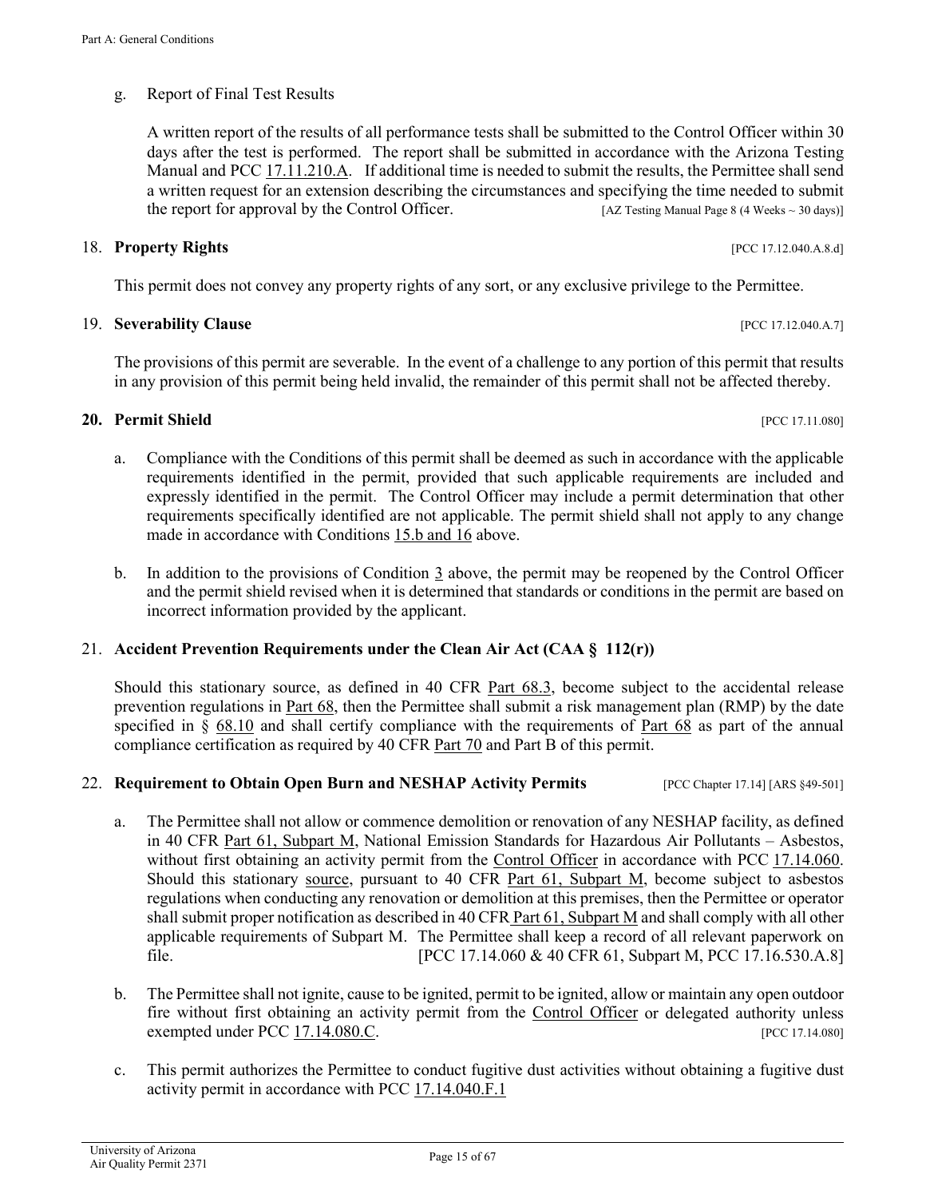g. Report of Final Test Results

A written report of the results of all performance tests shall be submitted to the Control Officer within 30 days after the test is performed. The report shall be submitted in accordance with the Arizona Testing Manual and PCC 17.11.210.A. If additional time is needed to submit the results, the Permittee shall send a written request for an extension describing the circumstances and specifying the time needed to submit the report for approval by the Control Officer. [AZ Testing Manual Page 8 (4 Weeks ~ 30 days)]

18. **Property Rights** [PCC 17.12.040.A.8.d]

This permit does not convey any property rights of any sort, or any exclusive privilege to the Permittee.

19. **Severability Clause** [PCC 17.12.040.A.7]

The provisions of this permit are severable. In the event of a challenge to any portion of this permit that results in any provision of this permit being held invalid, the remainder of this permit shall not be affected thereby.

**20. Permit Shield** [PCC 17.11.080]

a. Compliance with the Conditions of this permit shall be deemed as such in accordance with the applicable requirements identified in the permit, provided that such applicable requirements are included and expressly identified in the permit. The Control Officer may include a permit determination that other requirements specifically identified are not applicable. The permit shield shall not apply to any change made in accordance with Conditions 15.b and 16 above.

b. In addition to the provisions of Condition 3 above, the permit may be reopened by the Control Officer and the permit shield revised when it is determined that standards or conditions in the permit are based on incorrect information provided by the applicant.

21. **Accident Prevention Requirements under the Clean Air Act (CAA § 112(r))**

Should this stationary source, as defined in 40 CFR Part 68.3, become subject to the accidental release prevention regulations in Part 68, then the Permittee shall submit a risk management plan (RMP) by the date specified in § 68.10 and shall certify compliance with the requirements of Part 68 as part of the annual compliance certification as required by 40 CFR Part 70 and Part B of this permit.

22. **Requirement to Obtain Open Burn and NESHAP Activity Permits** [PCC Chapter 17.14] [ARS §49-501]

a. The Permittee shall not allow or commence demolition or renovation of any NESHAP facility, as defined in 40 CFR Part 61, Subpart M, National Emission Standards for Hazardous Air Pollutants – Asbestos, without first obtaining an activity permit from the Control Officer in accordance with PCC 17.14.060. Should this stationary source, pursuant to 40 CFR Part 61, Subpart M, become subject to asbestos regulations when conducting any renovation or demolition at this premises, then the Permittee or operator shall submit proper notification as described in 40 CFR Part 61, Subpart M and shall comply with all other applicable requirements of Subpart M. The Permittee shall keep a record of all relevant paperwork on file. [PCC 17.14.060 & 40 CFR 61, Subpart M, PCC 17.16.530.A.8]

b. The Permittee shall not ignite, cause to be ignited, permit to be ignited, allow or maintain any open outdoor fire without first obtaining an activity permit from the Control Officer or delegated authority unless exempted under PCC 17.14.080.C. [PCC 17.14.080]

c. This permit authorizes the Permittee to conduct fugitive dust activities without obtaining a fugitive dust activity permit in accordance with PCC 17.14.040.F.1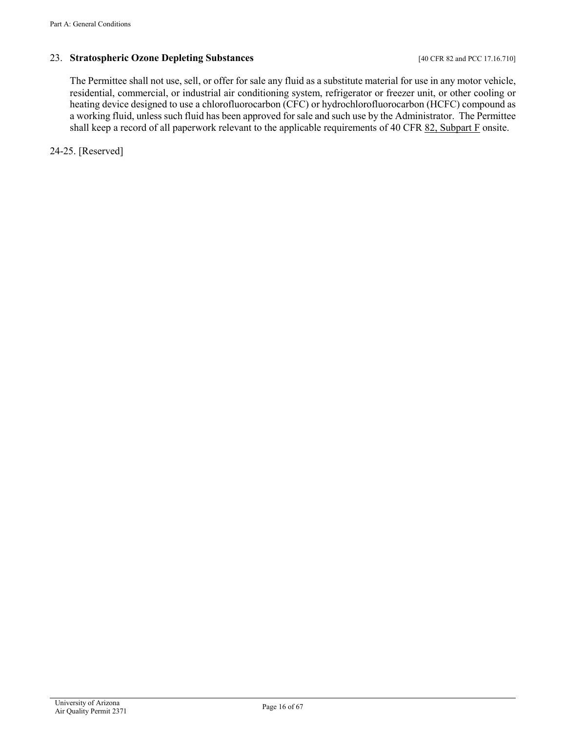### 23. **Stratospheric Ozone Depleting Substances** [40 CFR 82 and PCC 17.16.710]

The Permittee shall not use, sell, or offer for sale any fluid as a substitute material for use in any motor vehicle, residential, commercial, or industrial air conditioning system, refrigerator or freezer unit, or other cooling or heating device designed to use a chlorofluorocarbon (CFC) or hydrochlorofluorocarbon (HCFC) compound as a working fluid, unless such fluid has been approved for sale and such use by the Administrator. The Permittee shall keep a record of all paperwork relevant to the applicable requirements of 40 CFR 82, Subpart F onsite.

24-25. [Reserved]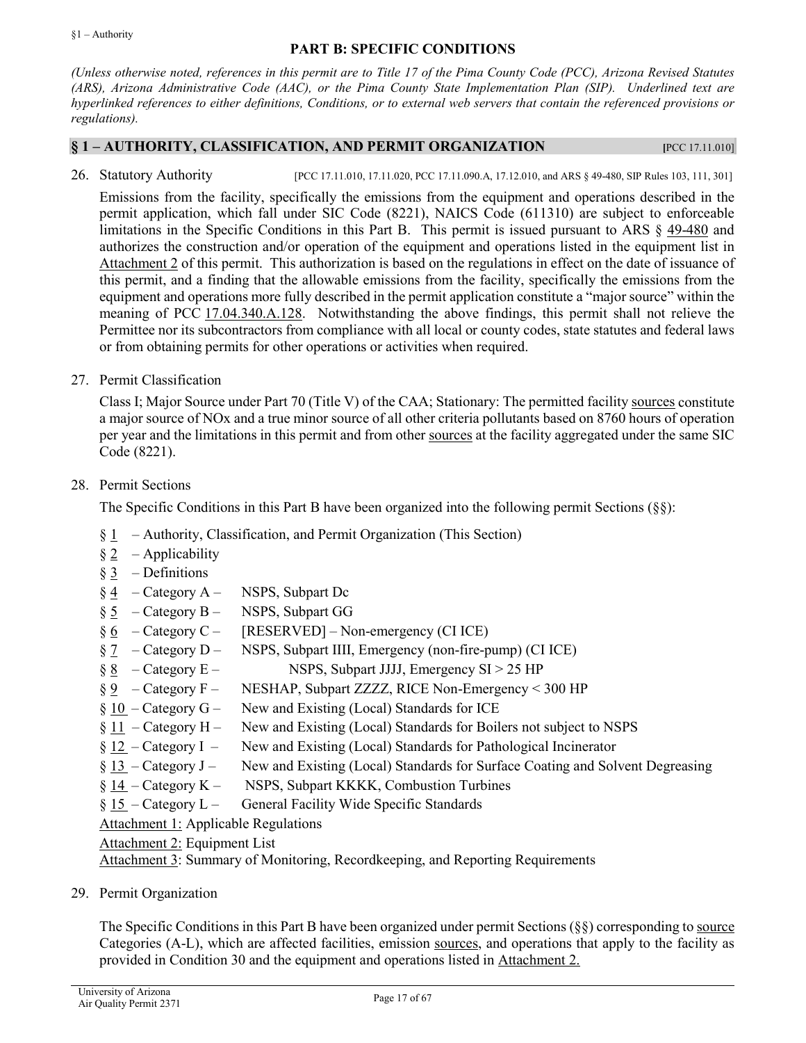## PART B: SPECIFIC CONDITIONS

*(Unless otherwise noted, references in this permit are to Title 17 of the Pima County Code (PCC), Arizona Revised Statutes (ARS), Arizona Administrative Code (AAC), or the Pima County State Implementation Plan (SIP). Underlined text are hyperlinked references to either definitions, Conditions, or to external web servers that contain the referenced provisions or regulations).*

### § 1 – AUTHORITY, CLASSIFICATION, AND PERMIT ORGANIZATION [PCC 17.11.010]

26. Statutory Authority [PCC 17.11.010, 17.11.020, PCC 17.11.090.A, 17.12.010, and ARS § 49-480, SIP Rules 103, 111, 301]

    Emissions from the facility, specifically the emissions from the equipment and operations described in the permit application, which fall under SIC Code (8221), NAICS Code (611310) are subject to enforceable limitations in the Specific Conditions in this Part B. This permit is issued pursuant to ARS § 49-480 and authorizes the construction and/or operation of the equipment and operations listed in the equipment list in Attachment 2 of this permit. This authorization is based on the regulations in effect on the date of issuance of this permit, and a finding that the allowable emissions from the facility, specifically the emissions from the equipment and operations more fully described in the permit application constitute a "major source" within the meaning of PCC 17.04.340.A.128. Notwithstanding the above findings, this permit shall not relieve the Permittee nor its subcontractors from compliance with all local or county codes, state statutes and federal laws or from obtaining permits for other operations or activities when required.

27. Permit Classification

    Class I; Major Source under Part 70 (Title V) of the CAA; Stationary: The permitted facility sources constitute a major source of NOx and a true minor source of all other criteria pollutants based on 8760 hours of operation per year and the limitations in this permit and from other sources at the facility aggregated under the same SIC Code (8221).

28. Permit Sections

    The Specific Conditions in this Part B have been organized into the following permit Sections (§§):

    - § 1 – Authority, Classification, and Permit Organization (This Section)
    - § 2 – Applicability
    - § 3 – Definitions
    - § 4 – Category A – NSPS, Subpart Dc
    - § 5 – Category B – NSPS, Subpart GG
    - § 6 – Category C – [RESERVED] – Non-emergency (CI ICE)
    - § 7 – Category D – NSPS, Subpart IIII, Emergency (non-fire-pump) (CI ICE)
    - § 8 – Category E – NSPS, Subpart JJJJ, Emergency SI > 25 HP
    - § 9 – Category F – NESHAP, Subpart ZZZZ, RICE Non-Emergency < 300 HP
    - § 10 – Category G – New and Existing (Local) Standards for ICE
    - § 11 – Category H – New and Existing (Local) Standards for Boilers not subject to NSPS
    - § 12 – Category I – New and Existing (Local) Standards for Pathological Incinerator
    - § 13 – Category J – New and Existing (Local) Standards for Surface Coating and Solvent Degreasing
    - § 14 – Category K – NSPS, Subpart KKKK, Combustion Turbines
    - § 15 – Category L – General Facility Wide Specific Standards

    Attachment 1: Applicable Regulations

    Attachment 2: Equipment List

    Attachment 3: Summary of Monitoring, Recordkeeping, and Reporting Requirements

29. Permit Organization

    The Specific Conditions in this Part B have been organized under permit Sections (§§) corresponding to source Categories (A-L), which are affected facilities, emission sources, and operations that apply to the facility as provided in Condition 30 and the equipment and operations listed in Attachment 2.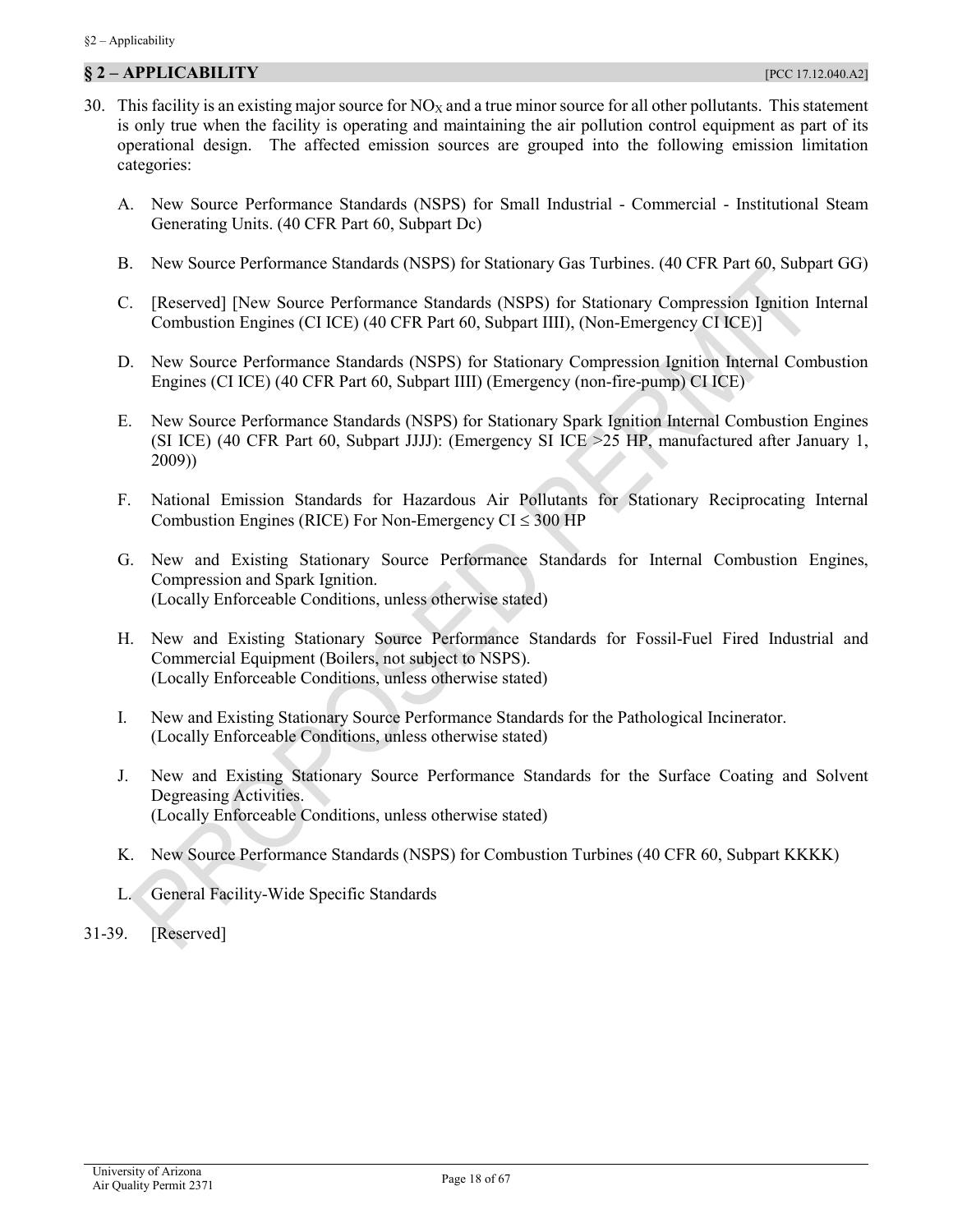## § 2 – APPLICABILITY [PCC 17.12.040.A2]

30. This facility is an existing major source for $NO_X$ and a true minor source for all other pollutants. This statement is only true when the facility is operating and maintaining the air pollution control equipment as part of its operational design. The affected emission sources are grouped into the following emission limitation categories:

    A. New Source Performance Standards (NSPS) for Small Industrial - Commercial - Institutional Steam Generating Units. (40 CFR Part 60, Subpart Dc)

    B. New Source Performance Standards (NSPS) for Stationary Gas Turbines. (40 CFR Part 60, Subpart GG)

    C. [Reserved] [New Source Performance Standards (NSPS) for Stationary Compression Ignition Internal Combustion Engines (CI ICE) (40 CFR Part 60, Subpart IIII), (Non-Emergency CI ICE)]

    D. New Source Performance Standards (NSPS) for Stationary Compression Ignition Internal Combustion Engines (CI ICE) (40 CFR Part 60, Subpart IIII) (Emergency (non-fire-pump) CI ICE)

    E. New Source Performance Standards (NSPS) for Stationary Spark Ignition Internal Combustion Engines (SI ICE) (40 CFR Part 60, Subpart JJJJ): (Emergency SI ICE >25 HP, manufactured after January 1, 2009))

    F. National Emission Standards for Hazardous Air Pollutants for Stationary Reciprocating Internal Combustion Engines (RICE) For Non-Emergency CI ≤ 300 HP

    G. New and Existing Stationary Source Performance Standards for Internal Combustion Engines, Compression and Spark Ignition.
    (Locally Enforceable Conditions, unless otherwise stated)

    H. New and Existing Stationary Source Performance Standards for Fossil-Fuel Fired Industrial and Commercial Equipment (Boilers, not subject to NSPS).
    (Locally Enforceable Conditions, unless otherwise stated)

    I. New and Existing Stationary Source Performance Standards for the Pathological Incinerator.
    (Locally Enforceable Conditions, unless otherwise stated)

    J. New and Existing Stationary Source Performance Standards for the Surface Coating and Solvent Degreasing Activities.
    (Locally Enforceable Conditions, unless otherwise stated)

    K. New Source Performance Standards (NSPS) for Combustion Turbines (40 CFR 60, Subpart KKKK)

    L. General Facility-Wide Specific Standards

31-39. [Reserved]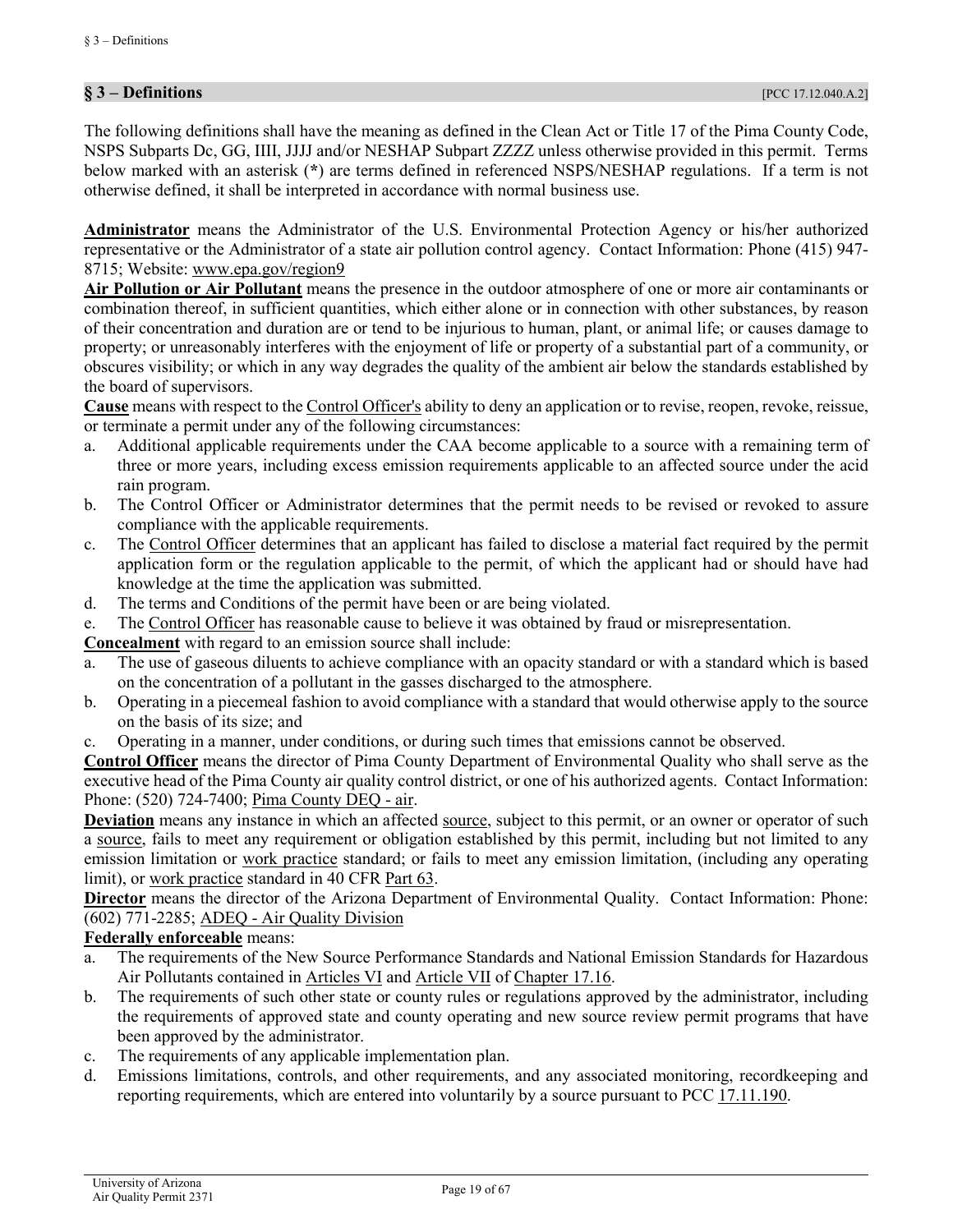## § 3 – Definitions [PCC 17.12.040.A.2]

The following definitions shall have the meaning as defined in the Clean Act or Title 17 of the Pima County Code, NSPS Subparts Dc, GG, IIII, JJJJ and/or NESHAP Subpart ZZZZ unless otherwise provided in this permit. Terms below marked with an asterisk (*) are terms defined in referenced NSPS/NESHAP regulations. If a term is not otherwise defined, it shall be interpreted in accordance with normal business use.

**Administrator** means the Administrator of the U.S. Environmental Protection Agency or his/her authorized representative or the Administrator of a state air pollution control agency. Contact Information: Phone (415) 947-8715; Website: www.epa.gov/region9

**Air Pollution or Air Pollutant** means the presence in the outdoor atmosphere of one or more air contaminants or combination thereof, in sufficient quantities, which either alone or in connection with other substances, by reason of their concentration and duration are or tend to be injurious to human, plant, or animal life; or causes damage to property; or unreasonably interferes with the enjoyment of life or property of a substantial part of a community, or obscures visibility; or which in any way degrades the quality of the ambient air below the standards established by the board of supervisors.

**Cause** means with respect to the Control Officer's ability to deny an application or to revise, reopen, revoke, reissue, or terminate a permit under any of the following circumstances:

a. Additional applicable requirements under the CAA become applicable to a source with a remaining term of three or more years, including excess emission requirements applicable to an affected source under the acid rain program.
b. The Control Officer or Administrator determines that the permit needs to be revised or revoked to assure compliance with the applicable requirements.
c. The Control Officer determines that an applicant has failed to disclose a material fact required by the permit application form or the regulation applicable to the permit, of which the applicant had or should have had knowledge at the time the application was submitted.
d. The terms and Conditions of the permit have been or are being violated.
e. The Control Officer has reasonable cause to believe it was obtained by fraud or misrepresentation.

**Concealment** with regard to an emission source shall include:

a. The use of gaseous diluents to achieve compliance with an opacity standard or with a standard which is based on the concentration of a pollutant in the gasses discharged to the atmosphere.
b. Operating in a piecemeal fashion to avoid compliance with a standard that would otherwise apply to the source on the basis of its size; and
c. Operating in a manner, under conditions, or during such times that emissions cannot be observed.

**Control Officer** means the director of Pima County Department of Environmental Quality who shall serve as the executive head of the Pima County air quality control district, or one of his authorized agents. Contact Information: Phone: (520) 724-7400; Pima County DEQ - air.

**Deviation** means any instance in which an affected source, subject to this permit, or an owner or operator of such a source, fails to meet any requirement or obligation established by this permit, including but not limited to any emission limitation or work practice standard; or fails to meet any emission limitation, (including any operating limit), or work practice standard in 40 CFR Part 63.

**Director** means the director of the Arizona Department of Environmental Quality. Contact Information: Phone: (602) 771-2285; ADEQ - Air Quality Division

**Federally enforceable** means:

a. The requirements of the New Source Performance Standards and National Emission Standards for Hazardous Air Pollutants contained in Articles VI and Article VII of Chapter 17.16.
b. The requirements of such other state or county rules or regulations approved by the administrator, including the requirements of approved state and county operating and new source review permit programs that have been approved by the administrator.
c. The requirements of any applicable implementation plan.
d. Emissions limitations, controls, and other requirements, and any associated monitoring, recordkeeping and reporting requirements, which are entered into voluntarily by a source pursuant to PCC 17.11.190.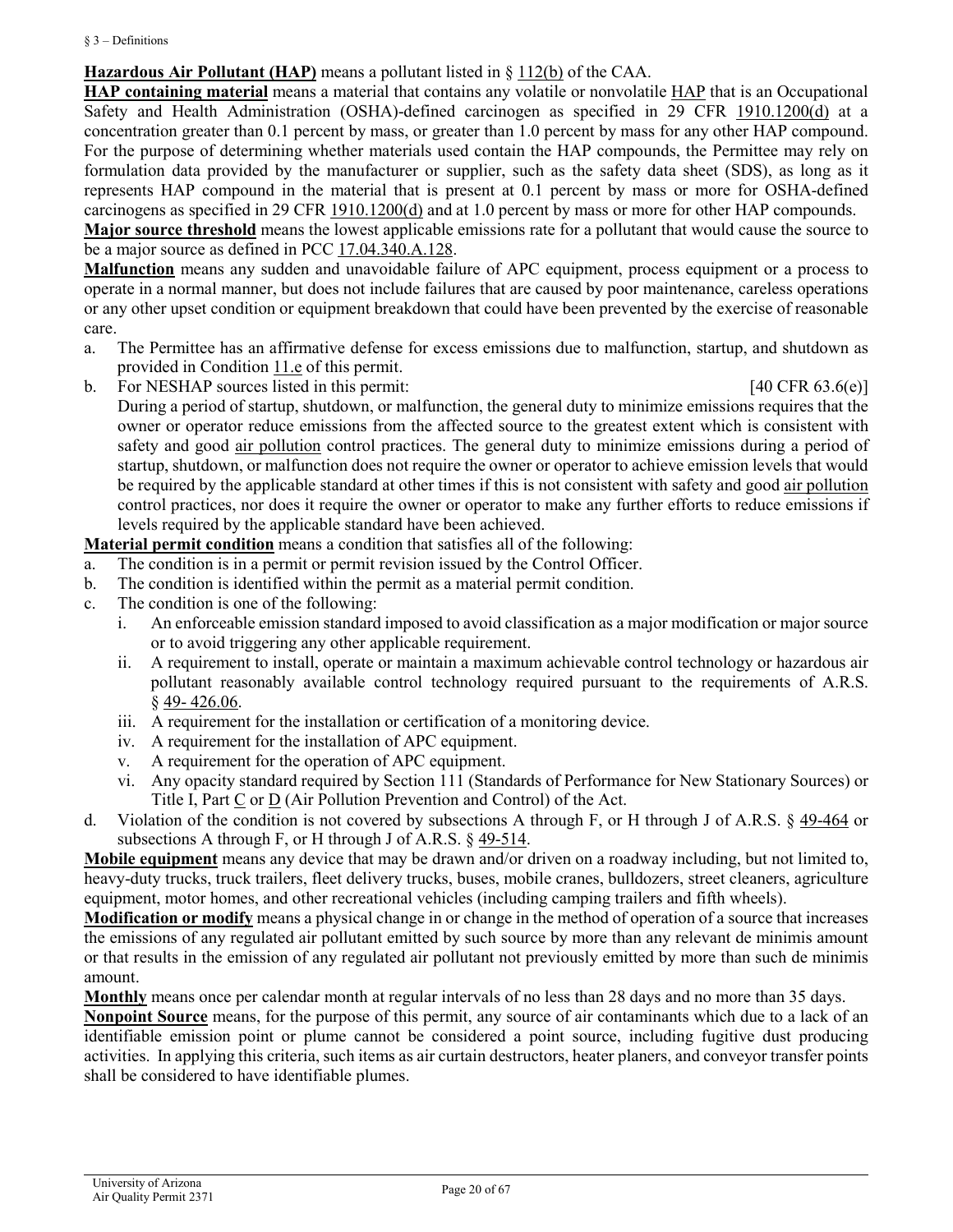**Hazardous Air Pollutant (HAP)** means a pollutant listed in § 112(b) of the CAA.

**HAP containing material** means a material that contains any volatile or nonvolatile HAP that is an Occupational Safety and Health Administration (OSHA)-defined carcinogen as specified in 29 CFR 1910.1200(d) at a concentration greater than 0.1 percent by mass, or greater than 1.0 percent by mass for any other HAP compound. For the purpose of determining whether materials used contain the HAP compounds, the Permittee may rely on formulation data provided by the manufacturer or supplier, such as the safety data sheet (SDS), as long as it represents HAP compound in the material that is present at 0.1 percent by mass or more for OSHA-defined carcinogens as specified in 29 CFR 1910.1200(d) and at 1.0 percent by mass or more for other HAP compounds.

**Major source threshold** means the lowest applicable emissions rate for a pollutant that would cause the source to be a major source as defined in PCC 17.04.340.A.128.

**Malfunction** means any sudden and unavoidable failure of APC equipment, process equipment or a process to operate in a normal manner, but does not include failures that are caused by poor maintenance, careless operations or any other upset condition or equipment breakdown that could have been prevented by the exercise of reasonable care.

a. The Permittee has an affirmative defense for excess emissions due to malfunction, startup, and shutdown as provided in Condition 11.e of this permit.
b. For NESHAP sources listed in this permit: [40 CFR 63.6(e)]
   During a period of startup, shutdown, or malfunction, the general duty to minimize emissions requires that the owner or operator reduce emissions from the affected source to the greatest extent which is consistent with safety and good air pollution control practices. The general duty to minimize emissions during a period of startup, shutdown, or malfunction does not require the owner or operator to achieve emission levels that would be required by the applicable standard at other times if this is not consistent with safety and good air pollution control practices, nor does it require the owner or operator to make any further efforts to reduce emissions if levels required by the applicable standard have been achieved.

**Material permit condition** means a condition that satisfies all of the following:

a. The condition is in a permit or permit revision issued by the Control Officer.
b. The condition is identified within the permit as a material permit condition.
c. The condition is one of the following:
   i. An enforceable emission standard imposed to avoid classification as a major modification or major source or to avoid triggering any other applicable requirement.
   ii. A requirement to install, operate or maintain a maximum achievable control technology or hazardous air pollutant reasonably available control technology required pursuant to the requirements of A.R.S. § 49- 426.06.
   iii. A requirement for the installation or certification of a monitoring device.
   iv. A requirement for the installation of APC equipment.
   v. A requirement for the operation of APC equipment.
   vi. Any opacity standard required by Section 111 (Standards of Performance for New Stationary Sources) or Title I, Part C or D (Air Pollution Prevention and Control) of the Act.
d. Violation of the condition is not covered by subsections A through F, or H through J of A.R.S. § 49-464 or subsections A through F, or H through J of A.R.S. § 49-514.

**Mobile equipment** means any device that may be drawn and/or driven on a roadway including, but not limited to, heavy-duty trucks, truck trailers, fleet delivery trucks, buses, mobile cranes, bulldozers, street cleaners, agriculture equipment, motor homes, and other recreational vehicles (including camping trailers and fifth wheels).

**Modification or modify** means a physical change in or change in the method of operation of a source that increases the emissions of any regulated air pollutant emitted by such source by more than any relevant de minimis amount or that results in the emission of any regulated air pollutant not previously emitted by more than such de minimis amount.

**Monthly** means once per calendar month at regular intervals of no less than 28 days and no more than 35 days.

**Nonpoint Source** means, for the purpose of this permit, any source of air contaminants which due to a lack of an identifiable emission point or plume cannot be considered a point source, including fugitive dust producing activities. In applying this criteria, such items as air curtain destructors, heater planers, and conveyor transfer points shall be considered to have identifiable plumes.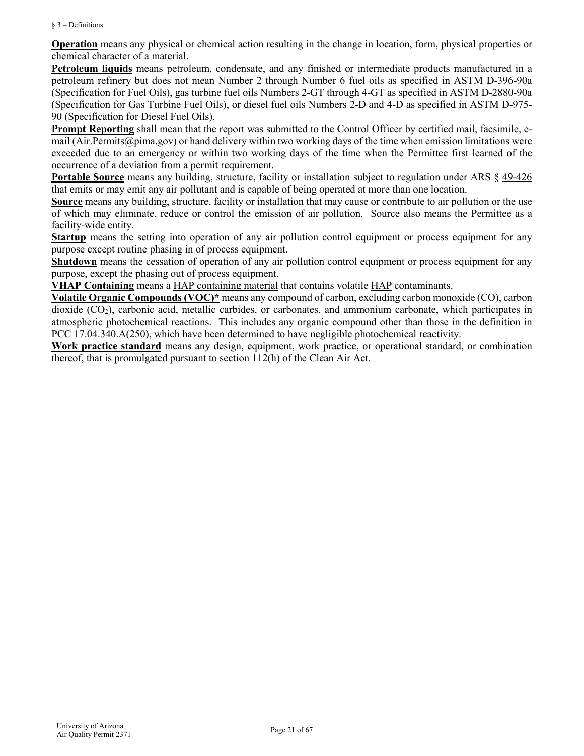**Operation** means any physical or chemical action resulting in the change in location, form, physical properties or chemical character of a material.

**Petroleum liquids** means petroleum, condensate, and any finished or intermediate products manufactured in a petroleum refinery but does not mean Number 2 through Number 6 fuel oils as specified in ASTM D-396-90a (Specification for Fuel Oils), gas turbine fuel oils Numbers 2-GT through 4-GT as specified in ASTM D-2880-90a (Specification for Gas Turbine Fuel Oils), or diesel fuel oils Numbers 2-D and 4-D as specified in ASTM D-975-90 (Specification for Diesel Fuel Oils).

**Prompt Reporting** shall mean that the report was submitted to the Control Officer by certified mail, facsimile, e-mail (Air.Permits@pima.gov) or hand delivery within two working days of the time when emission limitations were exceeded due to an emergency or within two working days of the time when the Permittee first learned of the occurrence of a deviation from a permit requirement.

**Portable Source** means any building, structure, facility or installation subject to regulation under ARS § 49-426 that emits or may emit any air pollutant and is capable of being operated at more than one location.

**Source** means any building, structure, facility or installation that may cause or contribute to air pollution or the use of which may eliminate, reduce or control the emission of air pollution. Source also means the Permittee as a facility-wide entity.

**Startup** means the setting into operation of any air pollution control equipment or process equipment for any purpose except routine phasing in of process equipment.

**Shutdown** means the cessation of operation of any air pollution control equipment or process equipment for any purpose, except the phasing out of process equipment.

**VHAP Containing** means a HAP containing material that contains volatile HAP contaminants.

**Volatile Organic Compounds (VOC)*** means any compound of carbon, excluding carbon monoxide (CO), carbon dioxide ($CO_2$), carbonic acid, metallic carbides, or carbonates, and ammonium carbonate, which participates in atmospheric photochemical reactions. This includes any organic compound other than those in the definition in PCC 17.04.340.A(250), which have been determined to have negligible photochemical reactivity.

**Work practice standard** means any design, equipment, work practice, or operational standard, or combination thereof, that is promulgated pursuant to section 112(h) of the Clean Air Act.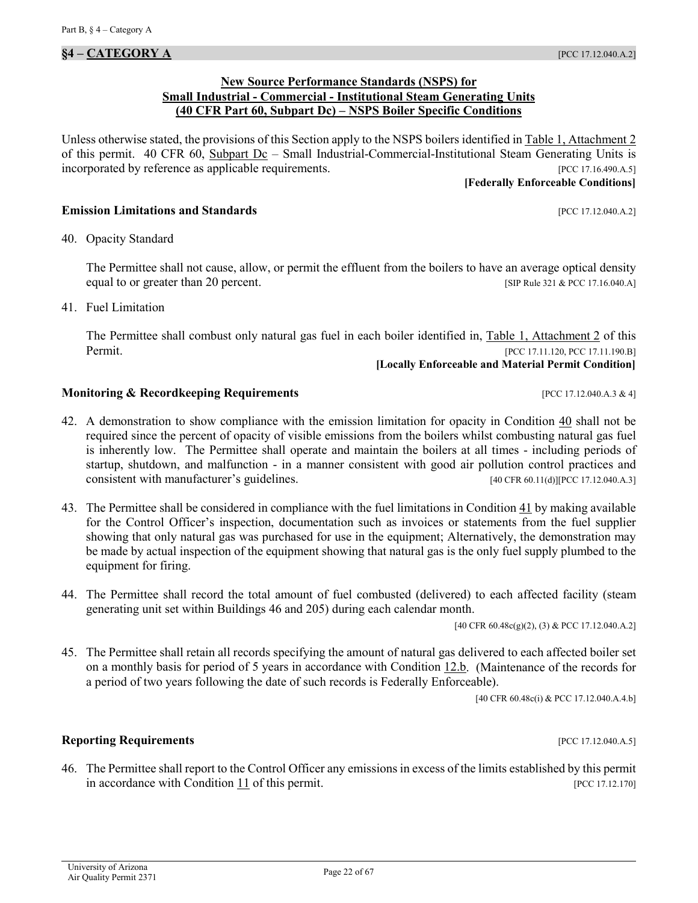## §4 – CATEGORY A [PCC 17.12.040.A.2]

**New Source Performance Standards (NSPS) for Small Industrial - Commercial - Institutional Steam Generating Units (40 CFR Part 60, Subpart Dc) – NSPS Boiler Specific Conditions**

Unless otherwise stated, the provisions of this Section apply to the NSPS boilers identified in Table 1, Attachment 2 of this permit. 40 CFR 60, Subpart Dc – Small Industrial-Commercial-Institutional Steam Generating Units is incorporated by reference as applicable requirements. [PCC 17.16.490.A.5]

**[Federally Enforceable Conditions]**

### Emission Limitations and Standards [PCC 17.12.040.A.2]

40. Opacity Standard

    The Permittee shall not cause, allow, or permit the effluent from the boilers to have an average optical density equal to or greater than 20 percent. [SIP Rule 321 & PCC 17.16.040.A]

41. Fuel Limitation

    The Permittee shall combust only natural gas fuel in each boiler identified in, Table 1, Attachment 2 of this Permit. [PCC 17.11.120, PCC 17.11.190.B]

    **[Locally Enforceable and Material Permit Condition]**

### Monitoring & Recordkeeping Requirements [PCC 17.12.040.A.3 & 4]

42. A demonstration to show compliance with the emission limitation for opacity in Condition 40 shall not be required since the percent of opacity of visible emissions from the boilers whilst combusting natural gas fuel is inherently low. The Permittee shall operate and maintain the boilers at all times - including periods of startup, shutdown, and malfunction - in a manner consistent with good air pollution control practices and consistent with manufacturer's guidelines. [40 CFR 60.11(d)][PCC 17.12.040.A.3]

43. The Permittee shall be considered in compliance with the fuel limitations in Condition 41 by making available for the Control Officer's inspection, documentation such as invoices or statements from the fuel supplier showing that only natural gas was purchased for use in the equipment; Alternatively, the demonstration may be made by actual inspection of the equipment showing that natural gas is the only fuel supply plumbed to the equipment for firing.

44. The Permittee shall record the total amount of fuel combusted (delivered) to each affected facility (steam generating unit set within Buildings 46 and 205) during each calendar month.

    [40 CFR 60.48c(g)(2), (3) & PCC 17.12.040.A.2]

45. The Permittee shall retain all records specifying the amount of natural gas delivered to each affected boiler set on a monthly basis for period of 5 years in accordance with Condition 12.b. (Maintenance of the records for a period of two years following the date of such records is Federally Enforceable).

    [40 CFR 60.48c(i) & PCC 17.12.040.A.4.b]

### Reporting Requirements [PCC 17.12.040.A.5]

46. The Permittee shall report to the Control Officer any emissions in excess of the limits established by this permit in accordance with Condition 11 of this permit. [PCC 17.12.170]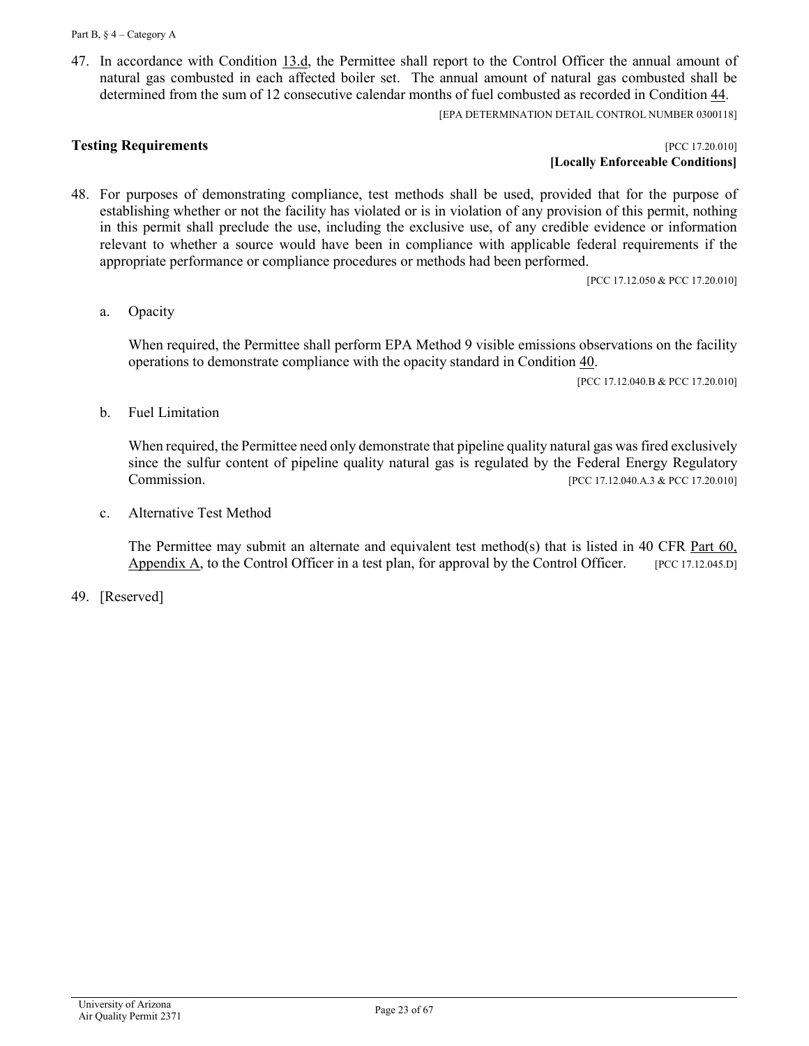47. In accordance with Condition 13.d, the Permittee shall report to the Control Officer the annual amount of natural gas combusted in each affected boiler set. The annual amount of natural gas combusted shall be determined from the sum of 12 consecutive calendar months of fuel combusted as recorded in Condition 44.

[EPA DETERMINATION DETAIL CONTROL NUMBER 0300118]

**Testing Requirements** [PCC 17.20.010]
**[Locally Enforceable Conditions]**

48. For purposes of demonstrating compliance, test methods shall be used, provided that for the purpose of establishing whether or not the facility has violated or is in violation of any provision of this permit, nothing in this permit shall preclude the use, including the exclusive use, of any credible evidence or information relevant to whether a source would have been in compliance with applicable federal requirements if the appropriate performance or compliance procedures or methods had been performed.

[PCC 17.12.050 & PCC 17.20.010]

   a. Opacity

   When required, the Permittee shall perform EPA Method 9 visible emissions observations on the facility operations to demonstrate compliance with the opacity standard in Condition 40.

   [PCC 17.12.040.B & PCC 17.20.010]

   b. Fuel Limitation

   When required, the Permittee need only demonstrate that pipeline quality natural gas was fired exclusively since the sulfur content of pipeline quality natural gas is regulated by the Federal Energy Regulatory Commission. [PCC 17.12.040.A.3 & PCC 17.20.010]

   c. Alternative Test Method

   The Permittee may submit an alternate and equivalent test method(s) that is listed in 40 CFR Part 60, Appendix A, to the Control Officer in a test plan, for approval by the Control Officer. [PCC 17.12.045.D]

49. [Reserved]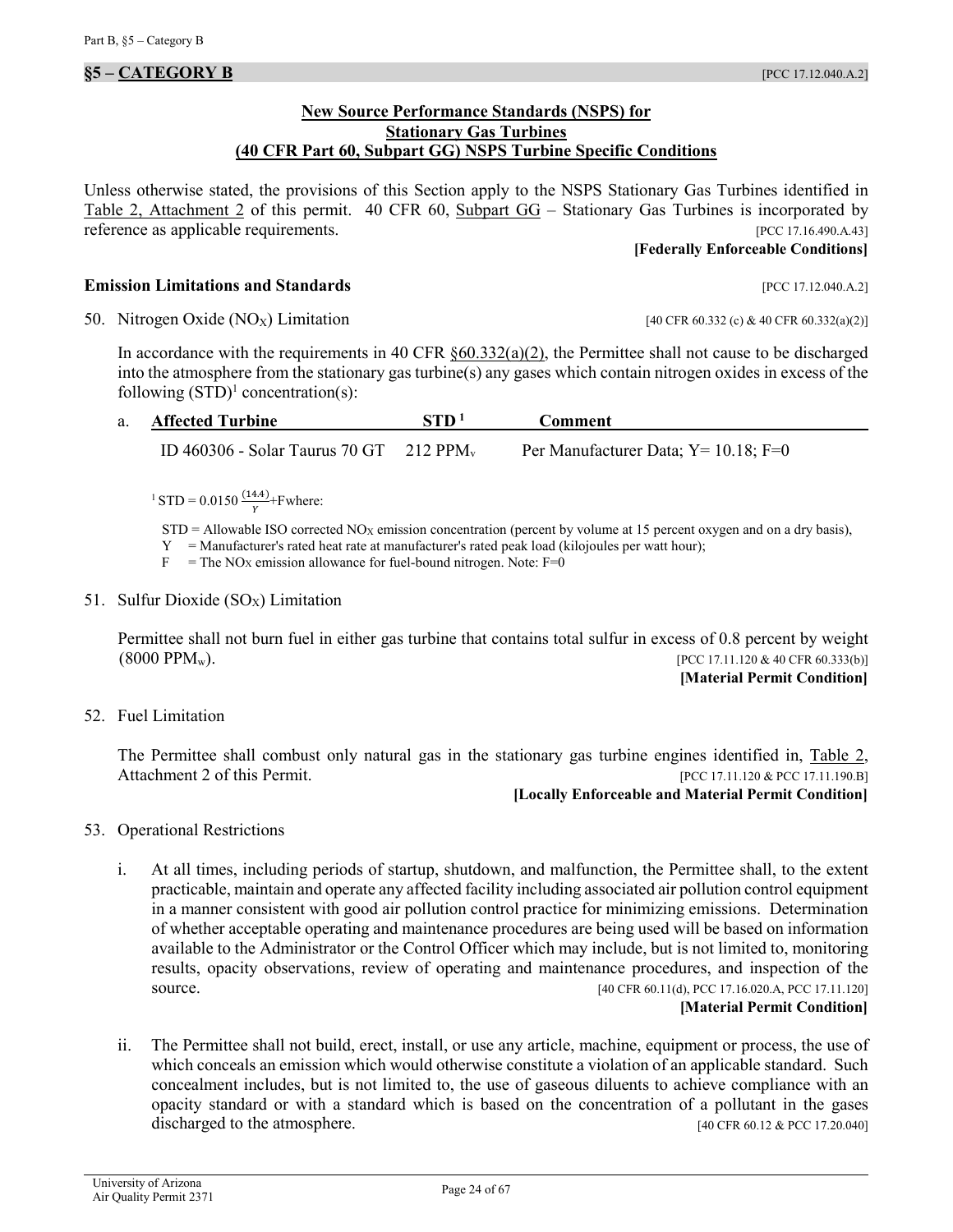## §5 – CATEGORY B [PCC 17.12.040.A.2]

### New Source Performance Standards (NSPS) for Stationary Gas Turbines (40 CFR Part 60, Subpart GG) NSPS Turbine Specific Conditions

Unless otherwise stated, the provisions of this Section apply to the NSPS Stationary Gas Turbines identified in Table 2, Attachment 2 of this permit. 40 CFR 60, Subpart GG – Stationary Gas Turbines is incorporated by reference as applicable requirements. [PCC 17.16.490.A.43]

**[Federally Enforceable Conditions]**

### Emission Limitations and Standards [PCC 17.12.040.A.2]

50. Nitrogen Oxide ($NO_X$) Limitation [40 CFR 60.332 (c) & 40 CFR 60.332(a)(2)]

    In accordance with the requirements in 40 CFR §60.332(a)(2), the Permittee shall not cause to be discharged into the atmosphere from the stationary gas turbine(s) any gases which contain nitrogen oxides in excess of the following (STD)[1] concentration(s):

    a.

| Affected Turbine | STD [1] | Comment |
| --- | --- | --- |
| ID 460306 - Solar Taurus 70 GT | 212 $PPM_v$ | Per Manufacturer Data; Y= 10.18; F=0 |

    [1] $STD = 0.0150 \frac{(14.4)}{Y} + F$ where:

    STD = Allowable ISO corrected $NO_X$ emission concentration (percent by volume at 15 percent oxygen and on a dry basis),
    Y = Manufacturer's rated heat rate at manufacturer's rated peak load (kilojoules per watt hour);
    F = The $NO_X$ emission allowance for fuel-bound nitrogen. Note: F=0

51. Sulfur Dioxide ($SO_X$) Limitation

    Permittee shall not burn fuel in either gas turbine that contains total sulfur in excess of 0.8 percent by weight (8000 $PPM_w$). [PCC 17.11.120 & 40 CFR 60.333(b)]

    **[Material Permit Condition]**

52. Fuel Limitation

    The Permittee shall combust only natural gas in the stationary gas turbine engines identified in, Table 2, Attachment 2 of this Permit. [PCC 17.11.120 & PCC 17.11.190.B]

    **[Locally Enforceable and Material Permit Condition]**

53. Operational Restrictions

    i. At all times, including periods of startup, shutdown, and malfunction, the Permittee shall, to the extent practicable, maintain and operate any affected facility including associated air pollution control equipment in a manner consistent with good air pollution control practice for minimizing emissions. Determination of whether acceptable operating and maintenance procedures are being used will be based on information available to the Administrator or the Control Officer which may include, but is not limited to, monitoring results, opacity observations, review of operating and maintenance procedures, and inspection of the source. [40 CFR 60.11(d), PCC 17.16.020.A, PCC 17.11.120]

    **[Material Permit Condition]**

    ii. The Permittee shall not build, erect, install, or use any article, machine, equipment or process, the use of which conceals an emission which would otherwise constitute a violation of an applicable standard. Such concealment includes, but is not limited to, the use of gaseous diluents to achieve compliance with an opacity standard or with a standard which is based on the concentration of a pollutant in the gases discharged to the atmosphere. [40 CFR 60.12 & PCC 17.20.040]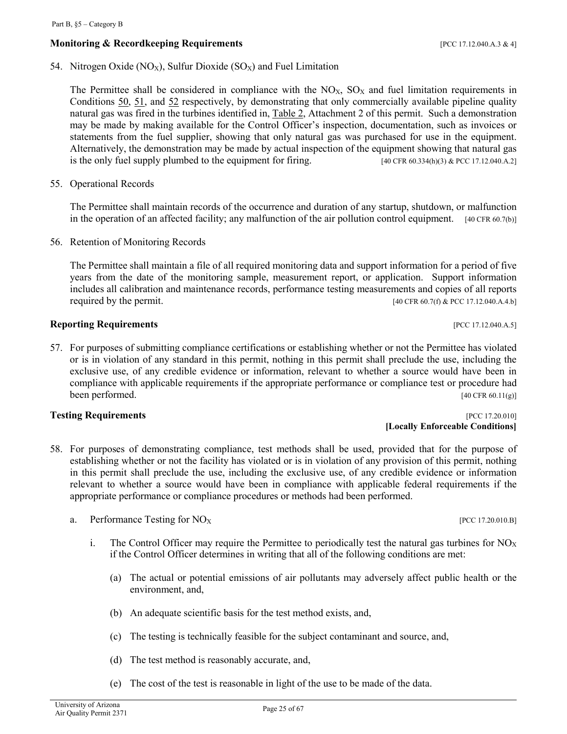**Monitoring & Recordkeeping Requirements** [PCC 17.12.040.A.3 & 4]

54. Nitrogen Oxide ($NO_X$), Sulfur Dioxide ($SO_X$) and Fuel Limitation

    The Permittee shall be considered in compliance with the $NO_X$, $SO_X$ and fuel limitation requirements in Conditions 50, 51, and 52 respectively, by demonstrating that only commercially available pipeline quality natural gas was fired in the turbines identified in, Table 2, Attachment 2 of this permit. Such a demonstration may be made by making available for the Control Officer's inspection, documentation, such as invoices or statements from the fuel supplier, showing that only natural gas was purchased for use in the equipment. Alternatively, the demonstration may be made by actual inspection of the equipment showing that natural gas is the only fuel supply plumbed to the equipment for firing. [40 CFR 60.334(h)(3) & PCC 17.12.040.A.2]

55. Operational Records

    The Permittee shall maintain records of the occurrence and duration of any startup, shutdown, or malfunction in the operation of an affected facility; any malfunction of the air pollution control equipment. [40 CFR 60.7(b)]

56. Retention of Monitoring Records

    The Permittee shall maintain a file of all required monitoring data and support information for a period of five years from the date of the monitoring sample, measurement report, or application. Support information includes all calibration and maintenance records, performance testing measurements and copies of all reports required by the permit. [40 CFR 60.7(f) & PCC 17.12.040.A.4.b]

**Reporting Requirements** [PCC 17.12.040.A.5]

57. For purposes of submitting compliance certifications or establishing whether or not the Permittee has violated or is in violation of any standard in this permit, nothing in this permit shall preclude the use, including the exclusive use, of any credible evidence or information, relevant to whether a source would have been in compliance with applicable requirements if the appropriate performance or compliance test or procedure had been performed. [40 CFR 60.11(g)]

**Testing Requirements** [PCC 17.20.010]
**[Locally Enforceable Conditions]**

58. For purposes of demonstrating compliance, test methods shall be used, provided that for the purpose of establishing whether or not the facility has violated or is in violation of any provision of this permit, nothing in this permit shall preclude the use, including the exclusive use, of any credible evidence or information relevant to whether a source would have been in compliance with applicable federal requirements if the appropriate performance or compliance procedures or methods had been performed.

    a. Performance Testing for $NO_X$ [PCC 17.20.010.B]

        i. The Control Officer may require the Permittee to periodically test the natural gas turbines for $NO_X$ if the Control Officer determines in writing that all of the following conditions are met:

            (a) The actual or potential emissions of air pollutants may adversely affect public health or the environment, and,

            (b) An adequate scientific basis for the test method exists, and,

            (c) The testing is technically feasible for the subject contaminant and source, and,

            (d) The test method is reasonably accurate, and,

            (e) The cost of the test is reasonable in light of the use to be made of the data.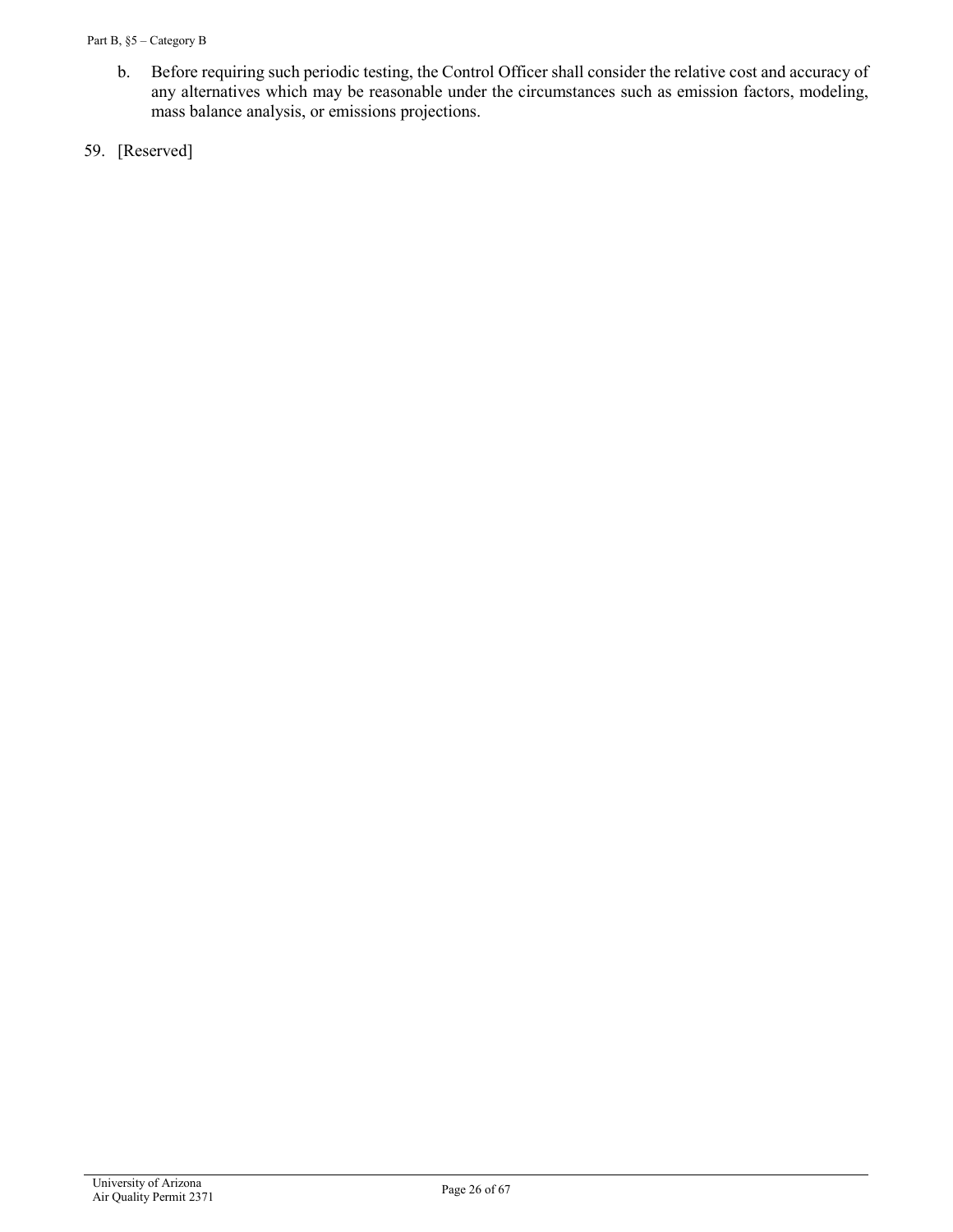b. Before requiring such periodic testing, the Control Officer shall consider the relative cost and accuracy of any alternatives which may be reasonable under the circumstances such as emission factors, modeling, mass balance analysis, or emissions projections.

59. [Reserved]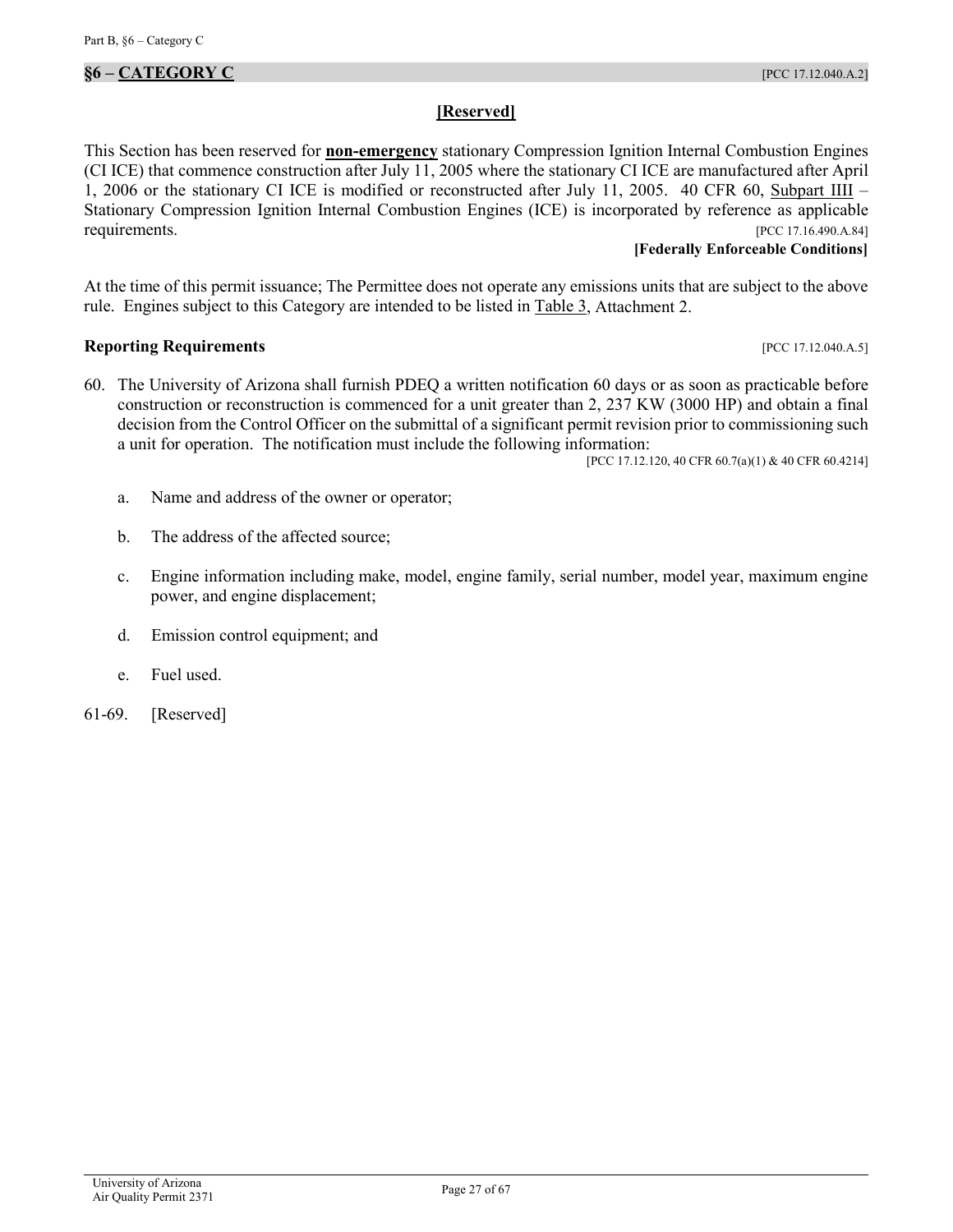## §6 – CATEGORY C [PCC 17.12.040.A.2]

**[Reserved]**

This Section has been reserved for **non-emergency** stationary Compression Ignition Internal Combustion Engines (CI ICE) that commence construction after July 11, 2005 where the stationary CI ICE are manufactured after April 1, 2006 or the stationary CI ICE is modified or reconstructed after July 11, 2005. 40 CFR 60, Subpart IIII – Stationary Compression Ignition Internal Combustion Engines (ICE) is incorporated by reference as applicable requirements. [PCC 17.16.490.A.84]

**[Federally Enforceable Conditions]**

At the time of this permit issuance; The Permittee does not operate any emissions units that are subject to the above rule. Engines subject to this Category are intended to be listed in Table 3, Attachment 2.

### Reporting Requirements [PCC 17.12.040.A.5]

60. The University of Arizona shall furnish PDEQ a written notification 60 days or as soon as practicable before construction or reconstruction is commenced for a unit greater than 2, 237 KW (3000 HP) and obtain a final decision from the Control Officer on the submittal of a significant permit revision prior to commissioning such a unit for operation. The notification must include the following information:
[PCC 17.12.120, 40 CFR 60.7(a)(1) & 40 CFR 60.4214]

    a. Name and address of the owner or operator;

    b. The address of the affected source;

    c. Engine information including make, model, engine family, serial number, model year, maximum engine power, and engine displacement;

    d. Emission control equipment; and

    e. Fuel used.

61-69. [Reserved]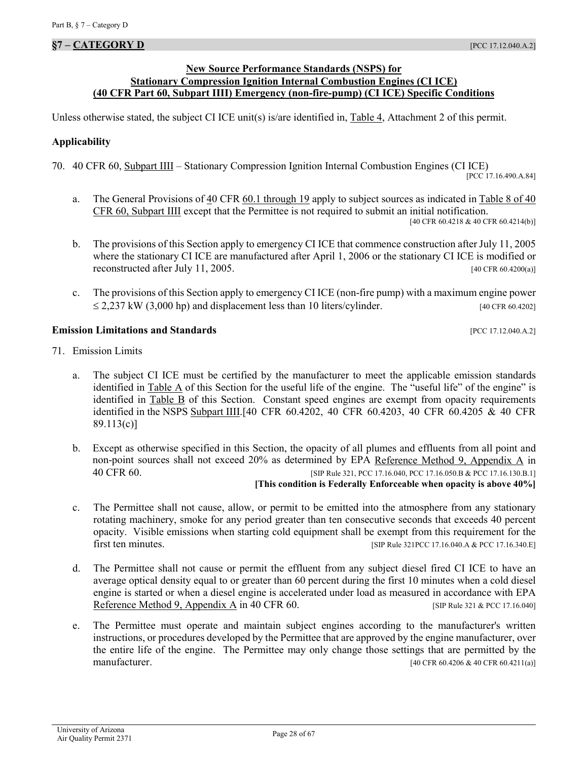## §7 – CATEGORY D [PCC 17.12.040.A.2]

**New Source Performance Standards (NSPS) for Stationary Compression Ignition Internal Combustion Engines (CI ICE) (40 CFR Part 60, Subpart IIII) Emergency (non-fire-pump) (CI ICE) Specific Conditions**

Unless otherwise stated, the subject CI ICE unit(s) is/are identified in, Table 4, Attachment 2 of this permit.

### Applicability

70. 40 CFR 60, Subpart IIII – Stationary Compression Ignition Internal Combustion Engines (CI ICE) [PCC 17.16.490.A.84]

    a. The General Provisions of 40 CFR 60.1 through 19 apply to subject sources as indicated in Table 8 of 40 CFR 60, Subpart IIII except that the Permittee is not required to submit an initial notification. [40 CFR 60.4218 & 40 CFR 60.4214(b)]

    b. The provisions of this Section apply to emergency CI ICE that commence construction after July 11, 2005 where the stationary CI ICE are manufactured after April 1, 2006 or the stationary CI ICE is modified or reconstructed after July 11, 2005. [40 CFR 60.4200(a)]

    c. The provisions of this Section apply to emergency CI ICE (non-fire pump) with a maximum engine power ≤ 2,237 kW (3,000 hp) and displacement less than 10 liters/cylinder. [40 CFR 60.4202]

### Emission Limitations and Standards [PCC 17.12.040.A.2]

71. Emission Limits

    a. The subject CI ICE must be certified by the manufacturer to meet the applicable emission standards identified in Table A of this Section for the useful life of the engine. The "useful life" of the engine" is identified in Table B of this Section. Constant speed engines are exempt from opacity requirements identified in the NSPS Subpart IIII.[40 CFR 60.4202, 40 CFR 60.4203, 40 CFR 60.4205 & 40 CFR 89.113(c)]

    b. Except as otherwise specified in this Section, the opacity of all plumes and effluents from all point and non-point sources shall not exceed 20% as determined by EPA Reference Method 9, Appendix A in 40 CFR 60. [SIP Rule 321, PCC 17.16.040, PCC 17.16.050.B & PCC 17.16.130.B.1]
    **[This condition is Federally Enforceable when opacity is above 40%]**

    c. The Permittee shall not cause, allow, or permit to be emitted into the atmosphere from any stationary rotating machinery, smoke for any period greater than ten consecutive seconds that exceeds 40 percent opacity. Visible emissions when starting cold equipment shall be exempt from this requirement for the first ten minutes. [SIP Rule 321PCC 17.16.040.A & PCC 17.16.340.E]

    d. The Permittee shall not cause or permit the effluent from any subject diesel fired CI ICE to have an average optical density equal to or greater than 60 percent during the first 10 minutes when a cold diesel engine is started or when a diesel engine is accelerated under load as measured in accordance with EPA Reference Method 9, Appendix A in 40 CFR 60. [SIP Rule 321 & PCC 17.16.040]

    e. The Permittee must operate and maintain subject engines according to the manufacturer's written instructions, or procedures developed by the Permittee that are approved by the engine manufacturer, over the entire life of the engine. The Permittee may only change those settings that are permitted by the manufacturer. [40 CFR 60.4206 & 40 CFR 60.4211(a)]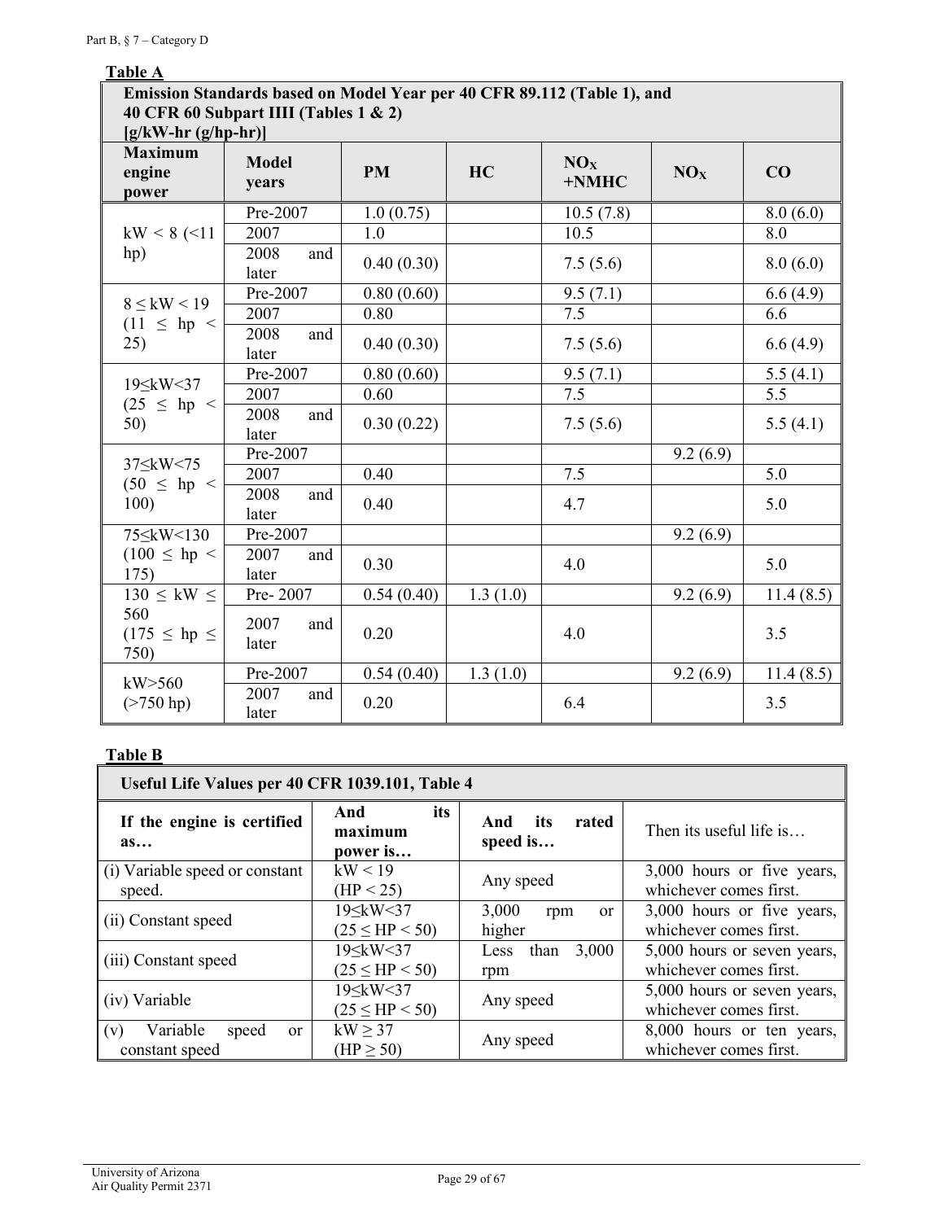**Table A**

| Emission Standards based on Model Year per 40 CFR 89.112 (Table 1), and 40 CFR 60 Subpart IIII (Tables 1 & 2) [g/kW-hr (g/hp-hr)] | | | | | | |
|---|---|---|---|---|---|---|
| **Maximum engine power** | **Model years** | **PM** | **HC** | **$NO_X$ +NMHC** | **$NO_X$** | **CO** |
| kW < 8 (<11 hp) | Pre-2007 | 1.0 (0.75) | | 10.5 (7.8) | | 8.0 (6.0) |
| | 2007 | 1.0 | | 10.5 | | 8.0 |
| | 2008 and later | 0.40 (0.30) | | 7.5 (5.6) | | 8.0 (6.0) |
| 8 ≤ kW < 19 (11 ≤ hp < 25) | Pre-2007 | 0.80 (0.60) | | 9.5 (7.1) | | 6.6 (4.9) |
| | 2007 | 0.80 | | 7.5 | | 6.6 |
| | 2008 and later | 0.40 (0.30) | | 7.5 (5.6) | | 6.6 (4.9) |
| 19≤kW<37 (25 ≤ hp < 50) | Pre-2007 | 0.80 (0.60) | | 9.5 (7.1) | | 5.5 (4.1) |
| | 2007 | 0.60 | | 7.5 | | 5.5 |
| | 2008 and later | 0.30 (0.22) | | 7.5 (5.6) | | 5.5 (4.1) |
| 37≤kW<75 (50 ≤ hp < 100) | Pre-2007 | | | | 9.2 (6.9) | |
| | 2007 | 0.40 | | 7.5 | | 5.0 |
| | 2008 and later | 0.40 | | 4.7 | | 5.0 |
| 75≤kW<130 (100 ≤ hp < 175) | Pre-2007 | | | | 9.2 (6.9) | |
| | 2007 and later | 0.30 | | 4.0 | | 5.0 |
| 130 ≤ kW ≤ 560 (175 ≤ hp ≤ 750) | Pre- 2007 | 0.54 (0.40) | 1.3 (1.0) | | 9.2 (6.9) | 11.4 (8.5) |
| | 2007 and later | 0.20 | | 4.0 | | 3.5 |
| kW>560 (>750 hp) | Pre-2007 | 0.54 (0.40) | 1.3 (1.0) | | 9.2 (6.9) | 11.4 (8.5) |
| | 2007 and later | 0.20 | | 6.4 | | 3.5 |

**Table B**

| Useful Life Values per 40 CFR 1039.101, Table 4 | | | |
|---|---|---|---|
| **If the engine is certified as…** | **And its maximum power is…** | **And its rated speed is…** | Then its useful life is… |
| (i) Variable speed or constant speed. | kW < 19 (HP < 25) | Any speed | 3,000 hours or five years, whichever comes first. |
| (ii) Constant speed | 19≤kW<37 (25 ≤ HP < 50) | 3,000 rpm or higher | 3,000 hours or five years, whichever comes first. |
| (iii) Constant speed | 19≤kW<37 (25 ≤ HP < 50) | Less than 3,000 rpm | 5,000 hours or seven years, whichever comes first. |
| (iv) Variable | 19≤kW<37 (25 ≤ HP < 50) | Any speed | 5,000 hours or seven years, whichever comes first. |
| (v) Variable speed or constant speed | kW ≥ 37 (HP ≥ 50) | Any speed | 8,000 hours or ten years, whichever comes first. |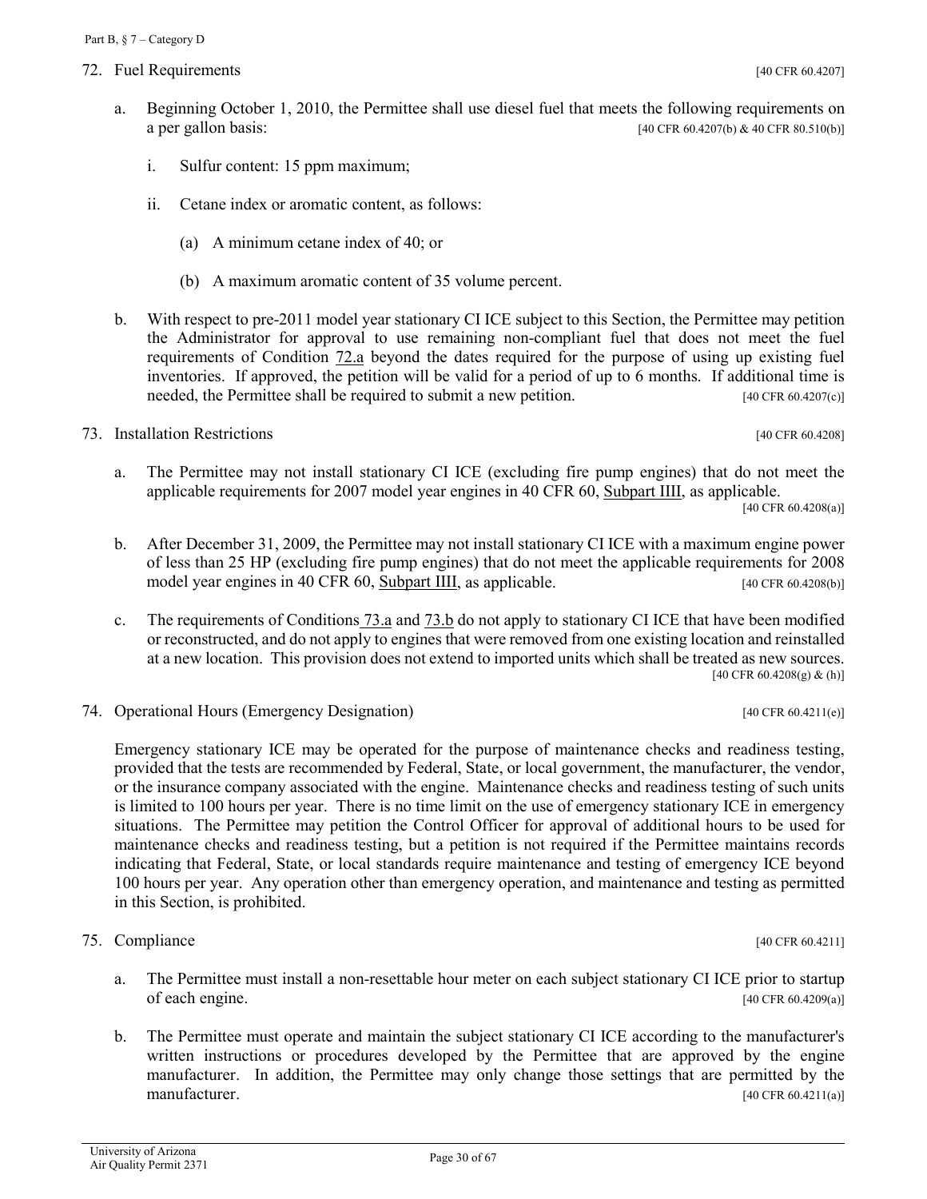72. Fuel Requirements [40 CFR 60.4207]

   a. Beginning October 1, 2010, the Permittee shall use diesel fuel that meets the following requirements on a per gallon basis: [40 CFR 60.4207(b) & 40 CFR 80.510(b)]

      i. Sulfur content: 15 ppm maximum;

      ii. Cetane index or aromatic content, as follows:

         (a) A minimum cetane index of 40; or

         (b) A maximum aromatic content of 35 volume percent.

   b. With respect to pre-2011 model year stationary CI ICE subject to this Section, the Permittee may petition the Administrator for approval to use remaining non-compliant fuel that does not meet the fuel requirements of Condition 72.a beyond the dates required for the purpose of using up existing fuel inventories. If approved, the petition will be valid for a period of up to 6 months. If additional time is needed, the Permittee shall be required to submit a new petition. [40 CFR 60.4207(c)]

73. Installation Restrictions [40 CFR 60.4208]

   a. The Permittee may not install stationary CI ICE (excluding fire pump engines) that do not meet the applicable requirements for 2007 model year engines in 40 CFR 60, Subpart IIII, as applicable. [40 CFR 60.4208(a)]

   b. After December 31, 2009, the Permittee may not install stationary CI ICE with a maximum engine power of less than 25 HP (excluding fire pump engines) that do not meet the applicable requirements for 2008 model year engines in 40 CFR 60, Subpart IIII, as applicable. [40 CFR 60.4208(b)]

   c. The requirements of Conditions 73.a and 73.b do not apply to stationary CI ICE that have been modified or reconstructed, and do not apply to engines that were removed from one existing location and reinstalled at a new location. This provision does not extend to imported units which shall be treated as new sources. [40 CFR 60.4208(g) & (h)]

74. Operational Hours (Emergency Designation) [40 CFR 60.4211(e)]

   Emergency stationary ICE may be operated for the purpose of maintenance checks and readiness testing, provided that the tests are recommended by Federal, State, or local government, the manufacturer, the vendor, or the insurance company associated with the engine. Maintenance checks and readiness testing of such units is limited to 100 hours per year. There is no time limit on the use of emergency stationary ICE in emergency situations. The Permittee may petition the Control Officer for approval of additional hours to be used for maintenance checks and readiness testing, but a petition is not required if the Permittee maintains records indicating that Federal, State, or local standards require maintenance and testing of emergency ICE beyond 100 hours per year. Any operation other than emergency operation, and maintenance and testing as permitted in this Section, is prohibited.

75. Compliance [40 CFR 60.4211]

   a. The Permittee must install a non-resettable hour meter on each subject stationary CI ICE prior to startup of each engine. [40 CFR 60.4209(a)]

   b. The Permittee must operate and maintain the subject stationary CI ICE according to the manufacturer's written instructions or procedures developed by the Permittee that are approved by the engine manufacturer. In addition, the Permittee may only change those settings that are permitted by the manufacturer. [40 CFR 60.4211(a)]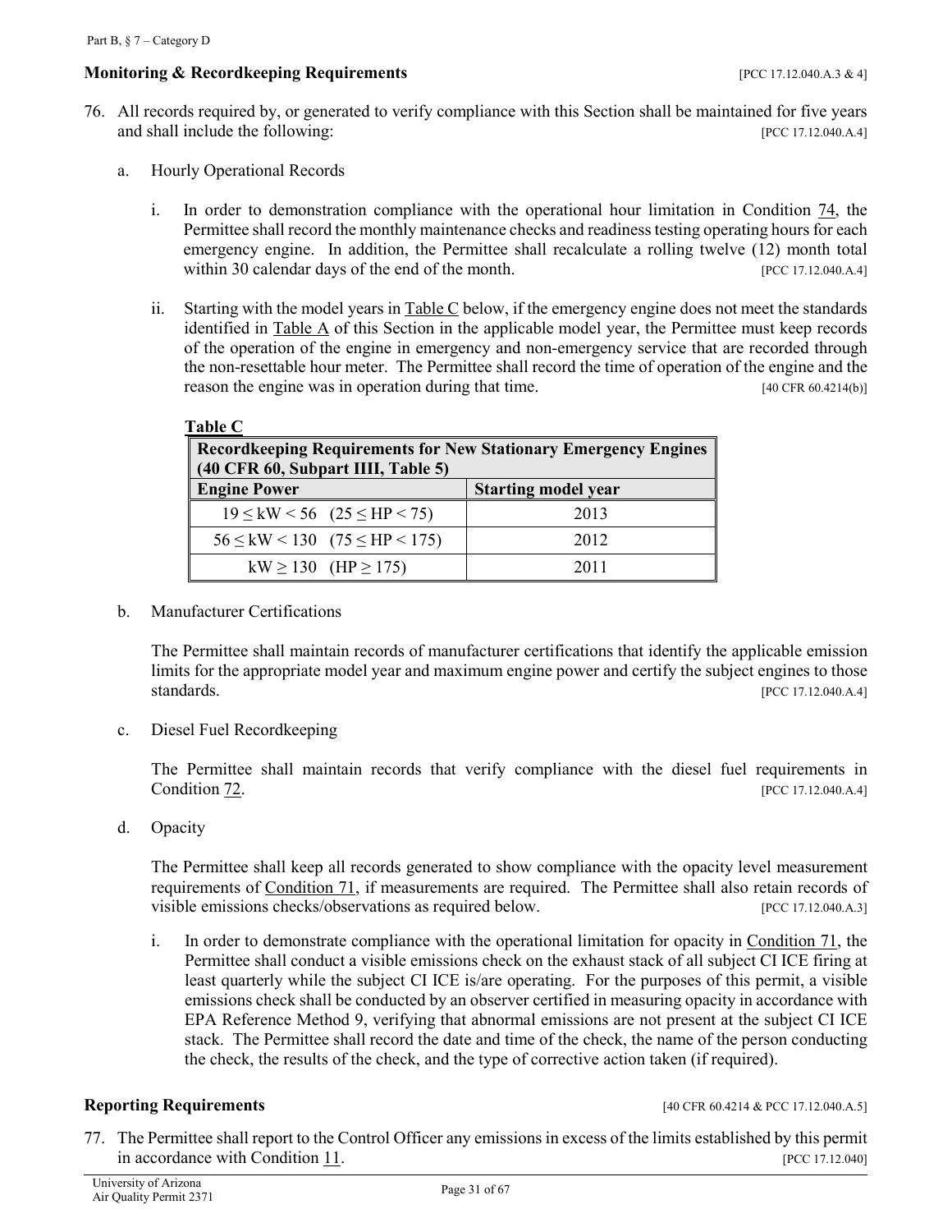**Monitoring & Recordkeeping Requirements** [PCC 17.12.040.A.3 & 4]

76. All records required by, or generated to verify compliance with this Section shall be maintained for five years and shall include the following: [PCC 17.12.040.A.4]

   a. Hourly Operational Records

      i. In order to demonstration compliance with the operational hour limitation in Condition 74, the Permittee shall record the monthly maintenance checks and readiness testing operating hours for each emergency engine. In addition, the Permittee shall recalculate a rolling twelve (12) month total within 30 calendar days of the end of the month. [PCC 17.12.040.A.4]

      ii. Starting with the model years in Table C below, if the emergency engine does not meet the standards identified in Table A of this Section in the applicable model year, the Permittee must keep records of the operation of the engine in emergency and non-emergency service that are recorded through the non-resettable hour meter. The Permittee shall record the time of operation of the engine and the reason the engine was in operation during that time. [40 CFR 60.4214(b)]

**Table C**

| Recordkeeping Requirements for New Stationary Emergency Engines (40 CFR 60, Subpart IIII, Table 5) | |
|---|---|
| **Engine Power** | **Starting model year** |
| $19 \leq$ kW < 56 ($25 \leq$ HP < 75) | 2013 |
| $56 \leq$ kW < 130 ($75 \leq$ HP < 175) | 2012 |
| kW $\geq 130$ (HP $\geq 175$) | 2011 |

   b. Manufacturer Certifications

      The Permittee shall maintain records of manufacturer certifications that identify the applicable emission limits for the appropriate model year and maximum engine power and certify the subject engines to those standards. [PCC 17.12.040.A.4]

   c. Diesel Fuel Recordkeeping

      The Permittee shall maintain records that verify compliance with the diesel fuel requirements in Condition 72. [PCC 17.12.040.A.4]

   d. Opacity

      The Permittee shall keep all records generated to show compliance with the opacity level measurement requirements of Condition 71, if measurements are required. The Permittee shall also retain records of visible emissions checks/observations as required below. [PCC 17.12.040.A.3]

      i. In order to demonstrate compliance with the operational limitation for opacity in Condition 71, the Permittee shall conduct a visible emissions check on the exhaust stack of all subject CI ICE firing at least quarterly while the subject CI ICE is/are operating. For the purposes of this permit, a visible emissions check shall be conducted by an observer certified in measuring opacity in accordance with EPA Reference Method 9, verifying that abnormal emissions are not present at the subject CI ICE stack. The Permittee shall record the date and time of the check, the name of the person conducting the check, the results of the check, and the type of corrective action taken (if required).

**Reporting Requirements** [40 CFR 60.4214 & PCC 17.12.040.A.5]

77. The Permittee shall report to the Control Officer any emissions in excess of the limits established by this permit in accordance with Condition 11. [PCC 17.12.040]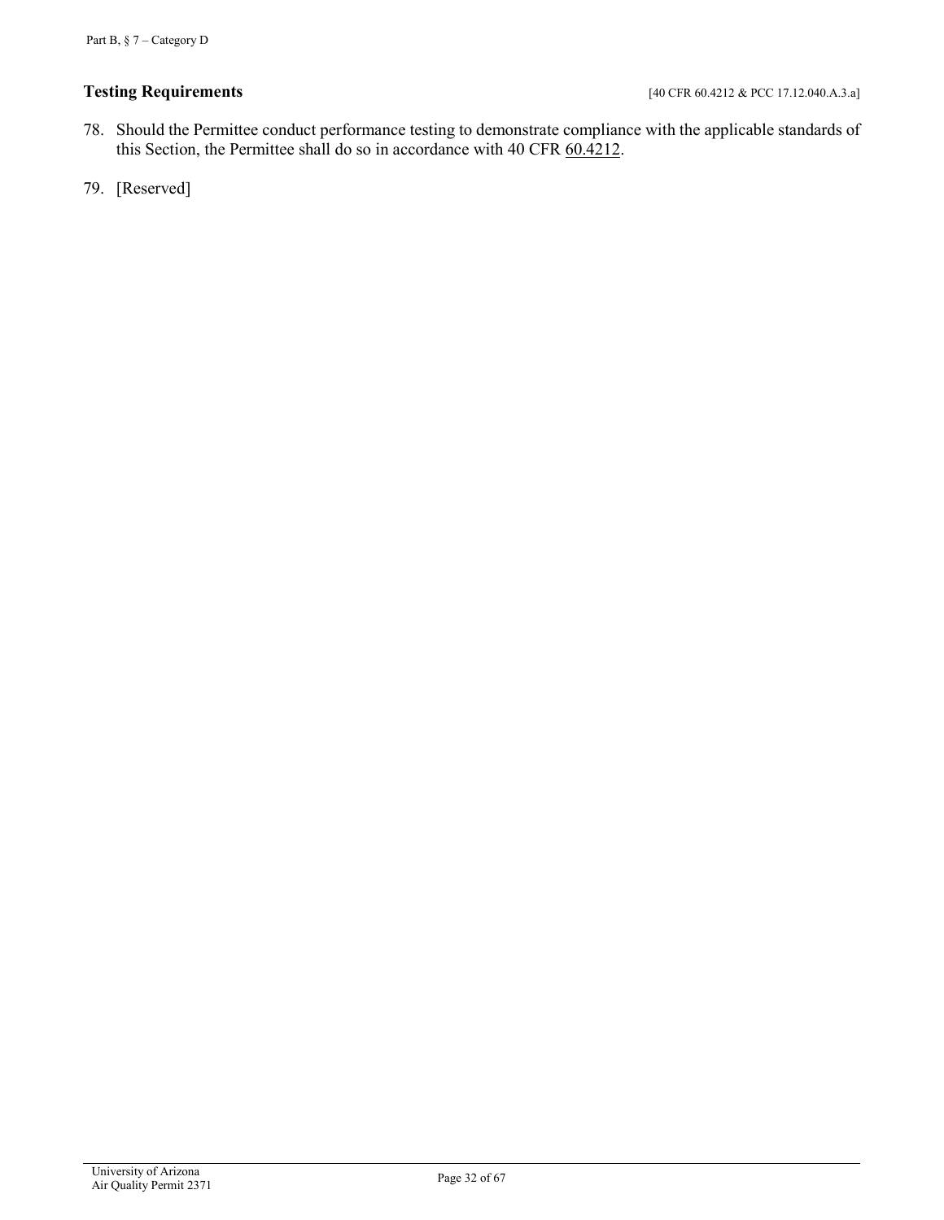**Testing Requirements** [40 CFR 60.4212 & PCC 17.12.040.A.3.a]

78. Should the Permittee conduct performance testing to demonstrate compliance with the applicable standards of this Section, the Permittee shall do so in accordance with 40 CFR 60.4212.

79. [Reserved]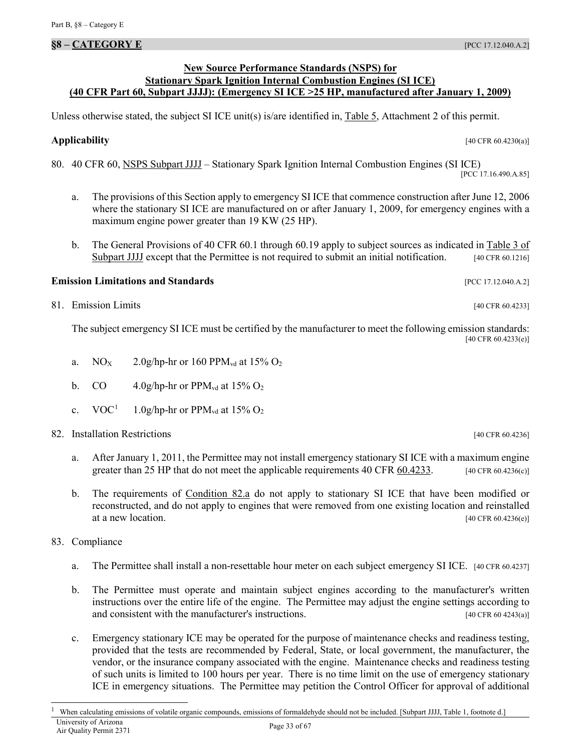## §8 – CATEGORY E [PCC 17.12.040.A.2]

**New Source Performance Standards (NSPS) for Stationary Spark Ignition Internal Combustion Engines (SI ICE) (40 CFR Part 60, Subpart JJJJ): (Emergency SI ICE >25 HP, manufactured after January 1, 2009)**

Unless otherwise stated, the subject SI ICE unit(s) is/are identified in, Table 5, Attachment 2 of this permit.

**Applicability** [40 CFR 60.4230(a)]

80. 40 CFR 60, NSPS Subpart JJJJ – Stationary Spark Ignition Internal Combustion Engines (SI ICE) [PCC 17.16.490.A.85]

    a. The provisions of this Section apply to emergency SI ICE that commence construction after June 12, 2006 where the stationary SI ICE are manufactured on or after January 1, 2009, for emergency engines with a maximum engine power greater than 19 KW (25 HP).

    b. The General Provisions of 40 CFR 60.1 through 60.19 apply to subject sources as indicated in Table 3 of Subpart JJJJ except that the Permittee is not required to submit an initial notification. [40 CFR 60.1216]

**Emission Limitations and Standards** [PCC 17.12.040.A.2]

81. Emission Limits [40 CFR 60.4233]

    The subject emergency SI ICE must be certified by the manufacturer to meet the following emission standards: [40 CFR 60.4233(e)]

    a. $NO_X$ 2.0g/hp-hr or 160 $PPM_{vd}$ at 15% $O_2$

    b. CO 4.0g/hp-hr or $PPM_{vd}$ at 15% $O_2$

    c. VOC[1] 1.0g/hp-hr or $PPM_{vd}$ at 15% $O_2$

82. Installation Restrictions [40 CFR 60.4236]

    a. After January 1, 2011, the Permittee may not install emergency stationary SI ICE with a maximum engine greater than 25 HP that do not meet the applicable requirements 40 CFR 60.4233. [40 CFR 60.4236(c)]

    b. The requirements of Condition 82.a do not apply to stationary SI ICE that have been modified or reconstructed, and do not apply to engines that were removed from one existing location and reinstalled at a new location. [40 CFR 60.4236(e)]

83. Compliance

    a. The Permittee shall install a non-resettable hour meter on each subject emergency SI ICE. [40 CFR 60.4237]

    b. The Permittee must operate and maintain subject engines according to the manufacturer's written instructions over the entire life of the engine. The Permittee may adjust the engine settings according to and consistent with the manufacturer's instructions. [40 CFR 60 4243(a)]

    c. Emergency stationary ICE may be operated for the purpose of maintenance checks and readiness testing, provided that the tests are recommended by Federal, State, or local government, the manufacturer, the vendor, or the insurance company associated with the engine. Maintenance checks and readiness testing of such units is limited to 100 hours per year. There is no time limit on the use of emergency stationary ICE in emergency situations. The Permittee may petition the Control Officer for approval of additional

[1] When calculating emissions of volatile organic compounds, emissions of formaldehyde should not be included. [Subpart JJJJ, Table 1, footnote d.]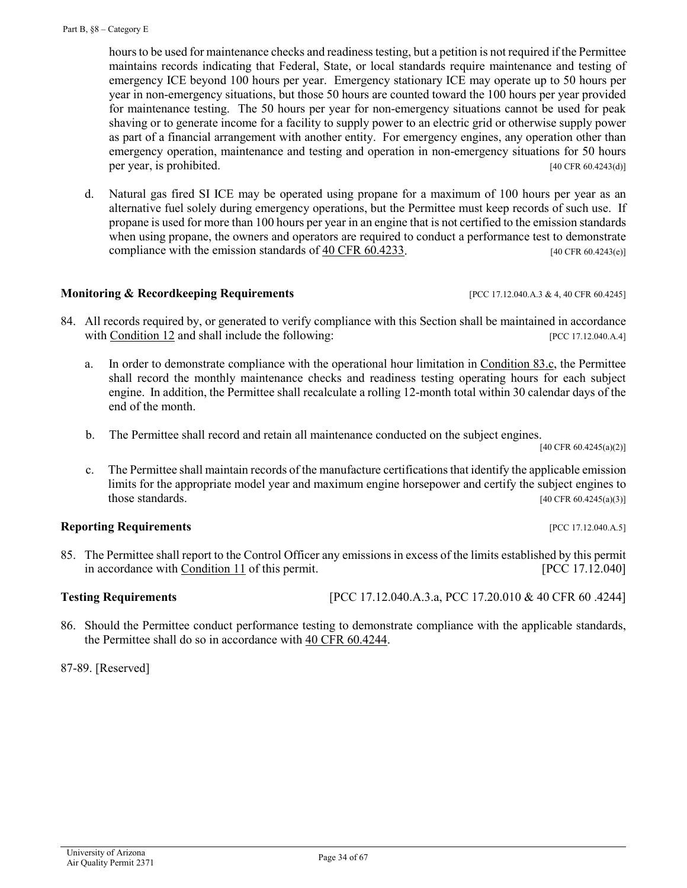hours to be used for maintenance checks and readiness testing, but a petition is not required if the Permittee maintains records indicating that Federal, State, or local standards require maintenance and testing of emergency ICE beyond 100 hours per year. Emergency stationary ICE may operate up to 50 hours per year in non-emergency situations, but those 50 hours are counted toward the 100 hours per year provided for maintenance testing. The 50 hours per year for non-emergency situations cannot be used for peak shaving or to generate income for a facility to supply power to an electric grid or otherwise supply power as part of a financial arrangement with another entity. For emergency engines, any operation other than emergency operation, maintenance and testing and operation in non-emergency situations for 50 hours per year, is prohibited. [40 CFR 60.4243(d)]

d. Natural gas fired SI ICE may be operated using propane for a maximum of 100 hours per year as an alternative fuel solely during emergency operations, but the Permittee must keep records of such use. If propane is used for more than 100 hours per year in an engine that is not certified to the emission standards when using propane, the owners and operators are required to conduct a performance test to demonstrate compliance with the emission standards of 40 CFR 60.4233. [40 CFR 60.4243(e)]

**Monitoring & Recordkeeping Requirements** [PCC 17.12.040.A.3 & 4, 40 CFR 60.4245]

84. All records required by, or generated to verify compliance with this Section shall be maintained in accordance with Condition 12 and shall include the following: [PCC 17.12.040.A.4]

    a. In order to demonstrate compliance with the operational hour limitation in Condition 83.c, the Permittee shall record the monthly maintenance checks and readiness testing operating hours for each subject engine. In addition, the Permittee shall recalculate a rolling 12-month total within 30 calendar days of the end of the month.

    b. The Permittee shall record and retain all maintenance conducted on the subject engines. [40 CFR 60.4245(a)(2)]

    c. The Permittee shall maintain records of the manufacture certifications that identify the applicable emission limits for the appropriate model year and maximum engine horsepower and certify the subject engines to those standards. [40 CFR 60.4245(a)(3)]

**Reporting Requirements** [PCC 17.12.040.A.5]

85. The Permittee shall report to the Control Officer any emissions in excess of the limits established by this permit in accordance with Condition 11 of this permit. [PCC 17.12.040]

**Testing Requirements** [PCC 17.12.040.A.3.a, PCC 17.20.010 & 40 CFR 60 .4244]

86. Should the Permittee conduct performance testing to demonstrate compliance with the applicable standards, the Permittee shall do so in accordance with 40 CFR 60.4244.

87-89. [Reserved]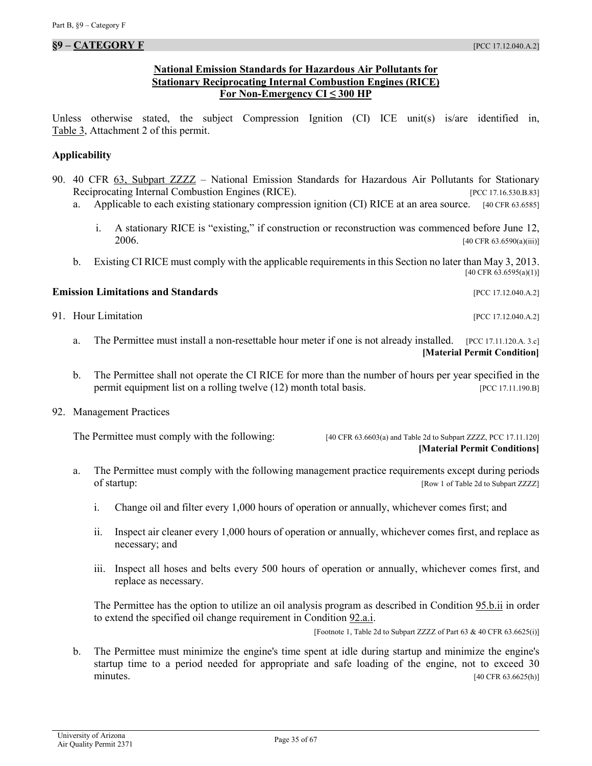## §9 – CATEGORY F [PCC 17.12.040.A.2]

**National Emission Standards for Hazardous Air Pollutants for Stationary Reciprocating Internal Combustion Engines (RICE) For Non-Emergency CI ≤ 300 HP**

Unless otherwise stated, the subject Compression Ignition (CI) ICE unit(s) is/are identified in, Table 3, Attachment 2 of this permit.

### Applicability

90. 40 CFR 63, Subpart ZZZZ – National Emission Standards for Hazardous Air Pollutants for Stationary Reciprocating Internal Combustion Engines (RICE). [PCC 17.16.530.B.83]
    a. Applicable to each existing stationary compression ignition (CI) RICE at an area source. [40 CFR 63.6585]
        i. A stationary RICE is "existing," if construction or reconstruction was commenced before June 12, 2006. [40 CFR 63.6590(a)(iii)]
    b. Existing CI RICE must comply with the applicable requirements in this Section no later than May 3, 2013. [40 CFR 63.6595(a)(1)]

### Emission Limitations and Standards [PCC 17.12.040.A.2]

91. Hour Limitation [PCC 17.12.040.A.2]
    a. The Permittee must install a non-resettable hour meter if one is not already installed. [PCC 17.11.120.A. 3.c] **[Material Permit Condition]**
    b. The Permittee shall not operate the CI RICE for more than the number of hours per year specified in the permit equipment list on a rolling twelve (12) month total basis. [PCC 17.11.190.B]

92. Management Practices

    The Permittee must comply with the following: [40 CFR 63.6603(a) and Table 2d to Subpart ZZZZ, PCC 17.11.120] **[Material Permit Conditions]**

    a. The Permittee must comply with the following management practice requirements except during periods of startup: [Row 1 of Table 2d to Subpart ZZZZ]
        i. Change oil and filter every 1,000 hours of operation or annually, whichever comes first; and
        ii. Inspect air cleaner every 1,000 hours of operation or annually, whichever comes first, and replace as necessary; and
        iii. Inspect all hoses and belts every 500 hours of operation or annually, whichever comes first, and replace as necessary.

        The Permittee has the option to utilize an oil analysis program as described in Condition 95.b.ii in order to extend the specified oil change requirement in Condition 92.a.i.

        [Footnote 1, Table 2d to Subpart ZZZZ of Part 63 & 40 CFR 63.6625(i)]

    b. The Permittee must minimize the engine's time spent at idle during startup and minimize the engine's startup time to a period needed for appropriate and safe loading of the engine, not to exceed 30 minutes. [40 CFR 63.6625(h)]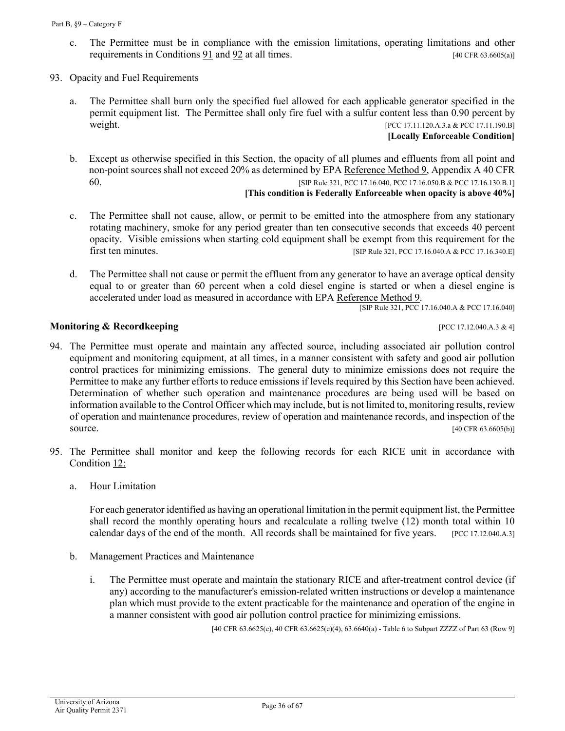c. The Permittee must be in compliance with the emission limitations, operating limitations and other requirements in Conditions 91 and 92 at all times. [40 CFR 63.6605(a)]

93. Opacity and Fuel Requirements

a. The Permittee shall burn only the specified fuel allowed for each applicable generator specified in the permit equipment list. The Permittee shall only fire fuel with a sulfur content less than 0.90 percent by weight. [PCC 17.11.120.A.3.a & PCC 17.11.190.B]
**[Locally Enforceable Condition]**

b. Except as otherwise specified in this Section, the opacity of all plumes and effluents from all point and non-point sources shall not exceed 20% as determined by EPA Reference Method 9, Appendix A 40 CFR 60. [SIP Rule 321, PCC 17.16.040, PCC 17.16.050.B & PCC 17.16.130.B.1]
**[This condition is Federally Enforceable when opacity is above 40%]**

c. The Permittee shall not cause, allow, or permit to be emitted into the atmosphere from any stationary rotating machinery, smoke for any period greater than ten consecutive seconds that exceeds 40 percent opacity. Visible emissions when starting cold equipment shall be exempt from this requirement for the first ten minutes. [SIP Rule 321, PCC 17.16.040.A & PCC 17.16.340.E]

d. The Permittee shall not cause or permit the effluent from any generator to have an average optical density equal to or greater than 60 percent when a cold diesel engine is started or when a diesel engine is accelerated under load as measured in accordance with EPA Reference Method 9. [SIP Rule 321, PCC 17.16.040.A & PCC 17.16.040]

### Monitoring & Recordkeeping [PCC 17.12.040.A.3 & 4]

94. The Permittee must operate and maintain any affected source, including associated air pollution control equipment and monitoring equipment, at all times, in a manner consistent with safety and good air pollution control practices for minimizing emissions. The general duty to minimize emissions does not require the Permittee to make any further efforts to reduce emissions if levels required by this Section have been achieved. Determination of whether such operation and maintenance procedures are being used will be based on information available to the Control Officer which may include, but is not limited to, monitoring results, review of operation and maintenance procedures, review of operation and maintenance records, and inspection of the source. [40 CFR 63.6605(b)]

95. The Permittee shall monitor and keep the following records for each RICE unit in accordance with Condition 12:

a. Hour Limitation

For each generator identified as having an operational limitation in the permit equipment list, the Permittee shall record the monthly operating hours and recalculate a rolling twelve (12) month total within 10 calendar days of the end of the month. All records shall be maintained for five years. [PCC 17.12.040.A.3]

b. Management Practices and Maintenance

i. The Permittee must operate and maintain the stationary RICE and after-treatment control device (if any) according to the manufacturer's emission-related written instructions or develop a maintenance plan which must provide to the extent practicable for the maintenance and operation of the engine in a manner consistent with good air pollution control practice for minimizing emissions.

[40 CFR 63.6625(e), 40 CFR 63.6625(e)(4), 63.6640(a) - Table 6 to Subpart ZZZZ of Part 63 (Row 9]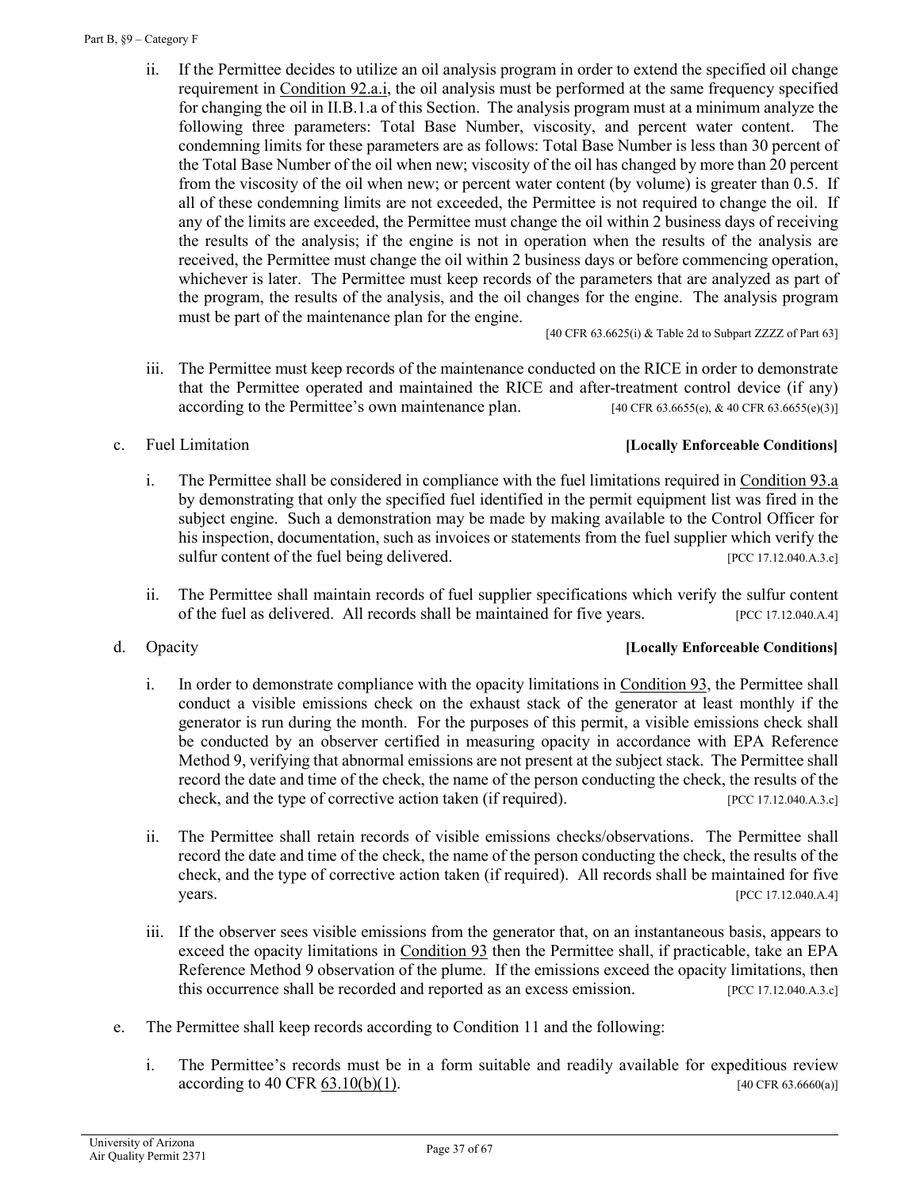ii. If the Permittee decides to utilize an oil analysis program in order to extend the specified oil change requirement in Condition 92.a.i, the oil analysis must be performed at the same frequency specified for changing the oil in II.B.1.a of this Section. The analysis program must at a minimum analyze the following three parameters: Total Base Number, viscosity, and percent water content. The condemning limits for these parameters are as follows: Total Base Number is less than 30 percent of the Total Base Number of the oil when new; viscosity of the oil has changed by more than 20 percent from the viscosity of the oil when new; or percent water content (by volume) is greater than 0.5. If all of these condemning limits are not exceeded, the Permittee is not required to change the oil. If any of the limits are exceeded, the Permittee must change the oil within 2 business days of receiving the results of the analysis; if the engine is not in operation when the results of the analysis are received, the Permittee must change the oil within 2 business days or before commencing operation, whichever is later. The Permittee must keep records of the parameters that are analyzed as part of the program, the results of the analysis, and the oil changes for the engine. The analysis program must be part of the maintenance plan for the engine.
[40 CFR 63.6625(i) & Table 2d to Subpart ZZZZ of Part 63]

iii. The Permittee must keep records of the maintenance conducted on the RICE in order to demonstrate that the Permittee operated and maintained the RICE and after-treatment control device (if any) according to the Permittee's own maintenance plan. [40 CFR 63.6655(e), & 40 CFR 63.6655(e)(3)]

c. Fuel Limitation **[Locally Enforceable Conditions]**

i. The Permittee shall be considered in compliance with the fuel limitations required in Condition 93.a by demonstrating that only the specified fuel identified in the permit equipment list was fired in the subject engine. Such a demonstration may be made by making available to the Control Officer for his inspection, documentation, such as invoices or statements from the fuel supplier which verify the sulfur content of the fuel being delivered. [PCC 17.12.040.A.3.c]

ii. The Permittee shall maintain records of fuel supplier specifications which verify the sulfur content of the fuel as delivered. All records shall be maintained for five years. [PCC 17.12.040.A.4]

d. Opacity **[Locally Enforceable Conditions]**

i. In order to demonstrate compliance with the opacity limitations in Condition 93, the Permittee shall conduct a visible emissions check on the exhaust stack of the generator at least monthly if the generator is run during the month. For the purposes of this permit, a visible emissions check shall be conducted by an observer certified in measuring opacity in accordance with EPA Reference Method 9, verifying that abnormal emissions are not present at the subject stack. The Permittee shall record the date and time of the check, the name of the person conducting the check, the results of the check, and the type of corrective action taken (if required). [PCC 17.12.040.A.3.c]

ii. The Permittee shall retain records of visible emissions checks/observations. The Permittee shall record the date and time of the check, the name of the person conducting the check, the results of the check, and the type of corrective action taken (if required). All records shall be maintained for five years. [PCC 17.12.040.A.4]

iii. If the observer sees visible emissions from the generator that, on an instantaneous basis, appears to exceed the opacity limitations in Condition 93 then the Permittee shall, if practicable, take an EPA Reference Method 9 observation of the plume. If the emissions exceed the opacity limitations, then this occurrence shall be recorded and reported as an excess emission. [PCC 17.12.040.A.3.c]

e. The Permittee shall keep records according to Condition 11 and the following:

i. The Permittee's records must be in a form suitable and readily available for expeditious review according to 40 CFR 63.10(b)(1). [40 CFR 63.6660(a)]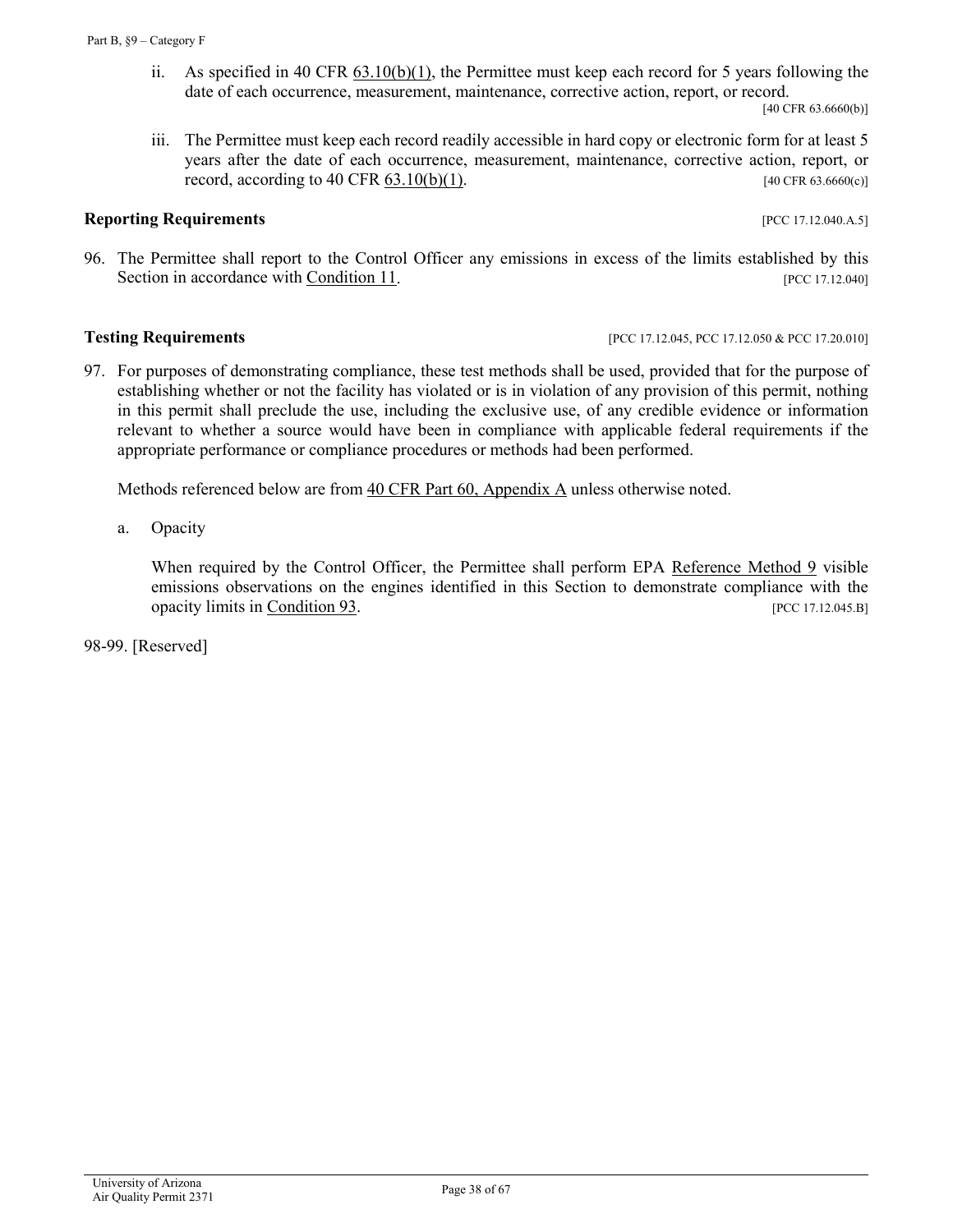ii. As specified in 40 CFR 63.10(b)(1), the Permittee must keep each record for 5 years following the date of each occurrence, measurement, maintenance, corrective action, report, or record. [40 CFR 63.6660(b)]

iii. The Permittee must keep each record readily accessible in hard copy or electronic form for at least 5 years after the date of each occurrence, measurement, maintenance, corrective action, report, or record, according to 40 CFR 63.10(b)(1). [40 CFR 63.6660(c)]

**Reporting Requirements** [PCC 17.12.040.A.5]

96. The Permittee shall report to the Control Officer any emissions in excess of the limits established by this Section in accordance with Condition 11. [PCC 17.12.040]

**Testing Requirements** [PCC 17.12.045, PCC 17.12.050 & PCC 17.20.010]

97. For purposes of demonstrating compliance, these test methods shall be used, provided that for the purpose of establishing whether or not the facility has violated or is in violation of any provision of this permit, nothing in this permit shall preclude the use, including the exclusive use, of any credible evidence or information relevant to whether a source would have been in compliance with applicable federal requirements if the appropriate performance or compliance procedures or methods had been performed.

Methods referenced below are from 40 CFR Part 60, Appendix A unless otherwise noted.

a. Opacity

When required by the Control Officer, the Permittee shall perform EPA Reference Method 9 visible emissions observations on the engines identified in this Section to demonstrate compliance with the opacity limits in Condition 93. [PCC 17.12.045.B]

98-99. [Reserved]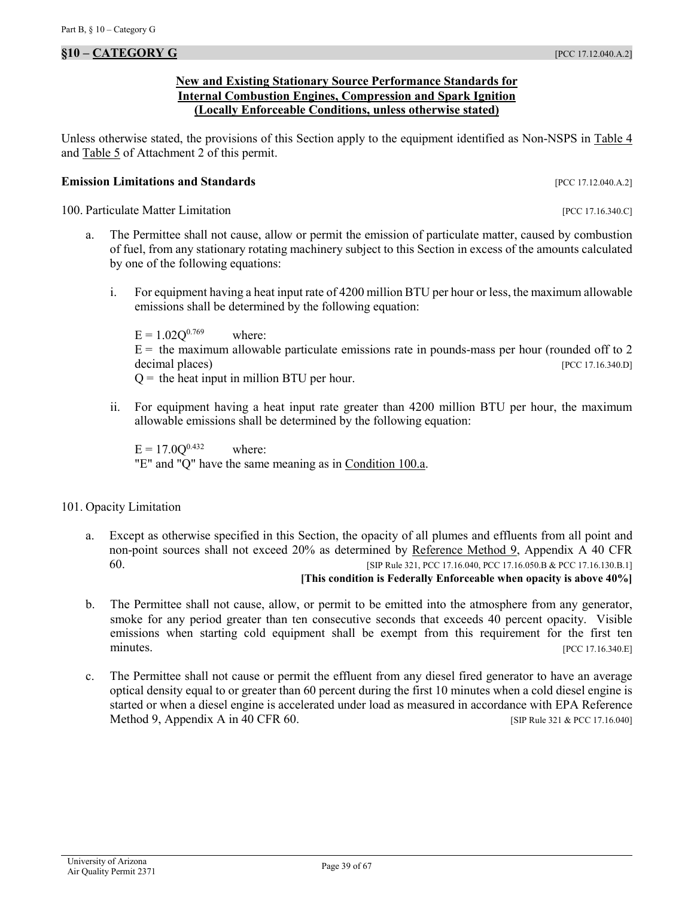## §10 – CATEGORY G [PCC 17.12.040.A.2]

**New and Existing Stationary Source Performance Standards for Internal Combustion Engines, Compression and Spark Ignition (Locally Enforceable Conditions, unless otherwise stated)**

Unless otherwise stated, the provisions of this Section apply to the equipment identified as Non-NSPS in Table 4 and Table 5 of Attachment 2 of this permit.

**Emission Limitations and Standards** [PCC 17.12.040.A.2]

100. Particulate Matter Limitation [PCC 17.16.340.C]

a. The Permittee shall not cause, allow or permit the emission of particulate matter, caused by combustion of fuel, from any stationary rotating machinery subject to this Section in excess of the amounts calculated by one of the following equations:

i. For equipment having a heat input rate of 4200 million BTU per hour or less, the maximum allowable emissions shall be determined by the following equation:

$E = 1.02Q^{0.769}$ where:
E = the maximum allowable particulate emissions rate in pounds-mass per hour (rounded off to 2 decimal places) [PCC 17.16.340.D]
Q = the heat input in million BTU per hour.

ii. For equipment having a heat input rate greater than 4200 million BTU per hour, the maximum allowable emissions shall be determined by the following equation:

$E = 17.0Q^{0.432}$ where:
"E" and "Q" have the same meaning as in Condition 100.a.

101. Opacity Limitation

a. Except as otherwise specified in this Section, the opacity of all plumes and effluents from all point and non-point sources shall not exceed 20% as determined by Reference Method 9, Appendix A 40 CFR 60. [SIP Rule 321, PCC 17.16.040, PCC 17.16.050.B & PCC 17.16.130.B.1]
**[This condition is Federally Enforceable when opacity is above 40%]**

b. The Permittee shall not cause, allow, or permit to be emitted into the atmosphere from any generator, smoke for any period greater than ten consecutive seconds that exceeds 40 percent opacity. Visible emissions when starting cold equipment shall be exempt from this requirement for the first ten minutes. [PCC 17.16.340.E]

c. The Permittee shall not cause or permit the effluent from any diesel fired generator to have an average optical density equal to or greater than 60 percent during the first 10 minutes when a cold diesel engine is started or when a diesel engine is accelerated under load as measured in accordance with EPA Reference Method 9, Appendix A in 40 CFR 60. [SIP Rule 321 & PCC 17.16.040]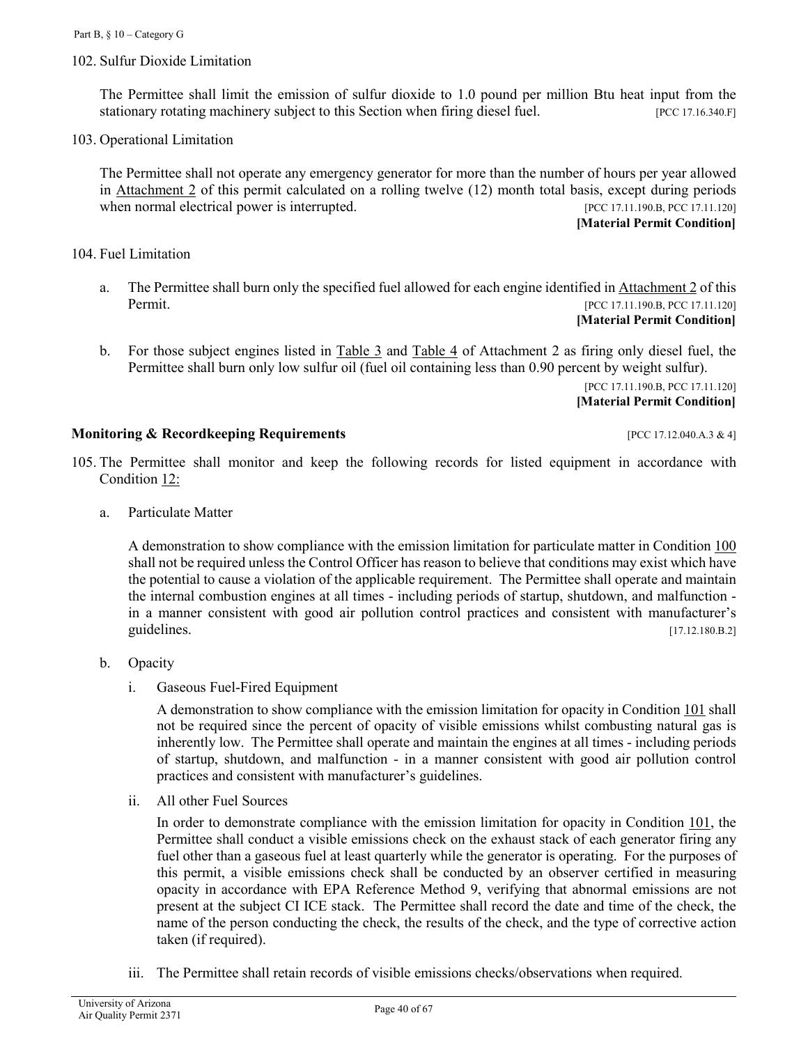102. Sulfur Dioxide Limitation

The Permittee shall limit the emission of sulfur dioxide to 1.0 pound per million Btu heat input from the stationary rotating machinery subject to this Section when firing diesel fuel. [PCC 17.16.340.F]

103. Operational Limitation

The Permittee shall not operate any emergency generator for more than the number of hours per year allowed in Attachment 2 of this permit calculated on a rolling twelve (12) month total basis, except during periods when normal electrical power is interrupted. [PCC 17.11.190.B, PCC 17.11.120]
**[Material Permit Condition]**

104. Fuel Limitation

a. The Permittee shall burn only the specified fuel allowed for each engine identified in Attachment 2 of this Permit. [PCC 17.11.190.B, PCC 17.11.120]
**[Material Permit Condition]**

b. For those subject engines listed in Table 3 and Table 4 of Attachment 2 as firing only diesel fuel, the Permittee shall burn only low sulfur oil (fuel oil containing less than 0.90 percent by weight sulfur).
[PCC 17.11.190.B, PCC 17.11.120]
**[Material Permit Condition]**

**Monitoring & Recordkeeping Requirements** [PCC 17.12.040.A.3 & 4]

105. The Permittee shall monitor and keep the following records for listed equipment in accordance with Condition 12:

a. Particulate Matter

A demonstration to show compliance with the emission limitation for particulate matter in Condition 100 shall not be required unless the Control Officer has reason to believe that conditions may exist which have the potential to cause a violation of the applicable requirement. The Permittee shall operate and maintain the internal combustion engines at all times - including periods of startup, shutdown, and malfunction - in a manner consistent with good air pollution control practices and consistent with manufacturer's guidelines. [17.12.180.B.2]

b. Opacity

i. Gaseous Fuel-Fired Equipment

A demonstration to show compliance with the emission limitation for opacity in Condition 101 shall not be required since the percent of opacity of visible emissions whilst combusting natural gas is inherently low. The Permittee shall operate and maintain the engines at all times - including periods of startup, shutdown, and malfunction - in a manner consistent with good air pollution control practices and consistent with manufacturer's guidelines.

ii. All other Fuel Sources

In order to demonstrate compliance with the emission limitation for opacity in Condition 101, the Permittee shall conduct a visible emissions check on the exhaust stack of each generator firing any fuel other than a gaseous fuel at least quarterly while the generator is operating. For the purposes of this permit, a visible emissions check shall be conducted by an observer certified in measuring opacity in accordance with EPA Reference Method 9, verifying that abnormal emissions are not present at the subject CI ICE stack. The Permittee shall record the date and time of the check, the name of the person conducting the check, the results of the check, and the type of corrective action taken (if required).

iii. The Permittee shall retain records of visible emissions checks/observations when required.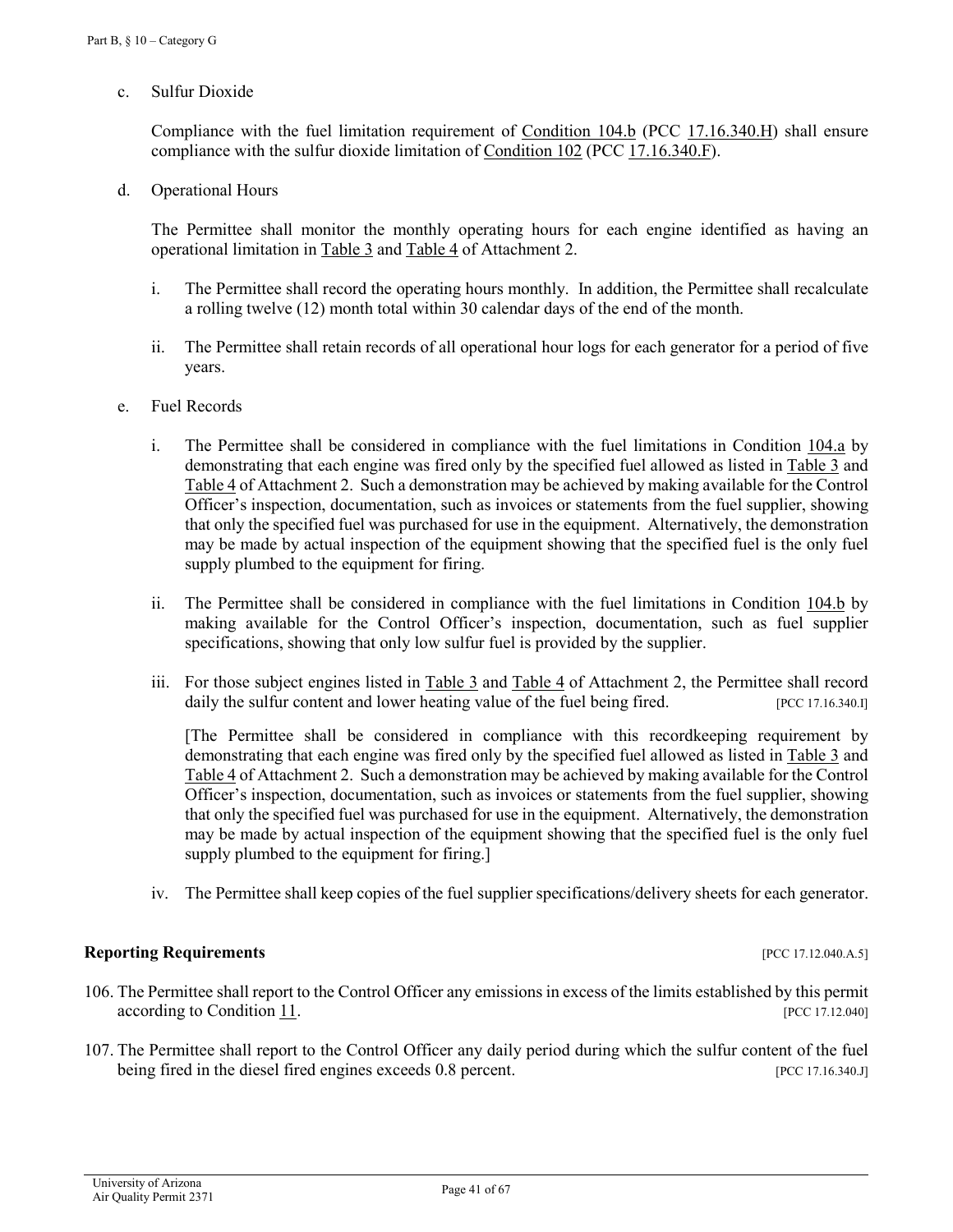c. Sulfur Dioxide

   Compliance with the fuel limitation requirement of Condition 104.b (PCC 17.16.340.H) shall ensure compliance with the sulfur dioxide limitation of Condition 102 (PCC 17.16.340.F).

d. Operational Hours

   The Permittee shall monitor the monthly operating hours for each engine identified as having an operational limitation in Table 3 and Table 4 of Attachment 2.

   i. The Permittee shall record the operating hours monthly. In addition, the Permittee shall recalculate a rolling twelve (12) month total within 30 calendar days of the end of the month.

   ii. The Permittee shall retain records of all operational hour logs for each generator for a period of five years.

e. Fuel Records

   i. The Permittee shall be considered in compliance with the fuel limitations in Condition 104.a by demonstrating that each engine was fired only by the specified fuel allowed as listed in Table 3 and Table 4 of Attachment 2. Such a demonstration may be achieved by making available for the Control Officer's inspection, documentation, such as invoices or statements from the fuel supplier, showing that only the specified fuel was purchased for use in the equipment. Alternatively, the demonstration may be made by actual inspection of the equipment showing that the specified fuel is the only fuel supply plumbed to the equipment for firing.

   ii. The Permittee shall be considered in compliance with the fuel limitations in Condition 104.b by making available for the Control Officer's inspection, documentation, such as fuel supplier specifications, showing that only low sulfur fuel is provided by the supplier.

   iii. For those subject engines listed in Table 3 and Table 4 of Attachment 2, the Permittee shall record daily the sulfur content and lower heating value of the fuel being fired. [PCC 17.16.340.I]

   [The Permittee shall be considered in compliance with this recordkeeping requirement by demonstrating that each engine was fired only by the specified fuel allowed as listed in Table 3 and Table 4 of Attachment 2. Such a demonstration may be achieved by making available for the Control Officer's inspection, documentation, such as invoices or statements from the fuel supplier, showing that only the specified fuel was purchased for use in the equipment. Alternatively, the demonstration may be made by actual inspection of the equipment showing that the specified fuel is the only fuel supply plumbed to the equipment for firing.]

   iv. The Permittee shall keep copies of the fuel supplier specifications/delivery sheets for each generator.

**Reporting Requirements** [PCC 17.12.040.A.5]

106. The Permittee shall report to the Control Officer any emissions in excess of the limits established by this permit according to Condition 11. [PCC 17.12.040]

107. The Permittee shall report to the Control Officer any daily period during which the sulfur content of the fuel being fired in the diesel fired engines exceeds 0.8 percent. [PCC 17.16.340.J]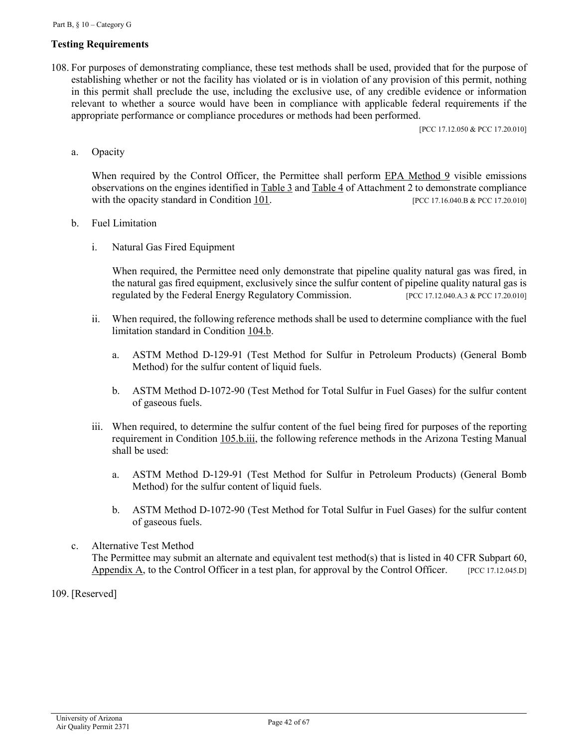### Testing Requirements

108. For purposes of demonstrating compliance, these test methods shall be used, provided that for the purpose of establishing whether or not the facility has violated or is in violation of any provision of this permit, nothing in this permit shall preclude the use, including the exclusive use, of any credible evidence or information relevant to whether a source would have been in compliance with applicable federal requirements if the appropriate performance or compliance procedures or methods had been performed.

[PCC 17.12.050 & PCC 17.20.010]

a. Opacity

When required by the Control Officer, the Permittee shall perform EPA Method 9 visible emissions observations on the engines identified in Table 3 and Table 4 of Attachment 2 to demonstrate compliance with the opacity standard in Condition 101. [PCC 17.16.040.B & PCC 17.20.010]

b. Fuel Limitation

i. Natural Gas Fired Equipment

When required, the Permittee need only demonstrate that pipeline quality natural gas was fired, in the natural gas fired equipment, exclusively since the sulfur content of pipeline quality natural gas is regulated by the Federal Energy Regulatory Commission. [PCC 17.12.040.A.3 & PCC 17.20.010]

ii. When required, the following reference methods shall be used to determine compliance with the fuel limitation standard in Condition 104.b.

a. ASTM Method D-129-91 (Test Method for Sulfur in Petroleum Products) (General Bomb Method) for the sulfur content of liquid fuels.

b. ASTM Method D-1072-90 (Test Method for Total Sulfur in Fuel Gases) for the sulfur content of gaseous fuels.

iii. When required, to determine the sulfur content of the fuel being fired for purposes of the reporting requirement in Condition 105.b.iii, the following reference methods in the Arizona Testing Manual shall be used:

a. ASTM Method D-129-91 (Test Method for Sulfur in Petroleum Products) (General Bomb Method) for the sulfur content of liquid fuels.

b. ASTM Method D-1072-90 (Test Method for Total Sulfur in Fuel Gases) for the sulfur content of gaseous fuels.

c. Alternative Test Method

The Permittee may submit an alternate and equivalent test method(s) that is listed in 40 CFR Subpart 60, Appendix A, to the Control Officer in a test plan, for approval by the Control Officer. [PCC 17.12.045.D]

109. [Reserved]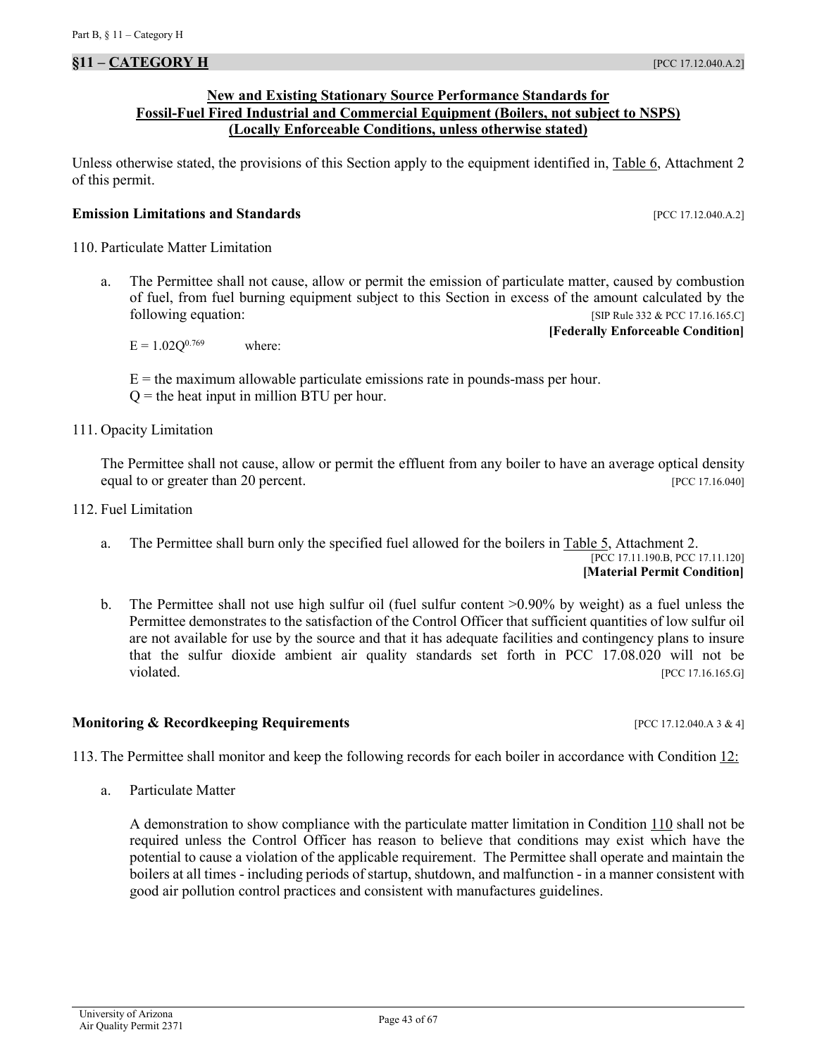## §11 – CATEGORY H [PCC 17.12.040.A.2]

**New and Existing Stationary Source Performance Standards for Fossil-Fuel Fired Industrial and Commercial Equipment (Boilers, not subject to NSPS) (Locally Enforceable Conditions, unless otherwise stated)**

Unless otherwise stated, the provisions of this Section apply to the equipment identified in, Table 6, Attachment 2 of this permit.

### Emission Limitations and Standards [PCC 17.12.040.A.2]

110. Particulate Matter Limitation

a. The Permittee shall not cause, allow or permit the emission of particulate matter, caused by combustion of fuel, from fuel burning equipment subject to this Section in excess of the amount calculated by the following equation: [SIP Rule 332 & PCC 17.16.165.C]
**[Federally Enforceable Condition]**

$E = 1.02Q^{0.769}$ where:

$E$ = the maximum allowable particulate emissions rate in pounds-mass per hour.
$Q$ = the heat input in million BTU per hour.

111. Opacity Limitation

The Permittee shall not cause, allow or permit the effluent from any boiler to have an average optical density equal to or greater than 20 percent. [PCC 17.16.040]

112. Fuel Limitation

a. The Permittee shall burn only the specified fuel allowed for the boilers in Table 5, Attachment 2. [PCC 17.11.190.B, PCC 17.11.120]
**[Material Permit Condition]**

b. The Permittee shall not use high sulfur oil (fuel sulfur content >0.90% by weight) as a fuel unless the Permittee demonstrates to the satisfaction of the Control Officer that sufficient quantities of low sulfur oil are not available for use by the source and that it has adequate facilities and contingency plans to insure that the sulfur dioxide ambient air quality standards set forth in PCC 17.08.020 will not be violated. [PCC 17.16.165.G]

### Monitoring & Recordkeeping Requirements [PCC 17.12.040.A 3 & 4]

113. The Permittee shall monitor and keep the following records for each boiler in accordance with Condition 12:

a. Particulate Matter

A demonstration to show compliance with the particulate matter limitation in Condition 110 shall not be required unless the Control Officer has reason to believe that conditions may exist which have the potential to cause a violation of the applicable requirement. The Permittee shall operate and maintain the boilers at all times - including periods of startup, shutdown, and malfunction - in a manner consistent with good air pollution control practices and consistent with manufactures guidelines.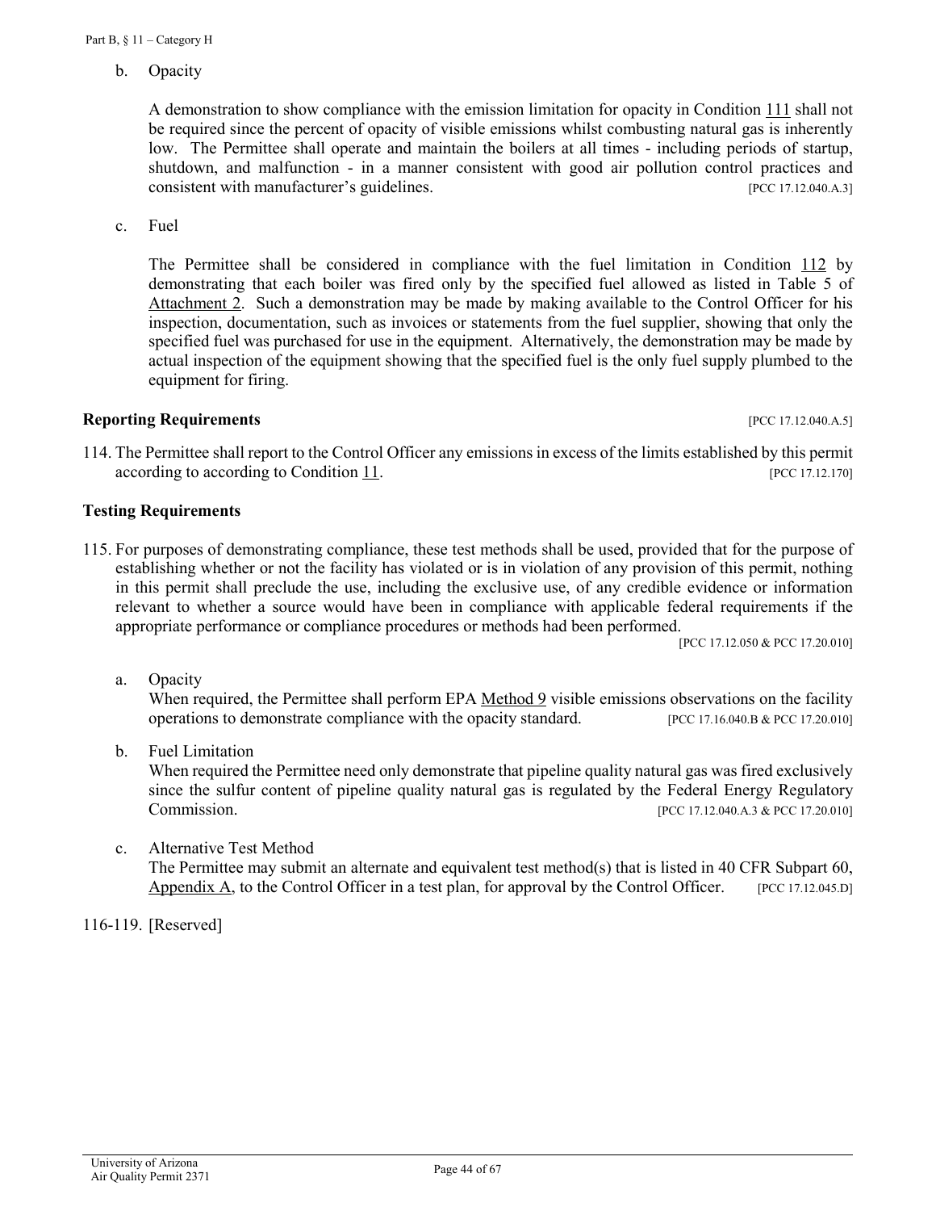b. Opacity

A demonstration to show compliance with the emission limitation for opacity in Condition 111 shall not be required since the percent of opacity of visible emissions whilst combusting natural gas is inherently low. The Permittee shall operate and maintain the boilers at all times - including periods of startup, shutdown, and malfunction - in a manner consistent with good air pollution control practices and consistent with manufacturer's guidelines. [PCC 17.12.040.A.3]

c. Fuel

The Permittee shall be considered in compliance with the fuel limitation in Condition 112 by demonstrating that each boiler was fired only by the specified fuel allowed as listed in Table 5 of Attachment 2. Such a demonstration may be made by making available to the Control Officer for his inspection, documentation, such as invoices or statements from the fuel supplier, showing that only the specified fuel was purchased for use in the equipment. Alternatively, the demonstration may be made by actual inspection of the equipment showing that the specified fuel is the only fuel supply plumbed to the equipment for firing.

**Reporting Requirements** [PCC 17.12.040.A.5]

114. The Permittee shall report to the Control Officer any emissions in excess of the limits established by this permit according to according to Condition 11. [PCC 17.12.170]

**Testing Requirements**

115. For purposes of demonstrating compliance, these test methods shall be used, provided that for the purpose of establishing whether or not the facility has violated or is in violation of any provision of this permit, nothing in this permit shall preclude the use, including the exclusive use, of any credible evidence or information relevant to whether a source would have been in compliance with applicable federal requirements if the appropriate performance or compliance procedures or methods had been performed. [PCC 17.12.050 & PCC 17.20.010]

   a. Opacity
   When required, the Permittee shall perform EPA Method 9 visible emissions observations on the facility operations to demonstrate compliance with the opacity standard. [PCC 17.16.040.B & PCC 17.20.010]

   b. Fuel Limitation
   When required the Permittee need only demonstrate that pipeline quality natural gas was fired exclusively since the sulfur content of pipeline quality natural gas is regulated by the Federal Energy Regulatory Commission. [PCC 17.12.040.A.3 & PCC 17.20.010]

   c. Alternative Test Method
   The Permittee may submit an alternate and equivalent test method(s) that is listed in 40 CFR Subpart 60, Appendix A, to the Control Officer in a test plan, for approval by the Control Officer. [PCC 17.12.045.D]

116-119. [Reserved]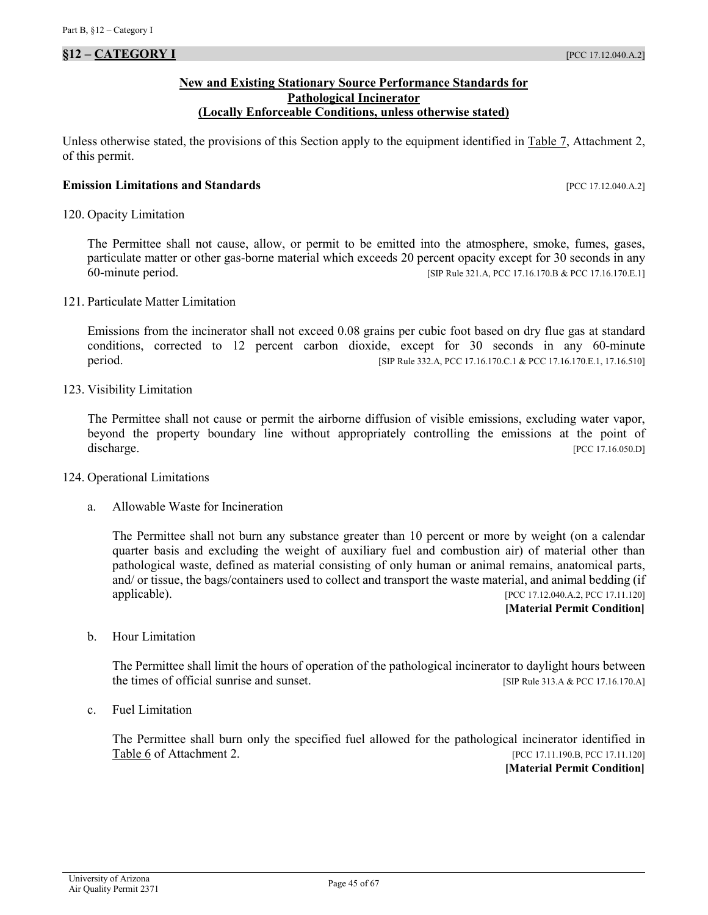## §12 – CATEGORY I [PCC 17.12.040.A.2]

**New and Existing Stationary Source Performance Standards for Pathological Incinerator (Locally Enforceable Conditions, unless otherwise stated)**

Unless otherwise stated, the provisions of this Section apply to the equipment identified in Table 7, Attachment 2, of this permit.

**Emission Limitations and Standards** [PCC 17.12.040.A.2]

120. Opacity Limitation

The Permittee shall not cause, allow, or permit to be emitted into the atmosphere, smoke, fumes, gases, particulate matter or other gas-borne material which exceeds 20 percent opacity except for 30 seconds in any 60-minute period. [SIP Rule 321.A, PCC 17.16.170.B & PCC 17.16.170.E.1]

121. Particulate Matter Limitation

Emissions from the incinerator shall not exceed 0.08 grains per cubic foot based on dry flue gas at standard conditions, corrected to 12 percent carbon dioxide, except for 30 seconds in any 60-minute period. [SIP Rule 332.A, PCC 17.16.170.C.1 & PCC 17.16.170.E.1, 17.16.510]

123. Visibility Limitation

The Permittee shall not cause or permit the airborne diffusion of visible emissions, excluding water vapor, beyond the property boundary line without appropriately controlling the emissions at the point of discharge. [PCC 17.16.050.D]

124. Operational Limitations

a. Allowable Waste for Incineration

The Permittee shall not burn any substance greater than 10 percent or more by weight (on a calendar quarter basis and excluding the weight of auxiliary fuel and combustion air) of material other than pathological waste, defined as material consisting of only human or animal remains, anatomical parts, and/ or tissue, the bags/containers used to collect and transport the waste material, and animal bedding (if applicable). [PCC 17.12.040.A.2, PCC 17.11.120]

**[Material Permit Condition]**

b. Hour Limitation

The Permittee shall limit the hours of operation of the pathological incinerator to daylight hours between the times of official sunrise and sunset. [SIP Rule 313.A & PCC 17.16.170.A]

c. Fuel Limitation

The Permittee shall burn only the specified fuel allowed for the pathological incinerator identified in Table 6 of Attachment 2. [PCC 17.11.190.B, PCC 17.11.120]

**[Material Permit Condition]**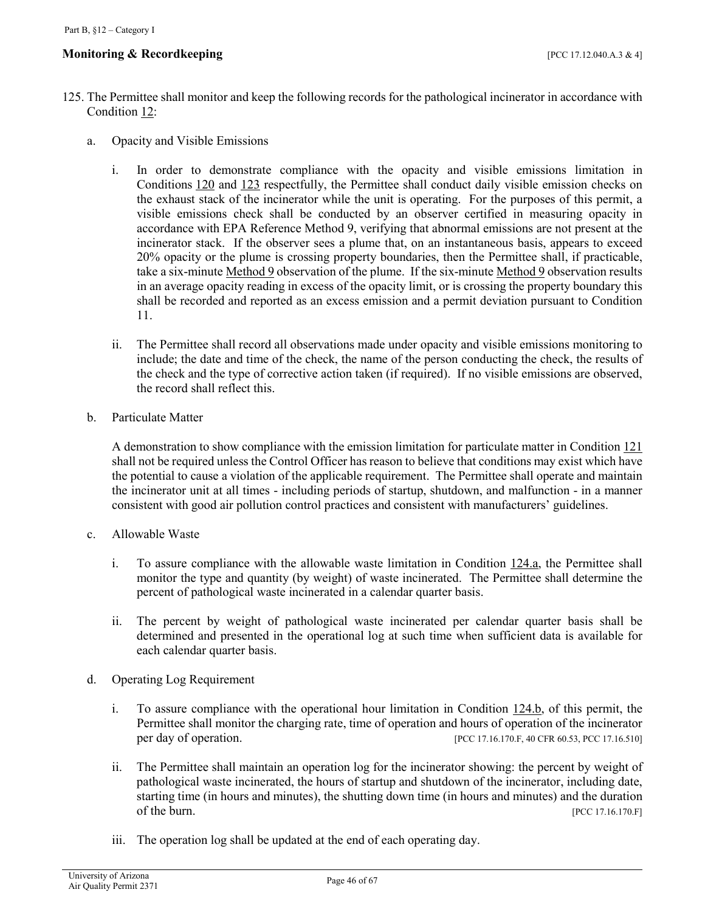**Monitoring & Recordkeeping** [PCC 17.12.040.A.3 & 4]

125. The Permittee shall monitor and keep the following records for the pathological incinerator in accordance with Condition 12:

    a. Opacity and Visible Emissions

        i. In order to demonstrate compliance with the opacity and visible emissions limitation in Conditions 120 and 123 respectfully, the Permittee shall conduct daily visible emission checks on the exhaust stack of the incinerator while the unit is operating. For the purposes of this permit, a visible emissions check shall be conducted by an observer certified in measuring opacity in accordance with EPA Reference Method 9, verifying that abnormal emissions are not present at the incinerator stack. If the observer sees a plume that, on an instantaneous basis, appears to exceed 20% opacity or the plume is crossing property boundaries, then the Permittee shall, if practicable, take a six-minute Method 9 observation of the plume. If the six-minute Method 9 observation results in an average opacity reading in excess of the opacity limit, or is crossing the property boundary this shall be recorded and reported as an excess emission and a permit deviation pursuant to Condition 11.

        ii. The Permittee shall record all observations made under opacity and visible emissions monitoring to include; the date and time of the check, the name of the person conducting the check, the results of the check and the type of corrective action taken (if required). If no visible emissions are observed, the record shall reflect this.

    b. Particulate Matter

        A demonstration to show compliance with the emission limitation for particulate matter in Condition 121 shall not be required unless the Control Officer has reason to believe that conditions may exist which have the potential to cause a violation of the applicable requirement. The Permittee shall operate and maintain the incinerator unit at all times - including periods of startup, shutdown, and malfunction - in a manner consistent with good air pollution control practices and consistent with manufacturers' guidelines.

    c. Allowable Waste

        i. To assure compliance with the allowable waste limitation in Condition 124.a, the Permittee shall monitor the type and quantity (by weight) of waste incinerated. The Permittee shall determine the percent of pathological waste incinerated in a calendar quarter basis.

        ii. The percent by weight of pathological waste incinerated per calendar quarter basis shall be determined and presented in the operational log at such time when sufficient data is available for each calendar quarter basis.

    d. Operating Log Requirement

        i. To assure compliance with the operational hour limitation in Condition 124.b, of this permit, the Permittee shall monitor the charging rate, time of operation and hours of operation of the incinerator per day of operation. [PCC 17.16.170.F, 40 CFR 60.53, PCC 17.16.510]

        ii. The Permittee shall maintain an operation log for the incinerator showing: the percent by weight of pathological waste incinerated, the hours of startup and shutdown of the incinerator, including date, starting time (in hours and minutes), the shutting down time (in hours and minutes) and the duration of the burn. [PCC 17.16.170.F]

        iii. The operation log shall be updated at the end of each operating day.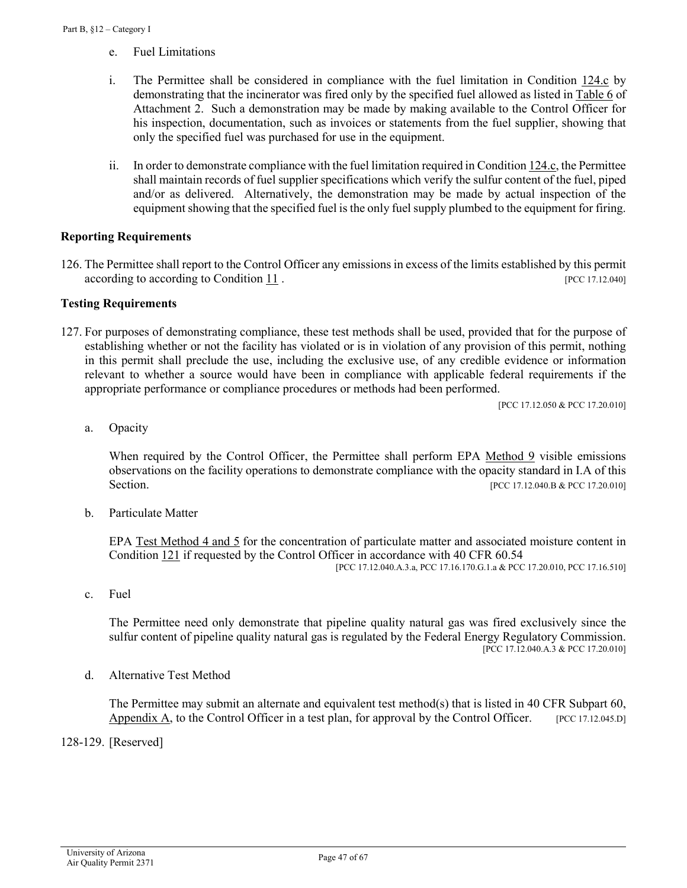e. Fuel Limitations

i. The Permittee shall be considered in compliance with the fuel limitation in Condition 124.c by demonstrating that the incinerator was fired only by the specified fuel allowed as listed in Table 6 of Attachment 2. Such a demonstration may be made by making available to the Control Officer for his inspection, documentation, such as invoices or statements from the fuel supplier, showing that only the specified fuel was purchased for use in the equipment.

ii. In order to demonstrate compliance with the fuel limitation required in Condition 124.c, the Permittee shall maintain records of fuel supplier specifications which verify the sulfur content of the fuel, piped and/or as delivered. Alternatively, the demonstration may be made by actual inspection of the equipment showing that the specified fuel is the only fuel supply plumbed to the equipment for firing.

### Reporting Requirements

126. The Permittee shall report to the Control Officer any emissions in excess of the limits established by this permit according to according to Condition 11 . [PCC 17.12.040]

### Testing Requirements

127. For purposes of demonstrating compliance, these test methods shall be used, provided that for the purpose of establishing whether or not the facility has violated or is in violation of any provision of this permit, nothing in this permit shall preclude the use, including the exclusive use, of any credible evidence or information relevant to whether a source would have been in compliance with applicable federal requirements if the appropriate performance or compliance procedures or methods had been performed.

[PCC 17.12.050 & PCC 17.20.010]

a. Opacity

When required by the Control Officer, the Permittee shall perform EPA Method 9 visible emissions observations on the facility operations to demonstrate compliance with the opacity standard in I.A of this Section. [PCC 17.12.040.B & PCC 17.20.010]

b. Particulate Matter

EPA Test Method 4 and 5 for the concentration of particulate matter and associated moisture content in Condition 121 if requested by the Control Officer in accordance with 40 CFR 60.54

[PCC 17.12.040.A.3.a, PCC 17.16.170.G.1.a & PCC 17.20.010, PCC 17.16.510]

c. Fuel

The Permittee need only demonstrate that pipeline quality natural gas was fired exclusively since the sulfur content of pipeline quality natural gas is regulated by the Federal Energy Regulatory Commission. [PCC 17.12.040.A.3 & PCC 17.20.010]

d. Alternative Test Method

The Permittee may submit an alternate and equivalent test method(s) that is listed in 40 CFR Subpart 60, Appendix A, to the Control Officer in a test plan, for approval by the Control Officer. [PCC 17.12.045.D]

128-129. [Reserved]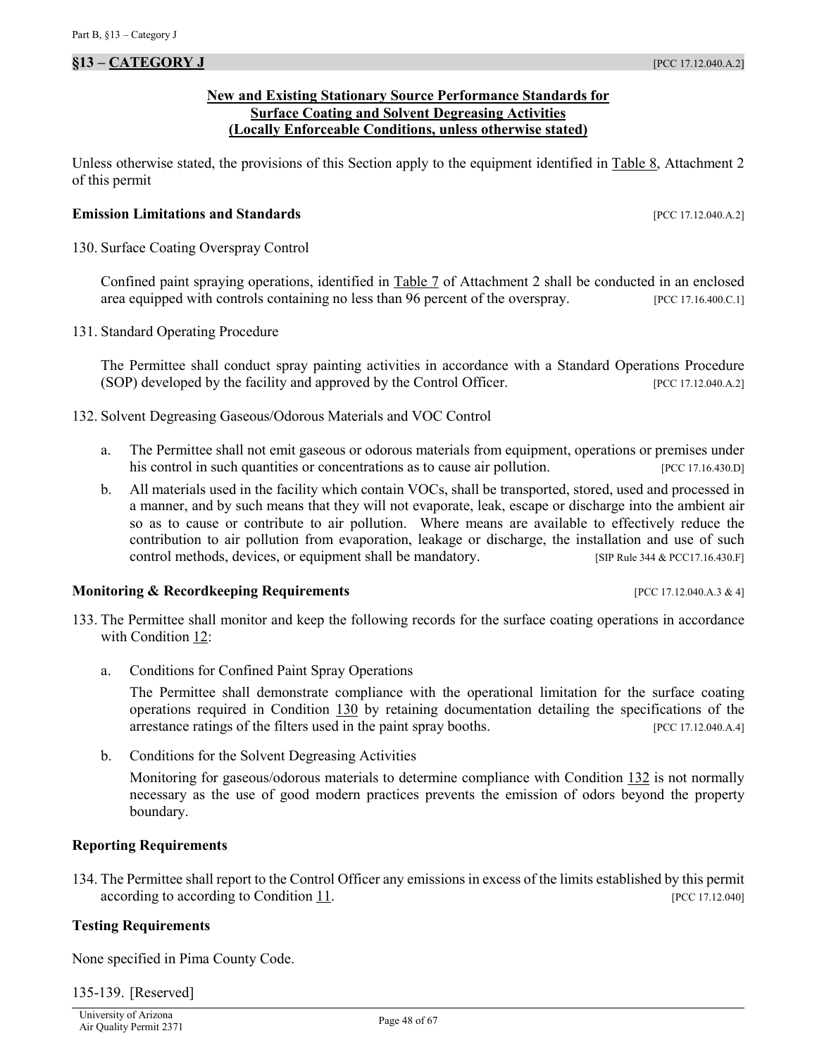## §13 – CATEGORY J [PCC 17.12.040.A.2]

**New and Existing Stationary Source Performance Standards for Surface Coating and Solvent Degreasing Activities (Locally Enforceable Conditions, unless otherwise stated)**

Unless otherwise stated, the provisions of this Section apply to the equipment identified in Table 8, Attachment 2 of this permit

### Emission Limitations and Standards [PCC 17.12.040.A.2]

130. Surface Coating Overspray Control

Confined paint spraying operations, identified in Table 7 of Attachment 2 shall be conducted in an enclosed area equipped with controls containing no less than 96 percent of the overspray. [PCC 17.16.400.C.1]

131. Standard Operating Procedure

The Permittee shall conduct spray painting activities in accordance with a Standard Operations Procedure (SOP) developed by the facility and approved by the Control Officer. [PCC 17.12.040.A.2]

132. Solvent Degreasing Gaseous/Odorous Materials and VOC Control

a. The Permittee shall not emit gaseous or odorous materials from equipment, operations or premises under his control in such quantities or concentrations as to cause air pollution. [PCC 17.16.430.D]

b. All materials used in the facility which contain VOCs, shall be transported, stored, used and processed in a manner, and by such means that they will not evaporate, leak, escape or discharge into the ambient air so as to cause or contribute to air pollution. Where means are available to effectively reduce the contribution to air pollution from evaporation, leakage or discharge, the installation and use of such control methods, devices, or equipment shall be mandatory. [SIP Rule 344 & PCC17.16.430.F]

### Monitoring & Recordkeeping Requirements [PCC 17.12.040.A.3 & 4]

133. The Permittee shall monitor and keep the following records for the surface coating operations in accordance with Condition 12:

a. Conditions for Confined Paint Spray Operations

The Permittee shall demonstrate compliance with the operational limitation for the surface coating operations required in Condition 130 by retaining documentation detailing the specifications of the arrestance ratings of the filters used in the paint spray booths. [PCC 17.12.040.A.4]

b. Conditions for the Solvent Degreasing Activities

Monitoring for gaseous/odorous materials to determine compliance with Condition 132 is not normally necessary as the use of good modern practices prevents the emission of odors beyond the property boundary.

### Reporting Requirements

134. The Permittee shall report to the Control Officer any emissions in excess of the limits established by this permit according to according to Condition 11. [PCC 17.12.040]

### Testing Requirements

None specified in Pima County Code.

135-139. [Reserved]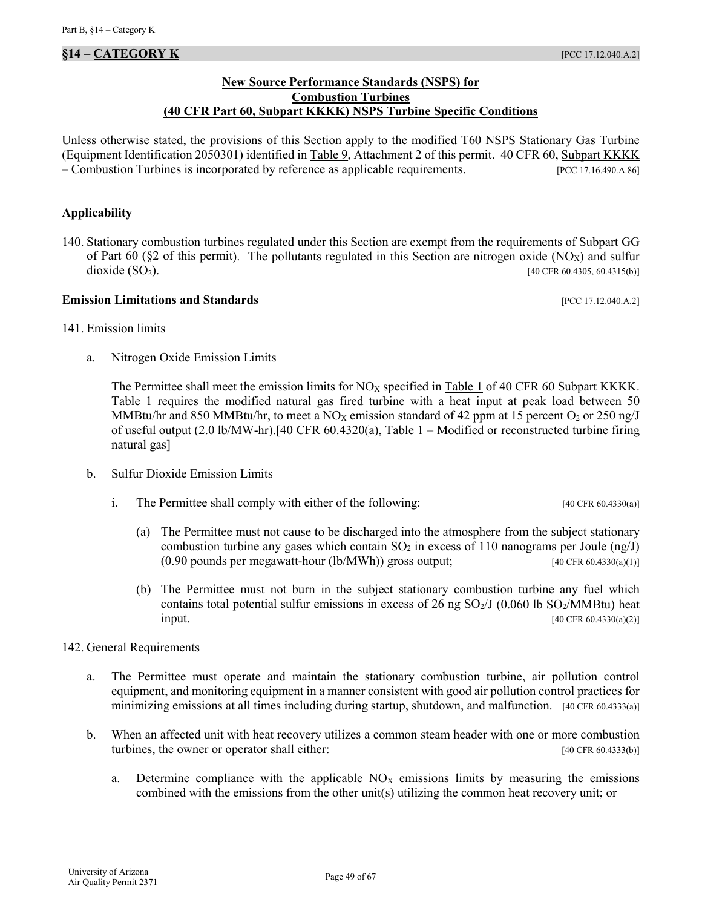## §14 – CATEGORY K [PCC 17.12.040.A.2]

**New Source Performance Standards (NSPS) for Combustion Turbines (40 CFR Part 60, Subpart KKKK) NSPS Turbine Specific Conditions**

Unless otherwise stated, the provisions of this Section apply to the modified T60 NSPS Stationary Gas Turbine (Equipment Identification 2050301) identified in Table 9, Attachment 2 of this permit. 40 CFR 60, Subpart KKKK – Combustion Turbines is incorporated by reference as applicable requirements. [PCC 17.16.490.A.86]

### Applicability

140. Stationary combustion turbines regulated under this Section are exempt from the requirements of Subpart GG of Part 60 (§2 of this permit). The pollutants regulated in this Section are nitrogen oxide ($NO_X$) and sulfur dioxide ($SO_2$). [40 CFR 60.4305, 60.4315(b)]

### Emission Limitations and Standards [PCC 17.12.040.A.2]

141. Emission limits

a. Nitrogen Oxide Emission Limits

The Permittee shall meet the emission limits for $NO_X$ specified in Table 1 of 40 CFR 60 Subpart KKKK. Table 1 requires the modified natural gas fired turbine with a heat input at peak load between 50 MMBtu/hr and 850 MMBtu/hr, to meet a $NO_X$ emission standard of 42 ppm at 15 percent $O_2$ or 250 ng/J of useful output (2.0 lb/MW-hr).[40 CFR 60.4320(a), Table 1 – Modified or reconstructed turbine firing natural gas]

b. Sulfur Dioxide Emission Limits

i. The Permittee shall comply with either of the following: [40 CFR 60.4330(a)]

(a) The Permittee must not cause to be discharged into the atmosphere from the subject stationary combustion turbine any gases which contain $SO_2$ in excess of 110 nanograms per Joule (ng/J) (0.90 pounds per megawatt-hour (lb/MWh)) gross output; [40 CFR 60.4330(a)(1)]

(b) The Permittee must not burn in the subject stationary combustion turbine any fuel which contains total potential sulfur emissions in excess of 26 ng $SO_2$/J (0.060 lb $SO_2$/MMBtu) heat input. [40 CFR 60.4330(a)(2)]

142. General Requirements

a. The Permittee must operate and maintain the stationary combustion turbine, air pollution control equipment, and monitoring equipment in a manner consistent with good air pollution control practices for minimizing emissions at all times including during startup, shutdown, and malfunction. [40 CFR 60.4333(a)]

b. When an affected unit with heat recovery utilizes a common steam header with one or more combustion turbines, the owner or operator shall either: [40 CFR 60.4333(b)]

a. Determine compliance with the applicable $NO_X$ emissions limits by measuring the emissions combined with the emissions from the other unit(s) utilizing the common heat recovery unit; or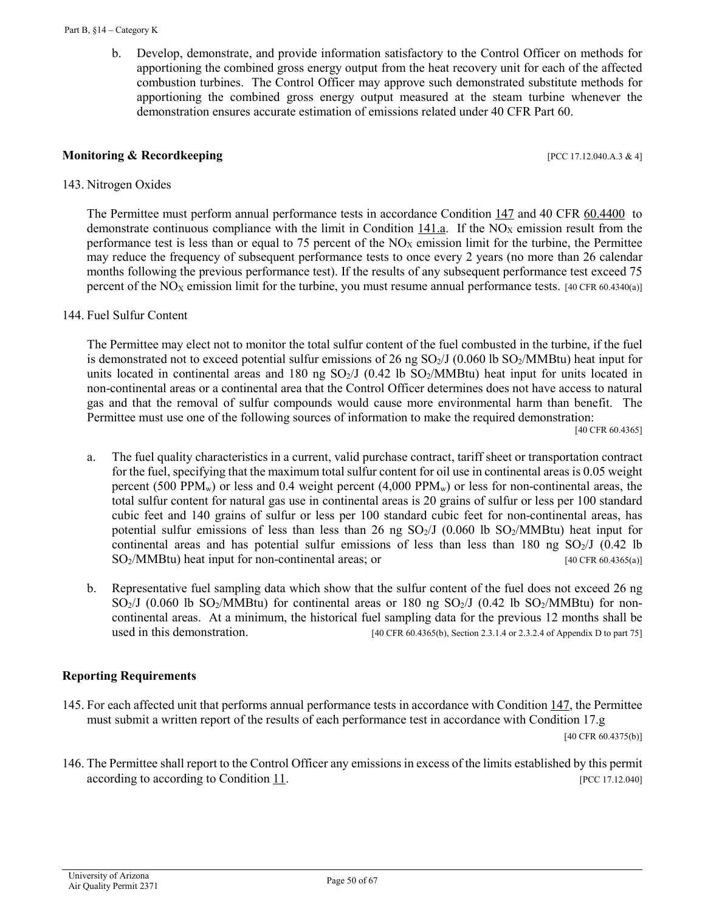b. Develop, demonstrate, and provide information satisfactory to the Control Officer on methods for apportioning the combined gross energy output from the heat recovery unit for each of the affected combustion turbines. The Control Officer may approve such demonstrated substitute methods for apportioning the combined gross energy output measured at the steam turbine whenever the demonstration ensures accurate estimation of emissions related under 40 CFR Part 60.

### Monitoring & Recordkeeping

[PCC 17.12.040.A.3 & 4]

143. Nitrogen Oxides

The Permittee must perform annual performance tests in accordance Condition 147 and 40 CFR 60.4400 to demonstrate continuous compliance with the limit in Condition 141.a. If the $NO_X$ emission result from the performance test is less than or equal to 75 percent of the $NO_X$ emission limit for the turbine, the Permittee may reduce the frequency of subsequent performance tests to once every 2 years (no more than 26 calendar months following the previous performance test). If the results of any subsequent performance test exceed 75 percent of the $NO_X$ emission limit for the turbine, you must resume annual performance tests. [40 CFR 60.4340(a)]

144. Fuel Sulfur Content

The Permittee may elect not to monitor the total sulfur content of the fuel combusted in the turbine, if the fuel is demonstrated not to exceed potential sulfur emissions of 26 ng $SO_2$/J (0.060 lb $SO_2$/MMBtu) heat input for units located in continental areas and 180 ng $SO_2$/J (0.42 lb $SO_2$/MMBtu) heat input for units located in non-continental areas or a continental area that the Control Officer determines does not have access to natural gas and that the removal of sulfur compounds would cause more environmental harm than benefit. The Permittee must use one of the following sources of information to make the required demonstration: [40 CFR 60.4365]

a. The fuel quality characteristics in a current, valid purchase contract, tariff sheet or transportation contract for the fuel, specifying that the maximum total sulfur content for oil use in continental areas is 0.05 weight percent (500 $PPM_w$) or less and 0.4 weight percent (4,000 $PPM_w$) or less for non-continental areas, the total sulfur content for natural gas use in continental areas is 20 grains of sulfur or less per 100 standard cubic feet and 140 grains of sulfur or less per 100 standard cubic feet for non-continental areas, has potential sulfur emissions of less than less than 26 ng $SO_2$/J (0.060 lb $SO_2$/MMBtu) heat input for continental areas and has potential sulfur emissions of less than less than 180 ng $SO_2$/J (0.42 lb $SO_2$/MMBtu) heat input for non-continental areas; or [40 CFR 60.4365(a)]

b. Representative fuel sampling data which show that the sulfur content of the fuel does not exceed 26 ng $SO_2$/J (0.060 lb $SO_2$/MMBtu) for continental areas or 180 ng $SO_2$/J (0.42 lb $SO_2$/MMBtu) for non-continental areas. At a minimum, the historical fuel sampling data for the previous 12 months shall be used in this demonstration. [40 CFR 60.4365(b), Section 2.3.1.4 or 2.3.2.4 of Appendix D to part 75]

### Reporting Requirements

145. For each affected unit that performs annual performance tests in accordance with Condition 147, the Permittee must submit a written report of the results of each performance test in accordance with Condition 17.g [40 CFR 60.4375(b)]

146. The Permittee shall report to the Control Officer any emissions in excess of the limits established by this permit according to according to Condition 11. [PCC 17.12.040]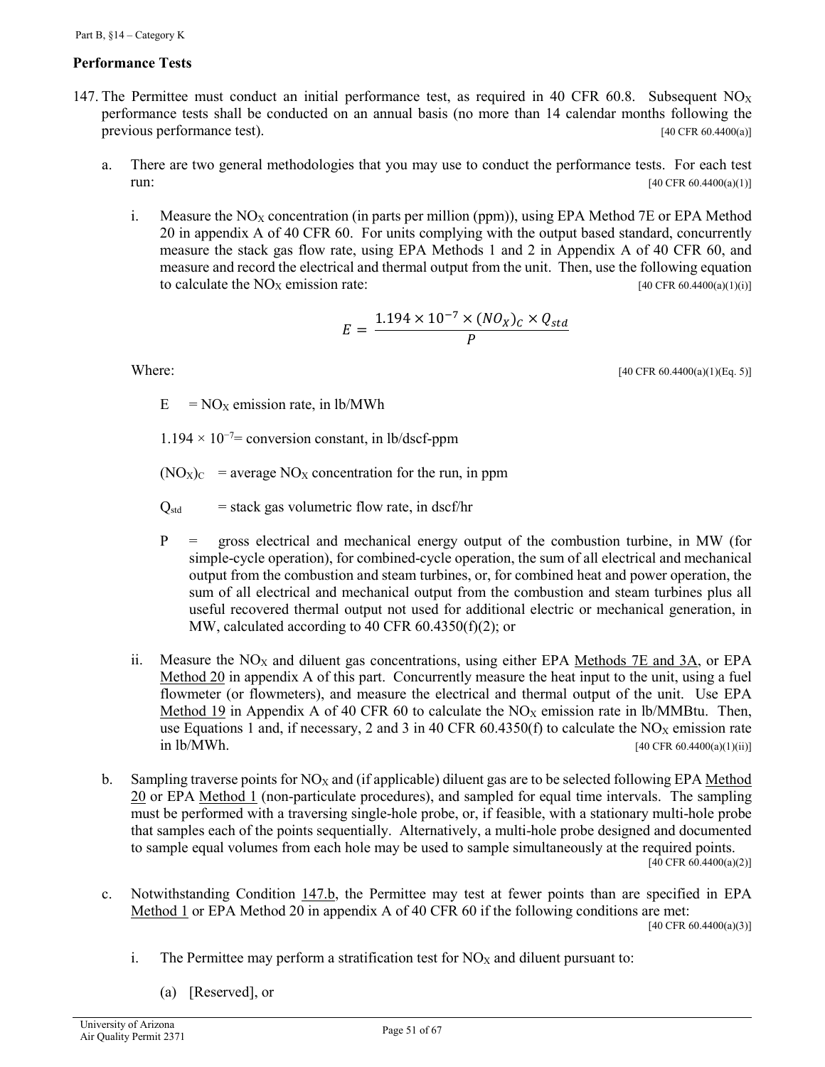## Performance Tests

147. The Permittee must conduct an initial performance test, as required in 40 CFR 60.8. Subsequent $NO_X$ performance tests shall be conducted on an annual basis (no more than 14 calendar months following the previous performance test). [40 CFR 60.4400(a)]

   a. There are two general methodologies that you may use to conduct the performance tests. For each test run: [40 CFR 60.4400(a)(1)]

      i. Measure the $NO_X$ concentration (in parts per million (ppm)), using EPA Method 7E or EPA Method 20 in appendix A of 40 CFR 60. For units complying with the output based standard, concurrently measure the stack gas flow rate, using EPA Methods 1 and 2 in Appendix A of 40 CFR 60, and measure and record the electrical and thermal output from the unit. Then, use the following equation to calculate the $NO_X$ emission rate: [40 CFR 60.4400(a)(1)(i)]

$$E = \frac{1.194 \times 10^{-7} \times (NO_X)_C \times Q_{std}}{P}$$

      Where: [40 CFR 60.4400(a)(1)(Eq. 5)]

      E = $NO_X$ emission rate, in lb/MWh

      $1.194 \times 10^{-7}$= conversion constant, in lb/dscf-ppm

      $(NO_X)_C$ = average $NO_X$ concentration for the run, in ppm

      $Q_{std}$ = stack gas volumetric flow rate, in dscf/hr

      P = gross electrical and mechanical energy output of the combustion turbine, in MW (for simple-cycle operation), for combined-cycle operation, the sum of all electrical and mechanical output from the combustion and steam turbines, or, for combined heat and power operation, the sum of all electrical and mechanical output from the combustion and steam turbines plus all useful recovered thermal output not used for additional electric or mechanical generation, in MW, calculated according to 40 CFR 60.4350(f)(2); or

      ii. Measure the $NO_X$ and diluent gas concentrations, using either EPA Methods 7E and 3A, or EPA Method 20 in appendix A of this part. Concurrently measure the heat input to the unit, using a fuel flowmeter (or flowmeters), and measure the electrical and thermal output of the unit. Use EPA Method 19 in Appendix A of 40 CFR 60 to calculate the $NO_X$ emission rate in lb/MMBtu. Then, use Equations 1 and, if necessary, 2 and 3 in 40 CFR 60.4350(f) to calculate the $NO_X$ emission rate in lb/MWh. [40 CFR 60.4400(a)(1)(ii)]

   b. Sampling traverse points for $NO_X$ and (if applicable) diluent gas are to be selected following EPA Method 20 or EPA Method 1 (non-particulate procedures), and sampled for equal time intervals. The sampling must be performed with a traversing single-hole probe, or, if feasible, with a stationary multi-hole probe that samples each of the points sequentially. Alternatively, a multi-hole probe designed and documented to sample equal volumes from each hole may be used to sample simultaneously at the required points. [40 CFR 60.4400(a)(2)]

   c. Notwithstanding Condition 147.b, the Permittee may test at fewer points than are specified in EPA Method 1 or EPA Method 20 in appendix A of 40 CFR 60 if the following conditions are met: [40 CFR 60.4400(a)(3)]

      i. The Permittee may perform a stratification test for $NO_X$ and diluent pursuant to:

         (a) [Reserved], or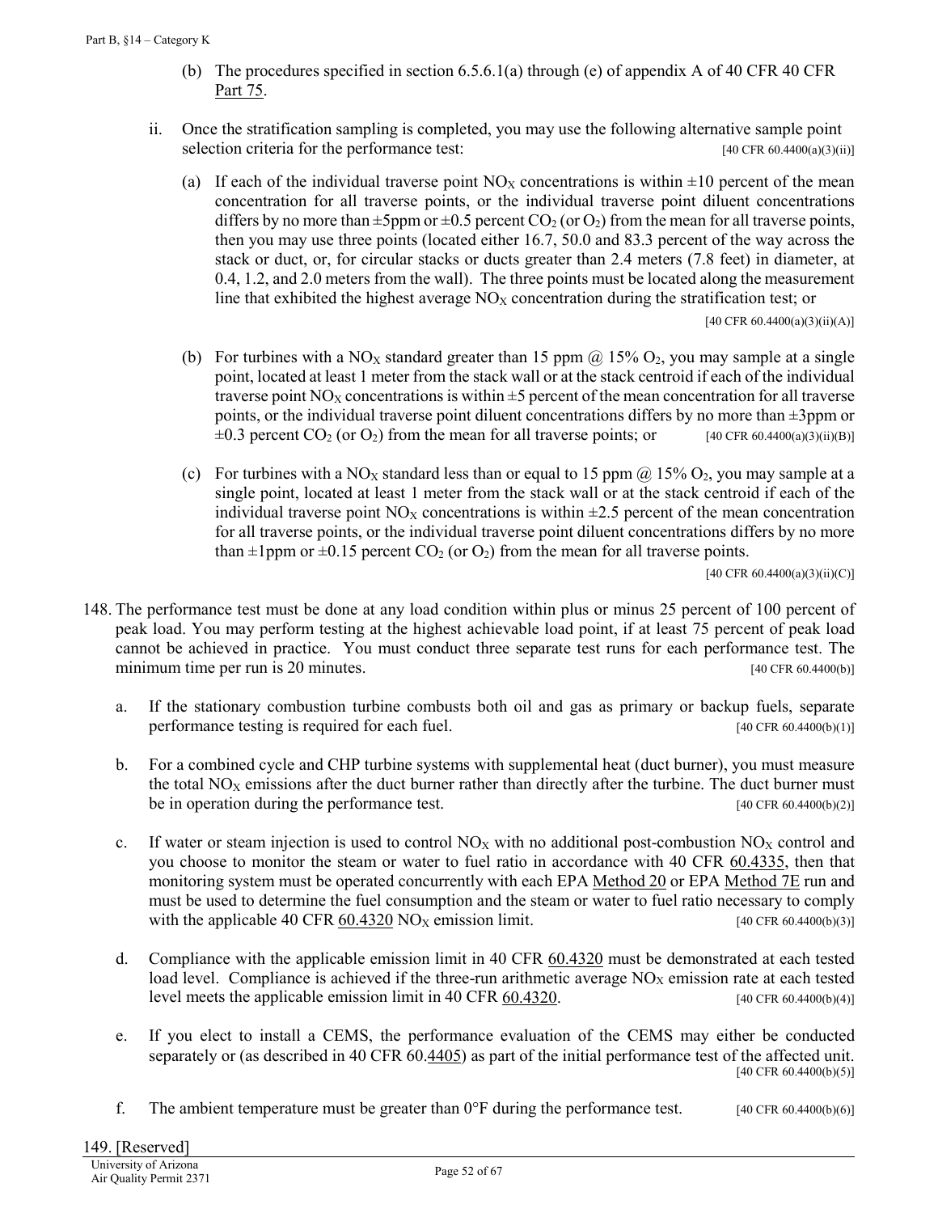(b) The procedures specified in section 6.5.6.1(a) through (e) of appendix A of 40 CFR 40 CFR Part 75.

ii. Once the stratification sampling is completed, you may use the following alternative sample point selection criteria for the performance test: [40 CFR 60.4400(a)(3)(ii)]

(a) If each of the individual traverse point $NO_X$ concentrations is within ±10 percent of the mean concentration for all traverse points, or the individual traverse point diluent concentrations differs by no more than ±5ppm or ±0.5 percent $CO_2$ (or $O_2$) from the mean for all traverse points, then you may use three points (located either 16.7, 50.0 and 83.3 percent of the way across the stack or duct, or, for circular stacks or ducts greater than 2.4 meters (7.8 feet) in diameter, at 0.4, 1.2, and 2.0 meters from the wall). The three points must be located along the measurement line that exhibited the highest average $NO_X$ concentration during the stratification test; or [40 CFR 60.4400(a)(3)(ii)(A)]

(b) For turbines with a $NO_X$ standard greater than 15 ppm @ 15% $O_2$, you may sample at a single point, located at least 1 meter from the stack wall or at the stack centroid if each of the individual traverse point $NO_X$ concentrations is within ±5 percent of the mean concentration for all traverse points, or the individual traverse point diluent concentrations differs by no more than ±3ppm or ±0.3 percent $CO_2$ (or $O_2$) from the mean for all traverse points; or [40 CFR 60.4400(a)(3)(ii)(B)]

(c) For turbines with a $NO_X$ standard less than or equal to 15 ppm @ 15% $O_2$, you may sample at a single point, located at least 1 meter from the stack wall or at the stack centroid if each of the individual traverse point $NO_X$ concentrations is within ±2.5 percent of the mean concentration for all traverse points, or the individual traverse point diluent concentrations differs by no more than ±1ppm or ±0.15 percent $CO_2$ (or $O_2$) from the mean for all traverse points. [40 CFR 60.4400(a)(3)(ii)(C)]

148. The performance test must be done at any load condition within plus or minus 25 percent of 100 percent of peak load. You may perform testing at the highest achievable load point, if at least 75 percent of peak load cannot be achieved in practice. You must conduct three separate test runs for each performance test. The minimum time per run is 20 minutes. [40 CFR 60.4400(b)]

a. If the stationary combustion turbine combusts both oil and gas as primary or backup fuels, separate performance testing is required for each fuel. [40 CFR 60.4400(b)(1)]

b. For a combined cycle and CHP turbine systems with supplemental heat (duct burner), you must measure the total $NO_X$ emissions after the duct burner rather than directly after the turbine. The duct burner must be in operation during the performance test. [40 CFR 60.4400(b)(2)]

c. If water or steam injection is used to control $NO_X$ with no additional post-combustion $NO_X$ control and you choose to monitor the steam or water to fuel ratio in accordance with 40 CFR 60.4335, then that monitoring system must be operated concurrently with each EPA Method 20 or EPA Method 7E run and must be used to determine the fuel consumption and the steam or water to fuel ratio necessary to comply with the applicable 40 CFR 60.4320 $NO_X$ emission limit. [40 CFR 60.4400(b)(3)]

d. Compliance with the applicable emission limit in 40 CFR 60.4320 must be demonstrated at each tested load level. Compliance is achieved if the three-run arithmetic average $NO_X$ emission rate at each tested level meets the applicable emission limit in 40 CFR 60.4320. [40 CFR 60.4400(b)(4)]

e. If you elect to install a CEMS, the performance evaluation of the CEMS may either be conducted separately or (as described in 40 CFR 60.4405) as part of the initial performance test of the affected unit. [40 CFR 60.4400(b)(5)]

f. The ambient temperature must be greater than 0°F during the performance test. [40 CFR 60.4400(b)(6)]

149. [Reserved]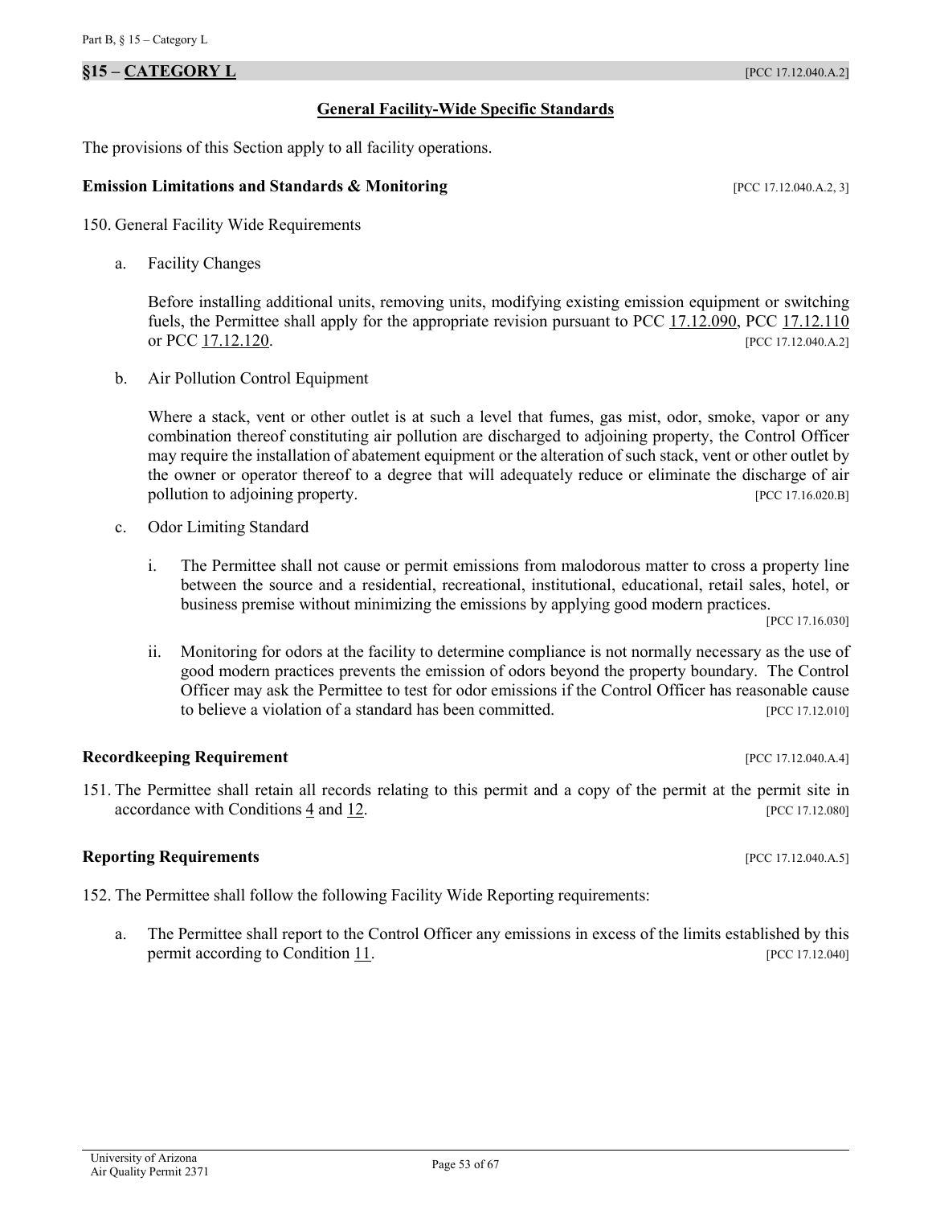## §15 – CATEGORY L [PCC 17.12.040.A.2]

### General Facility-Wide Specific Standards

The provisions of this Section apply to all facility operations.

**Emission Limitations and Standards & Monitoring** [PCC 17.12.040.A.2, 3]

150. General Facility Wide Requirements

  a. Facility Changes

  Before installing additional units, removing units, modifying existing emission equipment or switching fuels, the Permittee shall apply for the appropriate revision pursuant to PCC 17.12.090, PCC 17.12.110 or PCC 17.12.120. [PCC 17.12.040.A.2]

  b. Air Pollution Control Equipment

  Where a stack, vent or other outlet is at such a level that fumes, gas mist, odor, smoke, vapor or any combination thereof constituting air pollution are discharged to adjoining property, the Control Officer may require the installation of abatement equipment or the alteration of such stack, vent or other outlet by the owner or operator thereof to a degree that will adequately reduce or eliminate the discharge of air pollution to adjoining property. [PCC 17.16.020.B]

  c. Odor Limiting Standard

    i. The Permittee shall not cause or permit emissions from malodorous matter to cross a property line between the source and a residential, recreational, institutional, educational, retail sales, hotel, or business premise without minimizing the emissions by applying good modern practices. [PCC 17.16.030]

    ii. Monitoring for odors at the facility to determine compliance is not normally necessary as the use of good modern practices prevents the emission of odors beyond the property boundary. The Control Officer may ask the Permittee to test for odor emissions if the Control Officer has reasonable cause to believe a violation of a standard has been committed. [PCC 17.12.010]

**Recordkeeping Requirement** [PCC 17.12.040.A.4]

151. The Permittee shall retain all records relating to this permit and a copy of the permit at the permit site in accordance with Conditions 4 and 12. [PCC 17.12.080]

**Reporting Requirements** [PCC 17.12.040.A.5]

152. The Permittee shall follow the following Facility Wide Reporting requirements:

  a. The Permittee shall report to the Control Officer any emissions in excess of the limits established by this permit according to Condition 11. [PCC 17.12.040]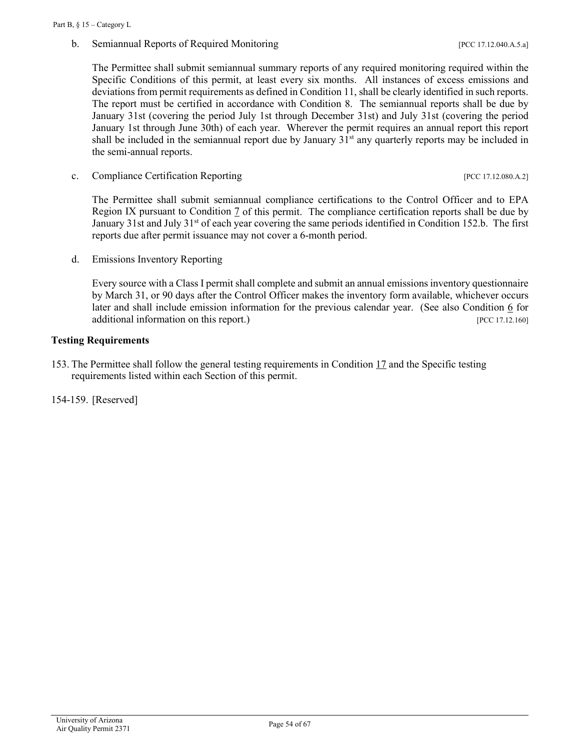b. Semiannual Reports of Required Monitoring [PCC 17.12.040.A.5.a]

The Permittee shall submit semiannual summary reports of any required monitoring required within the Specific Conditions of this permit, at least every six months. All instances of excess emissions and deviations from permit requirements as defined in Condition 11, shall be clearly identified in such reports. The report must be certified in accordance with Condition 8. The semiannual reports shall be due by January 31st (covering the period July 1st through December 31st) and July 31st (covering the period January 1st through June 30th) of each year. Wherever the permit requires an annual report this report shall be included in the semiannual report due by January 31st any quarterly reports may be included in the semi-annual reports.

c. Compliance Certification Reporting [PCC 17.12.080.A.2]

The Permittee shall submit semiannual compliance certifications to the Control Officer and to EPA Region IX pursuant to Condition 7 of this permit. The compliance certification reports shall be due by January 31st and July 31st of each year covering the same periods identified in Condition 152.b. The first reports due after permit issuance may not cover a 6-month period.

d. Emissions Inventory Reporting

Every source with a Class I permit shall complete and submit an annual emissions inventory questionnaire by March 31, or 90 days after the Control Officer makes the inventory form available, whichever occurs later and shall include emission information for the previous calendar year. (See also Condition 6 for additional information on this report.) [PCC 17.12.160]

**Testing Requirements**

153. The Permittee shall follow the general testing requirements in Condition 17 and the Specific testing requirements listed within each Section of this permit.

154-159. [Reserved]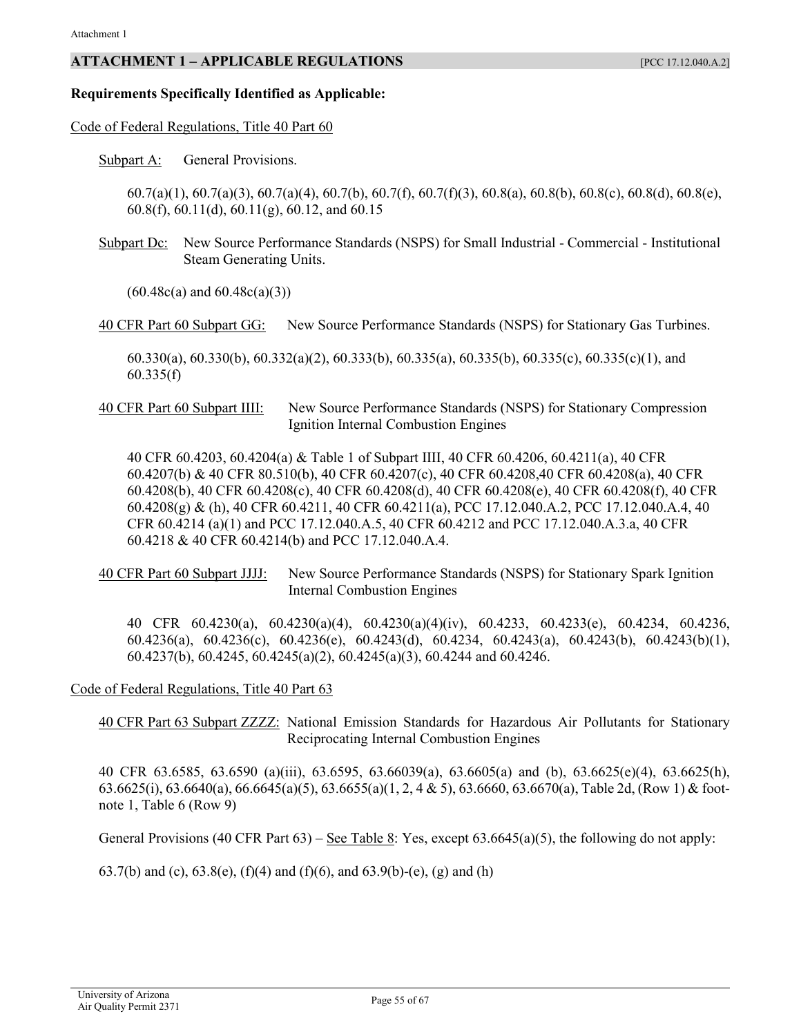## ATTACHMENT 1 – APPLICABLE REGULATIONS [PCC 17.12.040.A.2]

**Requirements Specifically Identified as Applicable:**

Code of Federal Regulations, Title 40 Part 60

Subpart A: General Provisions.

60.7(a)(1), 60.7(a)(3), 60.7(a)(4), 60.7(b), 60.7(f), 60.7(f)(3), 60.8(a), 60.8(b), 60.8(c), 60.8(d), 60.8(e), 60.8(f), 60.11(d), 60.11(g), 60.12, and 60.15

Subpart Dc: New Source Performance Standards (NSPS) for Small Industrial - Commercial - Institutional Steam Generating Units.

(60.48c(a) and 60.48c(a)(3))

40 CFR Part 60 Subpart GG: New Source Performance Standards (NSPS) for Stationary Gas Turbines.

60.330(a), 60.330(b), 60.332(a)(2), 60.333(b), 60.335(a), 60.335(b), 60.335(c), 60.335(c)(1), and 60.335(f)

40 CFR Part 60 Subpart IIII: New Source Performance Standards (NSPS) for Stationary Compression Ignition Internal Combustion Engines

40 CFR 60.4203, 60.4204(a) & Table 1 of Subpart IIII, 40 CFR 60.4206, 60.4211(a), 40 CFR 60.4207(b) & 40 CFR 80.510(b), 40 CFR 60.4207(c), 40 CFR 60.4208,40 CFR 60.4208(a), 40 CFR 60.4208(b), 40 CFR 60.4208(c), 40 CFR 60.4208(d), 40 CFR 60.4208(e), 40 CFR 60.4208(f), 40 CFR 60.4208(g) & (h), 40 CFR 60.4211, 40 CFR 60.4211(a), PCC 17.12.040.A.2, PCC 17.12.040.A.4, 40 CFR 60.4214 (a)(1) and PCC 17.12.040.A.5, 40 CFR 60.4212 and PCC 17.12.040.A.3.a, 40 CFR 60.4218 & 40 CFR 60.4214(b) and PCC 17.12.040.A.4.

40 CFR Part 60 Subpart JJJJ: New Source Performance Standards (NSPS) for Stationary Spark Ignition Internal Combustion Engines

40 CFR 60.4230(a), 60.4230(a)(4), 60.4230(a)(4)(iv), 60.4233, 60.4233(e), 60.4234, 60.4236, 60.4236(a), 60.4236(c), 60.4236(e), 60.4243(d), 60.4234, 60.4243(a), 60.4243(b), 60.4243(b)(1), 60.4237(b), 60.4245, 60.4245(a)(2), 60.4245(a)(3), 60.4244 and 60.4246.

Code of Federal Regulations, Title 40 Part 63

40 CFR Part 63 Subpart ZZZZ: National Emission Standards for Hazardous Air Pollutants for Stationary Reciprocating Internal Combustion Engines

40 CFR 63.6585, 63.6590 (a)(iii), 63.6595, 63.66039(a), 63.6605(a) and (b), 63.6625(e)(4), 63.6625(h), 63.6625(i), 63.6640(a), 66.6645(a)(5), 63.6655(a)(1, 2, 4 & 5), 63.6660, 63.6670(a), Table 2d, (Row 1) & footnote 1, Table 6 (Row 9)

General Provisions (40 CFR Part 63) – See Table 8: Yes, except 63.6645(a)(5), the following do not apply:

63.7(b) and (c), 63.8(e), (f)(4) and (f)(6), and 63.9(b)-(e), (g) and (h)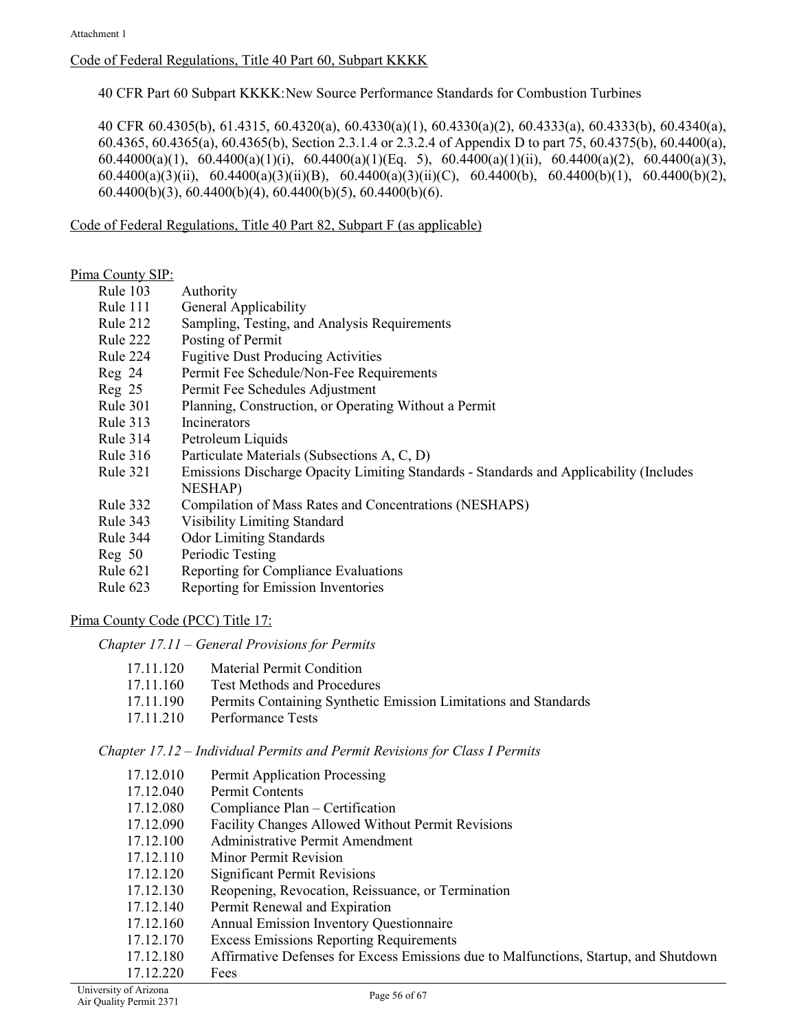Code of Federal Regulations, Title 40 Part 60, Subpart KKKK

40 CFR Part 60 Subpart KKKK: New Source Performance Standards for Combustion Turbines

40 CFR 60.4305(b), 61.4315, 60.4320(a), 60.4330(a)(1), 60.4330(a)(2), 60.4333(a), 60.4333(b), 60.4340(a), 60.4365, 60.4365(a), 60.4365(b), Section 2.3.1.4 or 2.3.2.4 of Appendix D to part 75, 60.4375(b), 60.4400(a), 60.44000(a)(1), 60.4400(a)(1)(i), 60.4400(a)(1)(Eq. 5), 60.4400(a)(1)(ii), 60.4400(a)(2), 60.4400(a)(3), 60.4400(a)(3)(ii), 60.4400(a)(3)(ii)(B), 60.4400(a)(3)(ii)(C), 60.4400(b), 60.4400(b)(1), 60.4400(b)(2), 60.4400(b)(3), 60.4400(b)(4), 60.4400(b)(5), 60.4400(b)(6).

Code of Federal Regulations, Title 40 Part 82, Subpart F (as applicable)

Pima County SIP:

| | |
|---|---|
| Rule 103 | Authority |
| Rule 111 | General Applicability |
| Rule 212 | Sampling, Testing, and Analysis Requirements |
| Rule 222 | Posting of Permit |
| Rule 224 | Fugitive Dust Producing Activities |
| Reg 24 | Permit Fee Schedule/Non-Fee Requirements |
| Reg 25 | Permit Fee Schedules Adjustment |
| Rule 301 | Planning, Construction, or Operating Without a Permit |
| Rule 313 | Incinerators |
| Rule 314 | Petroleum Liquids |
| Rule 316 | Particulate Materials (Subsections A, C, D) |
| Rule 321 | Emissions Discharge Opacity Limiting Standards - Standards and Applicability (Includes NESHAP) |
| Rule 332 | Compilation of Mass Rates and Concentrations (NESHAPS) |
| Rule 343 | Visibility Limiting Standard |
| Rule 344 | Odor Limiting Standards |
| Reg 50 | Periodic Testing |
| Rule 621 | Reporting for Compliance Evaluations |
| Rule 623 | Reporting for Emission Inventories |

Pima County Code (PCC) Title 17:

*Chapter 17.11 – General Provisions for Permits*

| | |
|---|---|
| 17.11.120 | Material Permit Condition |
| 17.11.160 | Test Methods and Procedures |
| 17.11.190 | Permits Containing Synthetic Emission Limitations and Standards |
| 17.11.210 | Performance Tests |

*Chapter 17.12 – Individual Permits and Permit Revisions for Class I Permits*

| | |
|---|---|
| 17.12.010 | Permit Application Processing |
| 17.12.040 | Permit Contents |
| 17.12.080 | Compliance Plan – Certification |
| 17.12.090 | Facility Changes Allowed Without Permit Revisions |
| 17.12.100 | Administrative Permit Amendment |
| 17.12.110 | Minor Permit Revision |
| 17.12.120 | Significant Permit Revisions |
| 17.12.130 | Reopening, Revocation, Reissuance, or Termination |
| 17.12.140 | Permit Renewal and Expiration |
| 17.12.160 | Annual Emission Inventory Questionnaire |
| 17.12.170 | Excess Emissions Reporting Requirements |
| 17.12.180 | Affirmative Defenses for Excess Emissions due to Malfunctions, Startup, and Shutdown |
| 17.12.220 | Fees |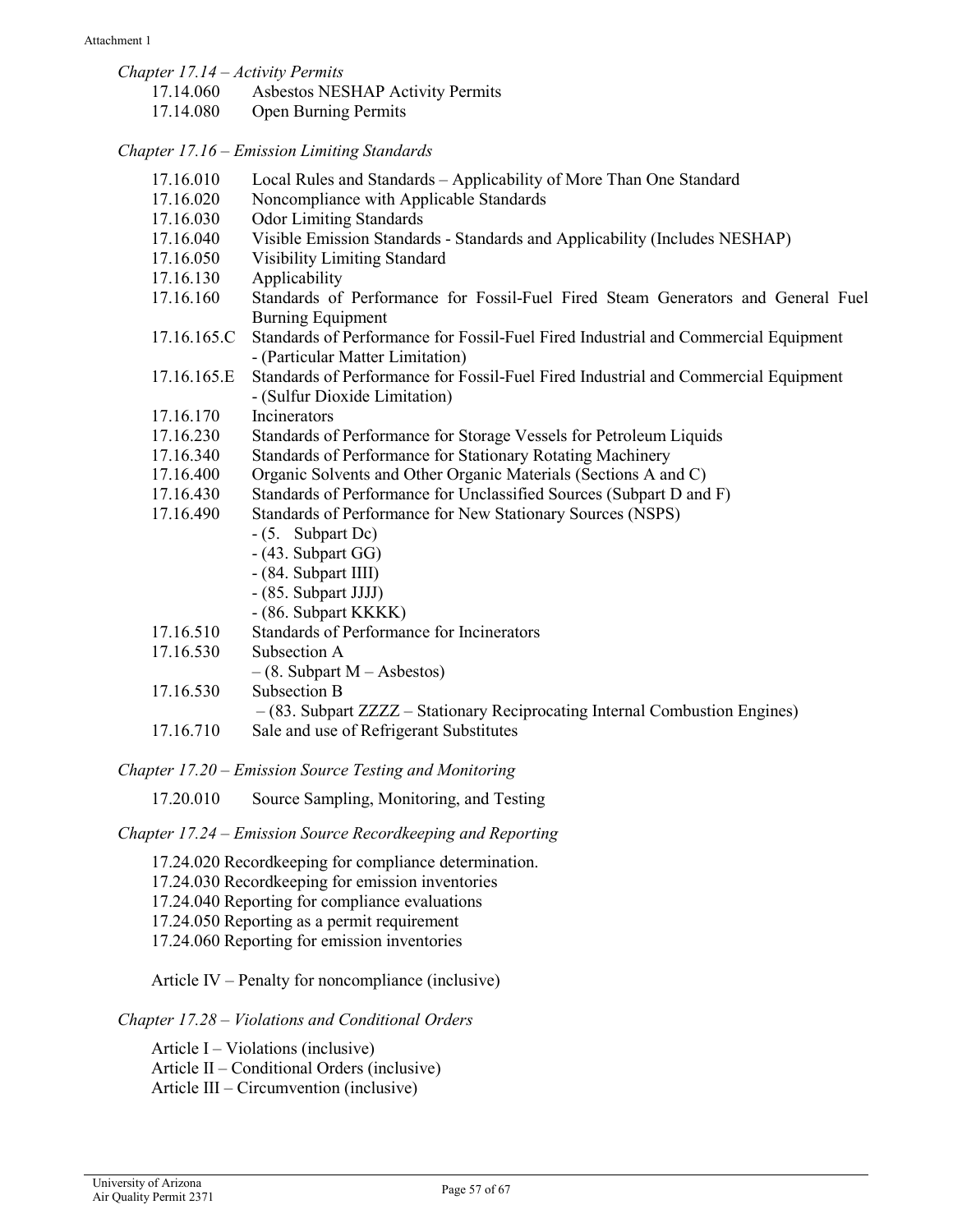*Chapter 17.14 – Activity Permits*

| | |
|---|---|
| 17.14.060 | Asbestos NESHAP Activity Permits |
| 17.14.080 | Open Burning Permits |

*Chapter 17.16 – Emission Limiting Standards*

| | |
|---|---|
| 17.16.010 | Local Rules and Standards – Applicability of More Than One Standard |
| 17.16.020 | Noncompliance with Applicable Standards |
| 17.16.030 | Odor Limiting Standards |
| 17.16.040 | Visible Emission Standards - Standards and Applicability (Includes NESHAP) |
| 17.16.050 | Visibility Limiting Standard |
| 17.16.130 | Applicability |
| 17.16.160 | Standards of Performance for Fossil-Fuel Fired Steam Generators and General Fuel Burning Equipment |
| 17.16.165.C | Standards of Performance for Fossil-Fuel Fired Industrial and Commercial Equipment - (Particular Matter Limitation) |
| 17.16.165.E | Standards of Performance for Fossil-Fuel Fired Industrial and Commercial Equipment - (Sulfur Dioxide Limitation) |
| 17.16.170 | Incinerators |
| 17.16.230 | Standards of Performance for Storage Vessels for Petroleum Liquids |
| 17.16.340 | Standards of Performance for Stationary Rotating Machinery |
| 17.16.400 | Organic Solvents and Other Organic Materials (Sections A and C) |
| 17.16.430 | Standards of Performance for Unclassified Sources (Subpart D and F) |
| 17.16.490 | Standards of Performance for New Stationary Sources (NSPS)<br>- (5. Subpart Dc)<br>- (43. Subpart GG)<br>- (84. Subpart IIII)<br>- (85. Subpart JJJJ)<br>- (86. Subpart KKKK) |
| 17.16.510 | Standards of Performance for Incinerators |
| 17.16.530 | Subsection A<br>– (8. Subpart M – Asbestos) |
| 17.16.530 | Subsection B<br>– (83. Subpart ZZZZ – Stationary Reciprocating Internal Combustion Engines) |
| 17.16.710 | Sale and use of Refrigerant Substitutes |

*Chapter 17.20 – Emission Source Testing and Monitoring*

| | |
|---|---|
| 17.20.010 | Source Sampling, Monitoring, and Testing |

*Chapter 17.24 – Emission Source Recordkeeping and Reporting*

17.24.020 Recordkeeping for compliance determination.
17.24.030 Recordkeeping for emission inventories
17.24.040 Reporting for compliance evaluations
17.24.050 Reporting as a permit requirement
17.24.060 Reporting for emission inventories

Article IV – Penalty for noncompliance (inclusive)

*Chapter 17.28 – Violations and Conditional Orders*

Article I – Violations (inclusive)
Article II – Conditional Orders (inclusive)
Article III – Circumvention (inclusive)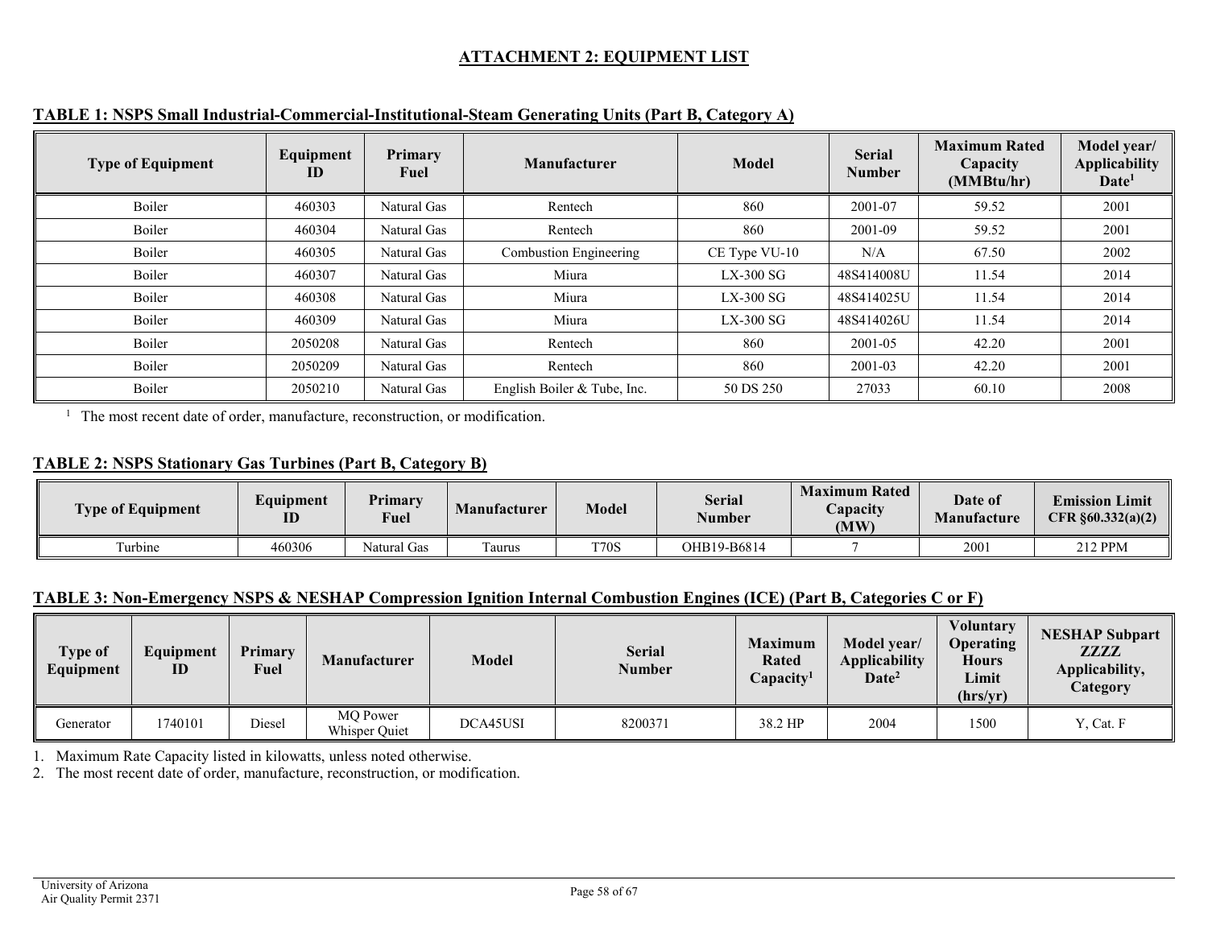# ATTACHMENT 2: EQUIPMENT LIST

**TABLE 1: NSPS Small Industrial-Commercial-Institutional-Steam Generating Units (Part B, Category A)**

| Type of Equipment | Equipment ID | Primary Fuel | Manufacturer | Model | Serial Number | Maximum Rated Capacity (MMBtu/hr) | Model year/ Applicability Date[1] |
|---|---|---|---|---|---|---|---|
| Boiler | 460303 | Natural Gas | Rentech | 860 | 2001-07 | 59.52 | 2001 |
| Boiler | 460304 | Natural Gas | Rentech | 860 | 2001-09 | 59.52 | 2001 |
| Boiler | 460305 | Natural Gas | Combustion Engineering | CE Type VU-10 | N/A | 67.50 | 2002 |
| Boiler | 460307 | Natural Gas | Miura | LX-300 SG | 48S414008U | 11.54 | 2014 |
| Boiler | 460308 | Natural Gas | Miura | LX-300 SG | 48S414025U | 11.54 | 2014 |
| Boiler | 460309 | Natural Gas | Miura | LX-300 SG | 48S414026U | 11.54 | 2014 |
| Boiler | 2050208 | Natural Gas | Rentech | 860 | 2001-05 | 42.20 | 2001 |
| Boiler | 2050209 | Natural Gas | Rentech | 860 | 2001-03 | 42.20 | 2001 |
| Boiler | 2050210 | Natural Gas | English Boiler & Tube, Inc. | 50 DS 250 | 27033 | 60.10 | 2008 |

[1] The most recent date of order, manufacture, reconstruction, or modification.

**TABLE 2: NSPS Stationary Gas Turbines (Part B, Category B)**

| Type of Equipment | Equipment ID | Primary Fuel | Manufacturer | Model | Serial Number | Maximum Rated Capacity (MW) | Date of Manufacture | Emission Limit CFR §60.332(a)(2) |
|---|---|---|---|---|---|---|---|---|
| Turbine | 460306 | Natural Gas | Taurus | T70S | OHB19-B6814 | 7 | 2001 | 212 PPM |

**TABLE 3: Non-Emergency NSPS & NESHAP Compression Ignition Internal Combustion Engines (ICE) (Part B, Categories C or F)**

| Type of Equipment | Equipment ID | Primary Fuel | Manufacturer | Model | Serial Number | Maximum Rated Capacity[1] | Model year/ Applicability Date[2] | Voluntary Operating Hours Limit (hrs/yr) | NESHAP Subpart ZZZZ Applicability, Category |
|---|---|---|---|---|---|---|---|---|---|
| Generator | 1740101 | Diesel | MQ Power Whisper Quiet | DCA45USI | 8200371 | 38.2 HP | 2004 | 1500 | Y, Cat. F |

1. Maximum Rate Capacity listed in kilowatts, unless noted otherwise.
2. The most recent date of order, manufacture, reconstruction, or modification.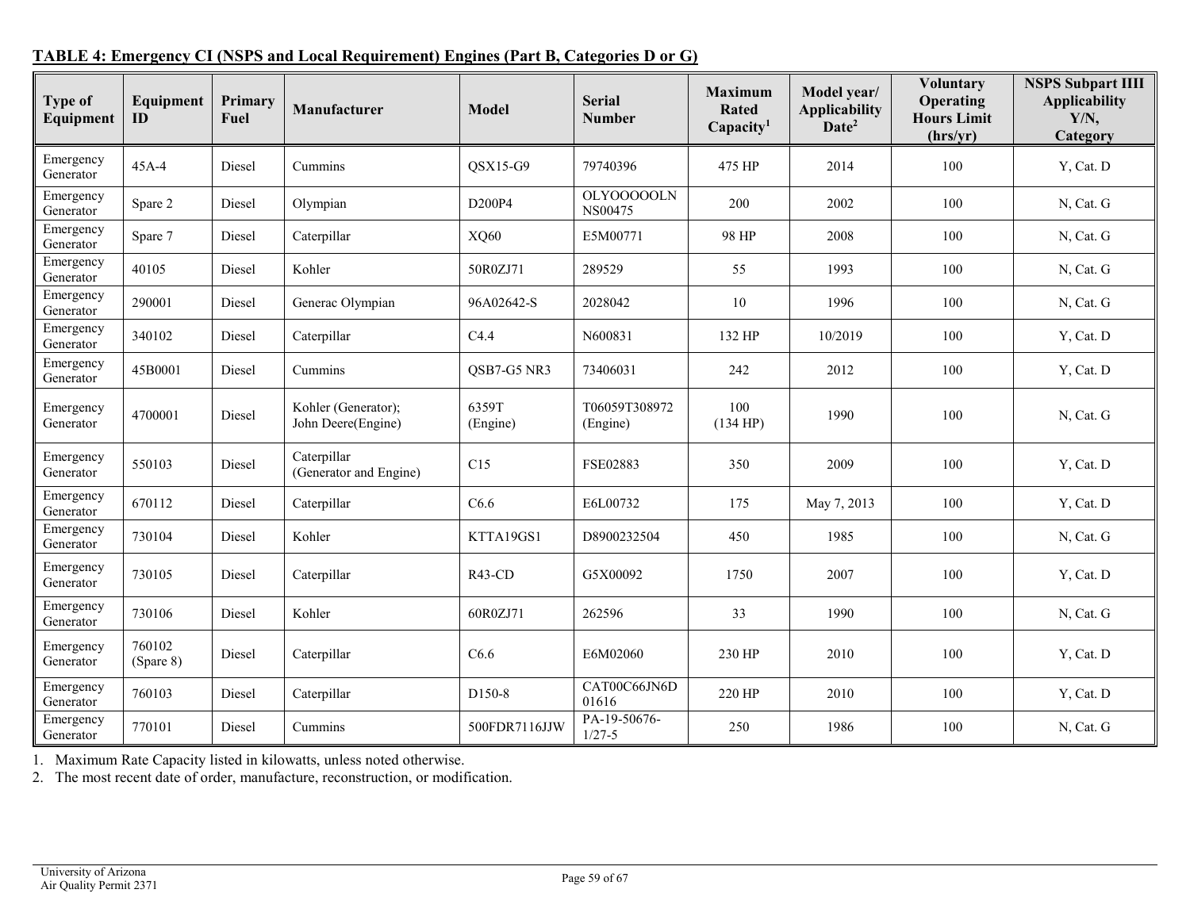**TABLE 4: Emergency CI (NSPS and Local Requirement) Engines (Part B, Categories D or G)**

| Type of Equipment | Equipment ID | Primary Fuel | Manufacturer | Model | Serial Number | Maximum Rated Capacity[1] | Model year/ Applicability Date[2] | Voluntary Operating Hours Limit (hrs/yr) | NSPS Subpart IIII Applicability Y/N, Category |
|---|---|---|---|---|---|---|---|---|---|
| Emergency Generator | 45A-4 | Diesel | Cummins | QSX15-G9 | 79740396 | 475 HP | 2014 | 100 | Y, Cat. D |
| Emergency Generator | Spare 2 | Diesel | Olympian | D200P4 | OLYOOOOOLN NS00475 | 200 | 2002 | 100 | N, Cat. G |
| Emergency Generator | Spare 7 | Diesel | Caterpillar | XQ60 | E5M00771 | 98 HP | 2008 | 100 | N, Cat. G |
| Emergency Generator | 40105 | Diesel | Kohler | 50R0ZJ71 | 289529 | 55 | 1993 | 100 | N, Cat. G |
| Emergency Generator | 290001 | Diesel | Generac Olympian | 96A02642-S | 2028042 | 10 | 1996 | 100 | N, Cat. G |
| Emergency Generator | 340102 | Diesel | Caterpillar | C4.4 | N600831 | 132 HP | 10/2019 | 100 | Y, Cat. D |
| Emergency Generator | 45B0001 | Diesel | Cummins | QSB7-G5 NR3 | 73406031 | 242 | 2012 | 100 | Y, Cat. D |
| Emergency Generator | 4700001 | Diesel | Kohler (Generator); John Deere(Engine) | 6359T (Engine) | T06059T308972 (Engine) | 100 (134 HP) | 1990 | 100 | N, Cat. G |
| Emergency Generator | 550103 | Diesel | Caterpillar (Generator and Engine) | C15 | FSE02883 | 350 | 2009 | 100 | Y, Cat. D |
| Emergency Generator | 670112 | Diesel | Caterpillar | C6.6 | E6L00732 | 175 | May 7, 2013 | 100 | Y, Cat. D |
| Emergency Generator | 730104 | Diesel | Kohler | KTTA19GS1 | D8900232504 | 450 | 1985 | 100 | N, Cat. G |
| Emergency Generator | 730105 | Diesel | Caterpillar | R43-CD | G5X00092 | 1750 | 2007 | 100 | Y, Cat. D |
| Emergency Generator | 730106 | Diesel | Kohler | 60R0ZJ71 | 262596 | 33 | 1990 | 100 | N, Cat. G |
| Emergency Generator | 760102 (Spare 8) | Diesel | Caterpillar | C6.6 | E6M02060 | 230 HP | 2010 | 100 | Y, Cat. D |
| Emergency Generator | 760103 | Diesel | Caterpillar | D150-8 | CAT00C66JN6D 01616 | 220 HP | 2010 | 100 | Y, Cat. D |
| Emergency Generator | 770101 | Diesel | Cummins | 500FDR7116JJW | PA-19-50676-1/27-5 | 250 | 1986 | 100 | N, Cat. G |

1. Maximum Rate Capacity listed in kilowatts, unless noted otherwise.
2. The most recent date of order, manufacture, reconstruction, or modification.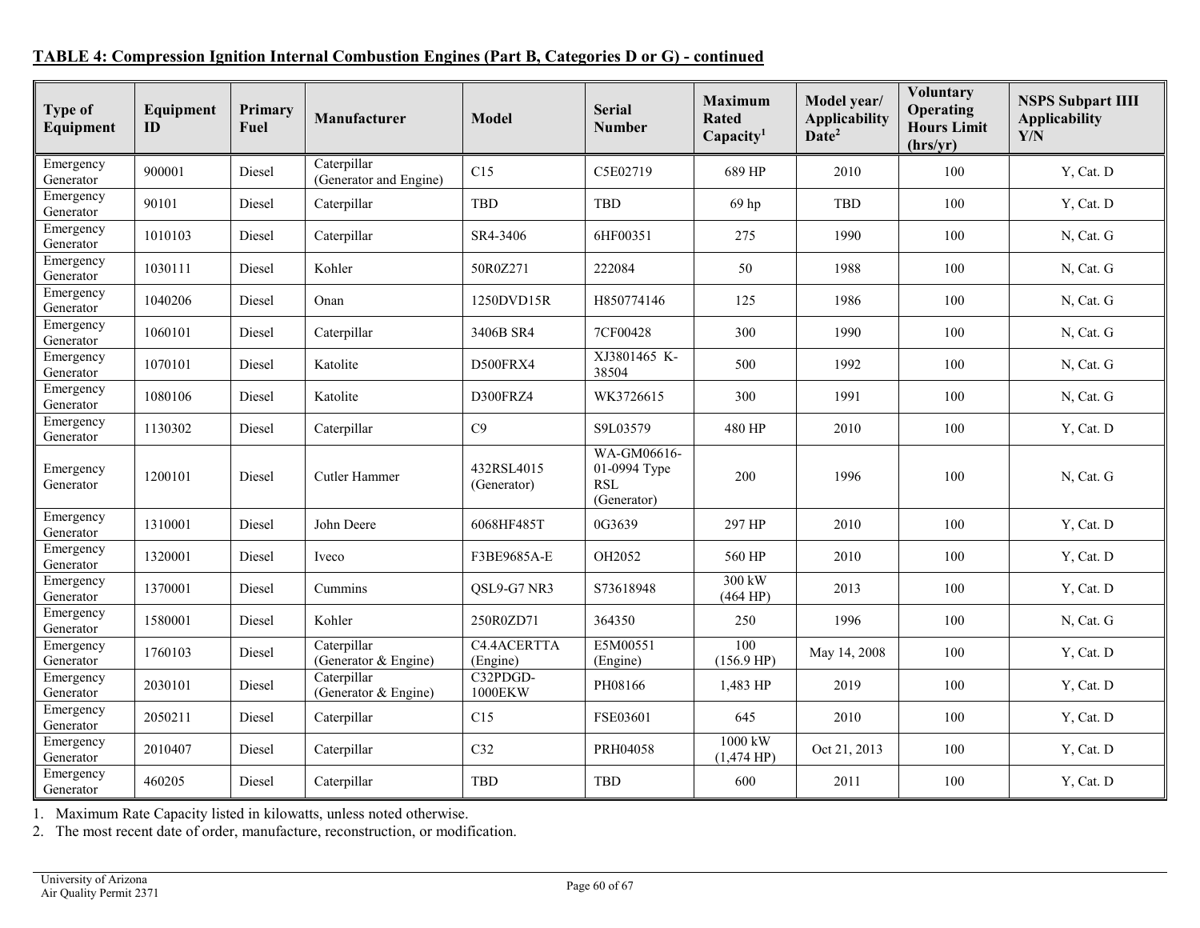**TABLE 4: Compression Ignition Internal Combustion Engines (Part B, Categories D or G) - continued**

| Type of Equipment | Equipment ID | Primary Fuel | Manufacturer | Model | Serial Number | Maximum Rated Capacity[1] | Model year/ Applicability Date[2] | Voluntary Operating Hours Limit (hrs/yr) | NSPS Subpart IIII Applicability Y/N |
|---|---|---|---|---|---|---|---|---|---|
| Emergency Generator | 900001 | Diesel | Caterpillar (Generator and Engine) | C15 | C5E02719 | 689 HP | 2010 | 100 | Y, Cat. D |
| Emergency Generator | 90101 | Diesel | Caterpillar | TBD | TBD | 69 hp | TBD | 100 | Y, Cat. D |
| Emergency Generator | 1010103 | Diesel | Caterpillar | SR4-3406 | 6HF00351 | 275 | 1990 | 100 | N, Cat. G |
| Emergency Generator | 1030111 | Diesel | Kohler | 50R0Z271 | 222084 | 50 | 1988 | 100 | N, Cat. G |
| Emergency Generator | 1040206 | Diesel | Onan | 1250DVD15R | H850774146 | 125 | 1986 | 100 | N, Cat. G |
| Emergency Generator | 1060101 | Diesel | Caterpillar | 3406B SR4 | 7CF00428 | 300 | 1990 | 100 | N, Cat. G |
| Emergency Generator | 1070101 | Diesel | Katolite | D500FRX4 | XJ3801465 K-38504 | 500 | 1992 | 100 | N, Cat. G |
| Emergency Generator | 1080106 | Diesel | Katolite | D300FRZ4 | WK3726615 | 300 | 1991 | 100 | N, Cat. G |
| Emergency Generator | 1130302 | Diesel | Caterpillar | C9 | S9L03579 | 480 HP | 2010 | 100 | Y, Cat. D |
| Emergency Generator | 1200101 | Diesel | Cutler Hammer | 432RSL4015 (Generator) | WA-GM06616-01-0994 Type RSL (Generator) | 200 | 1996 | 100 | N, Cat. G |
| Emergency Generator | 1310001 | Diesel | John Deere | 6068HF485T | 0G3639 | 297 HP | 2010 | 100 | Y, Cat. D |
| Emergency Generator | 1320001 | Diesel | Iveco | F3BE9685A-E | OH2052 | 560 HP | 2010 | 100 | Y, Cat. D |
| Emergency Generator | 1370001 | Diesel | Cummins | QSL9-G7 NR3 | S73618948 | 300 kW (464 HP) | 2013 | 100 | Y, Cat. D |
| Emergency Generator | 1580001 | Diesel | Kohler | 250R0ZD71 | 364350 | 250 | 1996 | 100 | N, Cat. G |
| Emergency Generator | 1760103 | Diesel | Caterpillar (Generator & Engine) | C4.4ACERTTA (Engine) | E5M00551 (Engine) | 100 (156.9 HP) | May 14, 2008 | 100 | Y, Cat. D |
| Emergency Generator | 2030101 | Diesel | Caterpillar (Generator & Engine) | C32PDGD-1000EKW | PH08166 | 1,483 HP | 2019 | 100 | Y, Cat. D |
| Emergency Generator | 2050211 | Diesel | Caterpillar | C15 | FSE03601 | 645 | 2010 | 100 | Y, Cat. D |
| Emergency Generator | 2010407 | Diesel | Caterpillar | C32 | PRH04058 | 1000 kW (1,474 HP) | Oct 21, 2013 | 100 | Y, Cat. D |
| Emergency Generator | 460205 | Diesel | Caterpillar | TBD | TBD | 600 | 2011 | 100 | Y, Cat. D |

1. Maximum Rate Capacity listed in kilowatts, unless noted otherwise.
2. The most recent date of order, manufacture, reconstruction, or modification.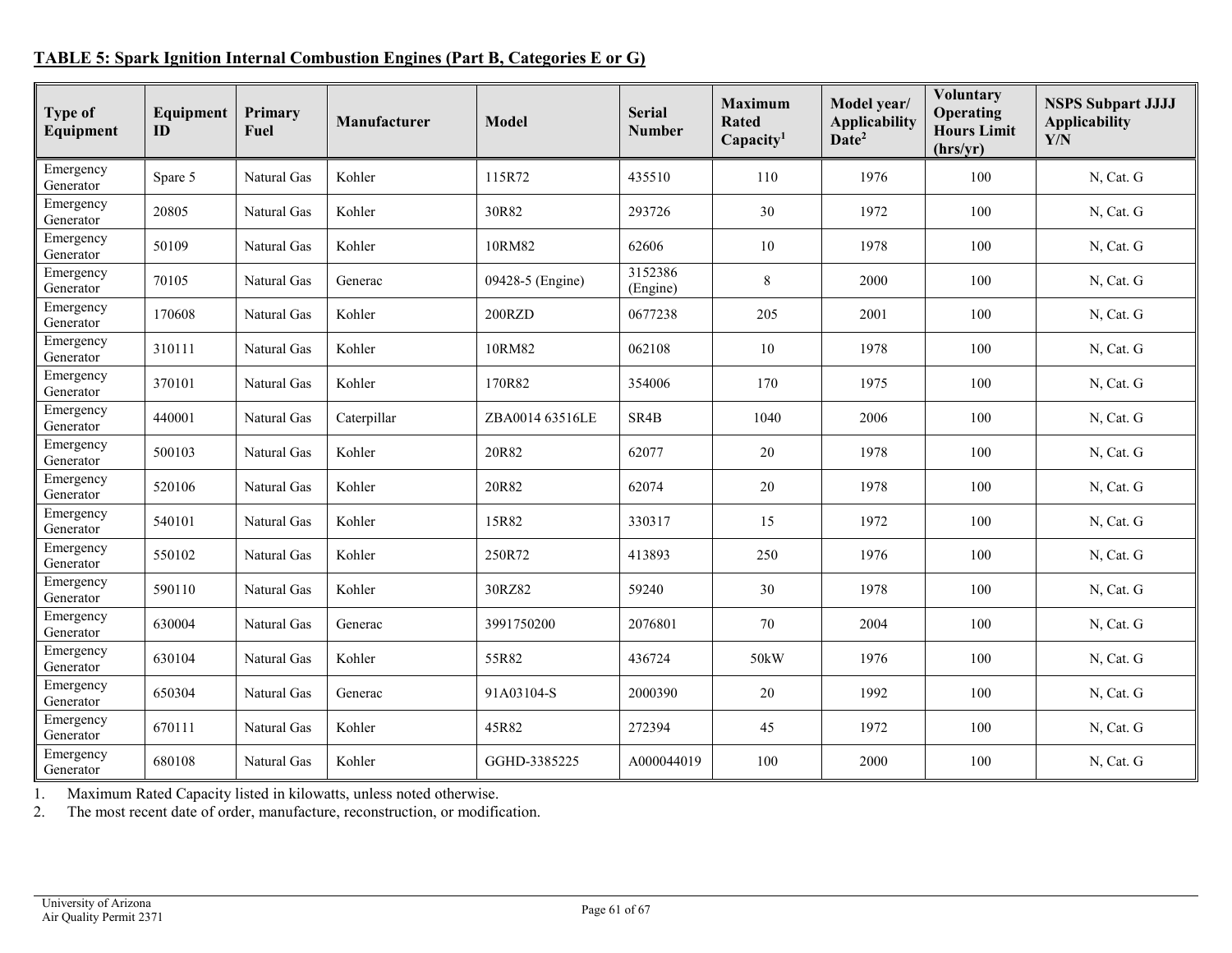**TABLE 5: Spark Ignition Internal Combustion Engines (Part B, Categories E or G)**

| Type of Equipment | Equipment ID | Primary Fuel | Manufacturer | Model | Serial Number | Maximum Rated Capacity[1] | Model year/ Applicability Date[2] | Voluntary Operating Hours Limit (hrs/yr) | NSPS Subpart JJJJ Applicability Y/N |
|---|---|---|---|---|---|---|---|---|---|
| Emergency Generator | Spare 5 | Natural Gas | Kohler | 115R72 | 435510 | 110 | 1976 | 100 | N, Cat. G |
| Emergency Generator | 20805 | Natural Gas | Kohler | 30R82 | 293726 | 30 | 1972 | 100 | N, Cat. G |
| Emergency Generator | 50109 | Natural Gas | Kohler | 10RM82 | 62606 | 10 | 1978 | 100 | N, Cat. G |
| Emergency Generator | 70105 | Natural Gas | Generac | 09428-5 (Engine) | 3152386 (Engine) | 8 | 2000 | 100 | N, Cat. G |
| Emergency Generator | 170608 | Natural Gas | Kohler | 200RZD | 0677238 | 205 | 2001 | 100 | N, Cat. G |
| Emergency Generator | 310111 | Natural Gas | Kohler | 10RM82 | 062108 | 10 | 1978 | 100 | N, Cat. G |
| Emergency Generator | 370101 | Natural Gas | Kohler | 170R82 | 354006 | 170 | 1975 | 100 | N, Cat. G |
| Emergency Generator | 440001 | Natural Gas | Caterpillar | ZBA0014 63516LE | SR4B | 1040 | 2006 | 100 | N, Cat. G |
| Emergency Generator | 500103 | Natural Gas | Kohler | 20R82 | 62077 | 20 | 1978 | 100 | N, Cat. G |
| Emergency Generator | 520106 | Natural Gas | Kohler | 20R82 | 62074 | 20 | 1978 | 100 | N, Cat. G |
| Emergency Generator | 540101 | Natural Gas | Kohler | 15R82 | 330317 | 15 | 1972 | 100 | N, Cat. G |
| Emergency Generator | 550102 | Natural Gas | Kohler | 250R72 | 413893 | 250 | 1976 | 100 | N, Cat. G |
| Emergency Generator | 590110 | Natural Gas | Kohler | 30RZ82 | 59240 | 30 | 1978 | 100 | N, Cat. G |
| Emergency Generator | 630004 | Natural Gas | Generac | 3991750200 | 2076801 | 70 | 2004 | 100 | N, Cat. G |
| Emergency Generator | 630104 | Natural Gas | Kohler | 55R82 | 436724 | 50kW | 1976 | 100 | N, Cat. G |
| Emergency Generator | 650304 | Natural Gas | Generac | 91A03104-S | 2000390 | 20 | 1992 | 100 | N, Cat. G |
| Emergency Generator | 670111 | Natural Gas | Kohler | 45R82 | 272394 | 45 | 1972 | 100 | N, Cat. G |
| Emergency Generator | 680108 | Natural Gas | Kohler | GGHD-3385225 | A000044019 | 100 | 2000 | 100 | N, Cat. G |

1. Maximum Rated Capacity listed in kilowatts, unless noted otherwise.
2. The most recent date of order, manufacture, reconstruction, or modification.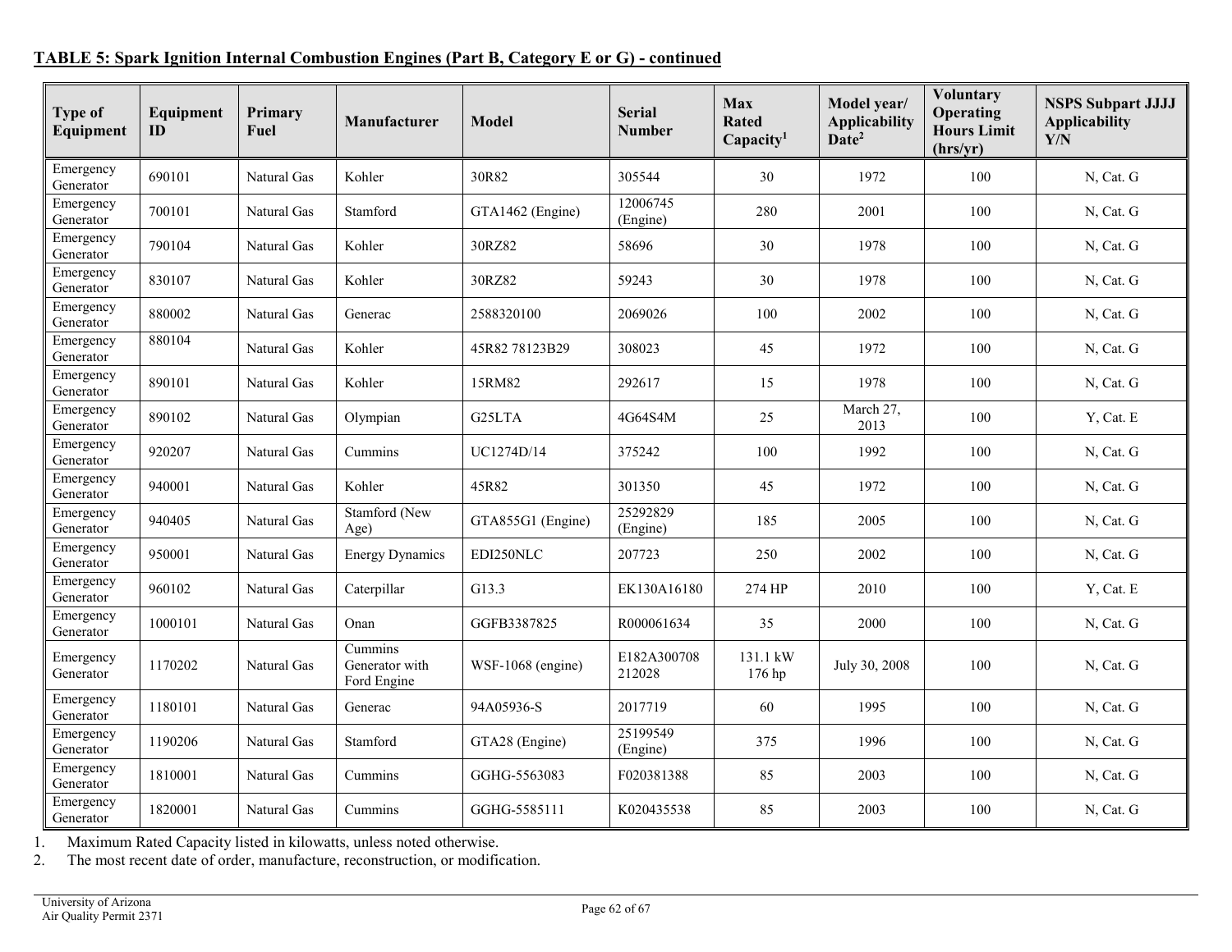**TABLE 5: Spark Ignition Internal Combustion Engines (Part B, Category E or G) - continued**

| Type of Equipment | Equipment ID | Primary Fuel | Manufacturer | Model | Serial Number | Max Rated Capacity[1] | Model year/ Applicability Date[2] | Voluntary Operating Hours Limit (hrs/yr) | NSPS Subpart JJJJ Applicability Y/N |
|---|---|---|---|---|---|---|---|---|---|
| Emergency Generator | 690101 | Natural Gas | Kohler | 30R82 | 305544 | 30 | 1972 | 100 | N, Cat. G |
| Emergency Generator | 700101 | Natural Gas | Stamford | GTA1462 (Engine) | 12006745 (Engine) | 280 | 2001 | 100 | N, Cat. G |
| Emergency Generator | 790104 | Natural Gas | Kohler | 30RZ82 | 58696 | 30 | 1978 | 100 | N, Cat. G |
| Emergency Generator | 830107 | Natural Gas | Kohler | 30RZ82 | 59243 | 30 | 1978 | 100 | N, Cat. G |
| Emergency Generator | 880002 | Natural Gas | Generac | 2588320100 | 2069026 | 100 | 2002 | 100 | N, Cat. G |
| Emergency Generator | 880104 | Natural Gas | Kohler | 45R82 78123B29 | 308023 | 45 | 1972 | 100 | N, Cat. G |
| Emergency Generator | 890101 | Natural Gas | Kohler | 15RM82 | 292617 | 15 | 1978 | 100 | N, Cat. G |
| Emergency Generator | 890102 | Natural Gas | Olympian | G25LTA | 4G64S4M | 25 | March 27, 2013 | 100 | Y, Cat. E |
| Emergency Generator | 920207 | Natural Gas | Cummins | UC1274D/14 | 375242 | 100 | 1992 | 100 | N, Cat. G |
| Emergency Generator | 940001 | Natural Gas | Kohler | 45R82 | 301350 | 45 | 1972 | 100 | N, Cat. G |
| Emergency Generator | 940405 | Natural Gas | Stamford (New Age) | GTA855G1 (Engine) | 25292829 (Engine) | 185 | 2005 | 100 | N, Cat. G |
| Emergency Generator | 950001 | Natural Gas | Energy Dynamics | EDI250NLC | 207723 | 250 | 2002 | 100 | N, Cat. G |
| Emergency Generator | 960102 | Natural Gas | Caterpillar | G13.3 | EK130A16180 | 274 HP | 2010 | 100 | Y, Cat. E |
| Emergency Generator | 1000101 | Natural Gas | Onan | GGFB3387825 | R000061634 | 35 | 2000 | 100 | N, Cat. G |
| Emergency Generator | 1170202 | Natural Gas | Cummins Generator with Ford Engine | WSF-1068 (engine) | E182A300708 212028 | 131.1 kW 176 hp | July 30, 2008 | 100 | N, Cat. G |
| Emergency Generator | 1180101 | Natural Gas | Generac | 94A05936-S | 2017719 | 60 | 1995 | 100 | N, Cat. G |
| Emergency Generator | 1190206 | Natural Gas | Stamford | GTA28 (Engine) | 25199549 (Engine) | 375 | 1996 | 100 | N, Cat. G |
| Emergency Generator | 1810001 | Natural Gas | Cummins | GGHG-5563083 | F020381388 | 85 | 2003 | 100 | N, Cat. G |
| Emergency Generator | 1820001 | Natural Gas | Cummins | GGHG-5585111 | K020435538 | 85 | 2003 | 100 | N, Cat. G |

1. Maximum Rated Capacity listed in kilowatts, unless noted otherwise.
2. The most recent date of order, manufacture, reconstruction, or modification.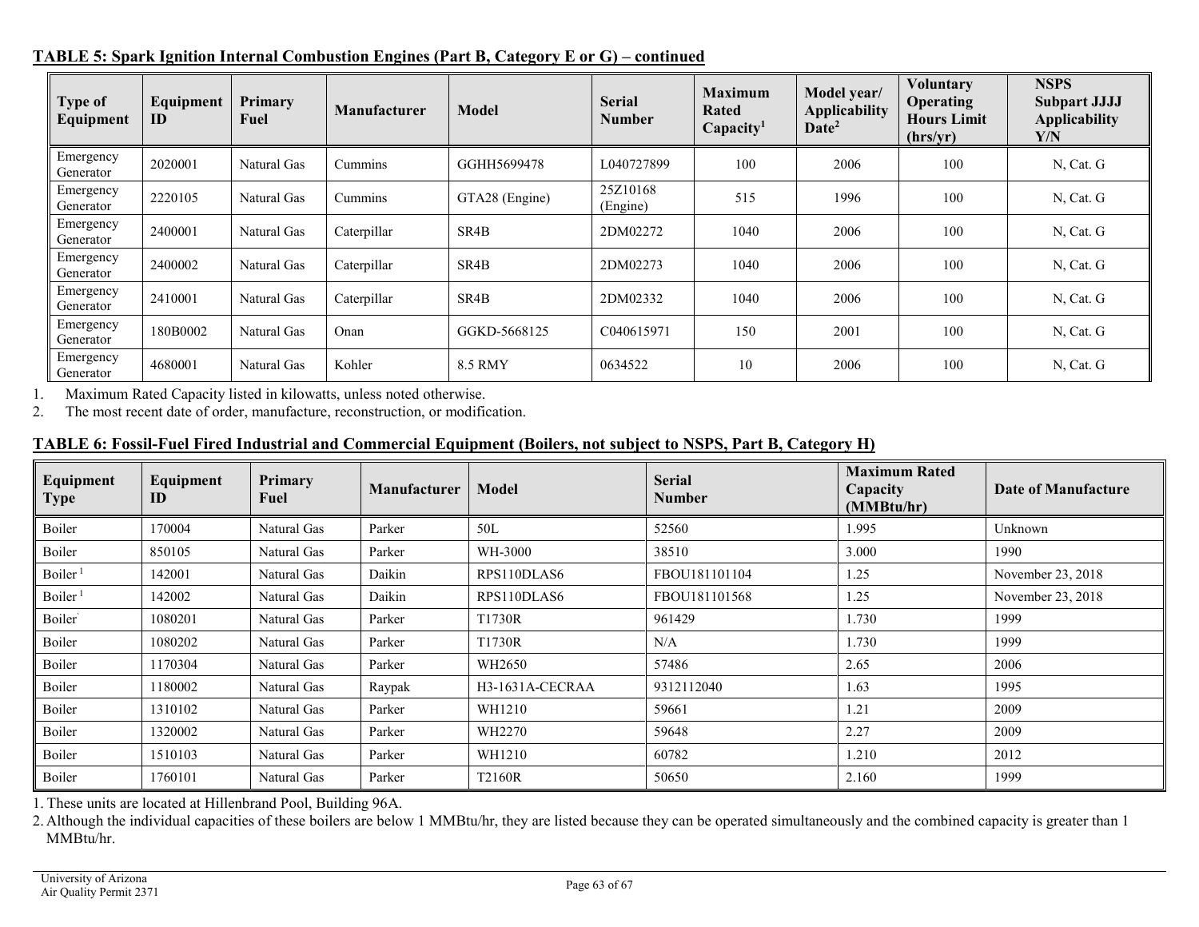**TABLE 5: Spark Ignition Internal Combustion Engines (Part B, Category E or G) – continued**

| Type of Equipment | Equipment ID | Primary Fuel | Manufacturer | Model | Serial Number | Maximum Rated Capacity[1] | Model year/ Applicability Date[2] | Voluntary Operating Hours Limit (hrs/yr) | NSPS Subpart JJJJ Applicability Y/N |
|---|---|---|---|---|---|---|---|---|---|
| Emergency Generator | 2020001 | Natural Gas | Cummins | GGHH5699478 | L040727899 | 100 | 2006 | 100 | N, Cat. G |
| Emergency Generator | 2220105 | Natural Gas | Cummins | GTA28 (Engine) | 25Z10168 (Engine) | 515 | 1996 | 100 | N, Cat. G |
| Emergency Generator | 2400001 | Natural Gas | Caterpillar | SR4B | 2DM02272 | 1040 | 2006 | 100 | N, Cat. G |
| Emergency Generator | 2400002 | Natural Gas | Caterpillar | SR4B | 2DM02273 | 1040 | 2006 | 100 | N, Cat. G |
| Emergency Generator | 2410001 | Natural Gas | Caterpillar | SR4B | 2DM02332 | 1040 | 2006 | 100 | N, Cat. G |
| Emergency Generator | 180B0002 | Natural Gas | Onan | GGKD-5668125 | C040615971 | 150 | 2001 | 100 | N, Cat. G |
| Emergency Generator | 4680001 | Natural Gas | Kohler | 8.5 RMY | 0634522 | 10 | 2006 | 100 | N, Cat. G |

1. Maximum Rated Capacity listed in kilowatts, unless noted otherwise.
2. The most recent date of order, manufacture, reconstruction, or modification.

**TABLE 6: Fossil-Fuel Fired Industrial and Commercial Equipment (Boilers, not subject to NSPS, Part B, Category H)**

| Equipment Type | Equipment ID | Primary Fuel | Manufacturer | Model | Serial Number | Maximum Rated Capacity (MMBtu/hr) | Date of Manufacture |
|---|---|---|---|---|---|---|---|
| Boiler | 170004 | Natural Gas | Parker | 50L | 52560 | 1.995 | Unknown |
| Boiler | 850105 | Natural Gas | Parker | WH-3000 | 38510 | 3.000 | 1990 |
| Boiler [1] | 142001 | Natural Gas | Daikin | RPS110DLAS6 | FBOU181101104 | 1.25 | November 23, 2018 |
| Boiler [1] | 142002 | Natural Gas | Daikin | RPS110DLAS6 | FBOU181101568 | 1.25 | November 23, 2018 |
| Boiler` | 1080201 | Natural Gas | Parker | T1730R | 961429 | 1.730 | 1999 |
| Boiler | 1080202 | Natural Gas | Parker | T1730R | N/A | 1.730 | 1999 |
| Boiler | 1170304 | Natural Gas | Parker | WH2650 | 57486 | 2.65 | 2006 |
| Boiler | 1180002 | Natural Gas | Raypak | H3-1631A-CECRAA | 9312112040 | 1.63 | 1995 |
| Boiler | 1310102 | Natural Gas | Parker | WH1210 | 59661 | 1.21 | 2009 |
| Boiler | 1320002 | Natural Gas | Parker | WH2270 | 59648 | 2.27 | 2009 |
| Boiler | 1510103 | Natural Gas | Parker | WH1210 | 60782 | 1.210 | 2012 |
| Boiler | 1760101 | Natural Gas | Parker | T2160R | 50650 | 2.160 | 1999 |

1. These units are located at Hillenbrand Pool, Building 96A.
2. Although the individual capacities of these boilers are below 1 MMBtu/hr, they are listed because they can be operated simultaneously and the combined capacity is greater than 1 MMBtu/hr.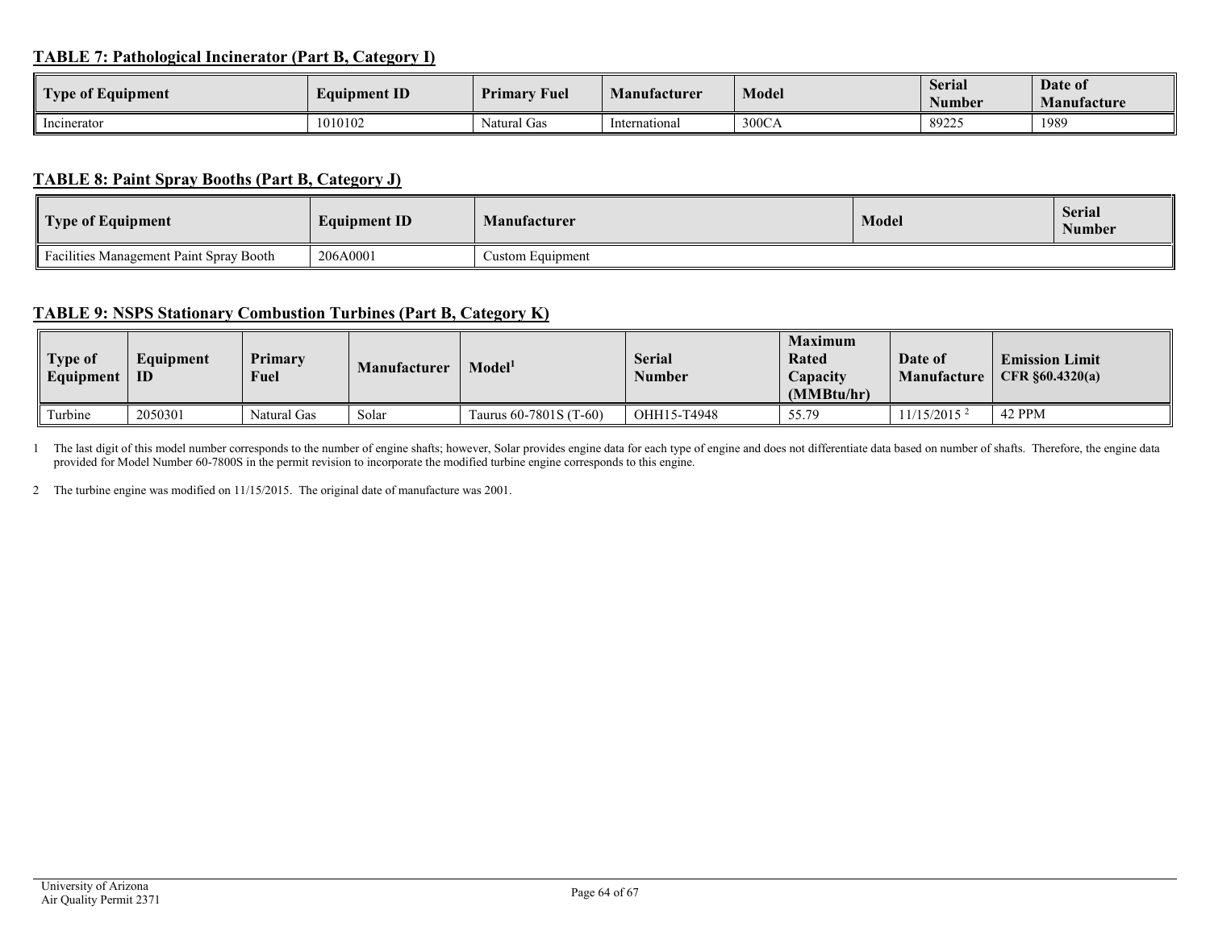**TABLE 7: Pathological Incinerator (Part B, Category I)**

| Type of Equipment | Equipment ID | Primary Fuel | Manufacturer | Model | Serial Number | Date of Manufacture |
|---|---|---|---|---|---|---|
| Incinerator | 1010102 | Natural Gas | International | 300CA | 89225 | 1989 |

**TABLE 8: Paint Spray Booths (Part B, Category J)**

| Type of Equipment | Equipment ID | Manufacturer | Model | Serial Number |
|---|---|---|---|---|
| Facilities Management Paint Spray Booth | 206A0001 | Custom Equipment | | |

**TABLE 9: NSPS Stationary Combustion Turbines (Part B, Category K)**

| Type of Equipment | Equipment ID | Primary Fuel | Manufacturer | Model[1] | Serial Number | Maximum Rated Capacity (MMBtu/hr) | Date of Manufacture | Emission Limit CFR §60.4320(a) |
|---|---|---|---|---|---|---|---|---|
| Turbine | 2050301 | Natural Gas | Solar | Taurus 60-7801S (T-60) | OHH15-T4948 | 55.79 | 11/15/2015 [2] | 42 PPM |

1 The last digit of this model number corresponds to the number of engine shafts; however, Solar provides engine data for each type of engine and does not differentiate data based on number of shafts. Therefore, the engine data provided for Model Number 60-7800S in the permit revision to incorporate the modified turbine engine corresponds to this engine.

2 The turbine engine was modified on 11/15/2015. The original date of manufacture was 2001.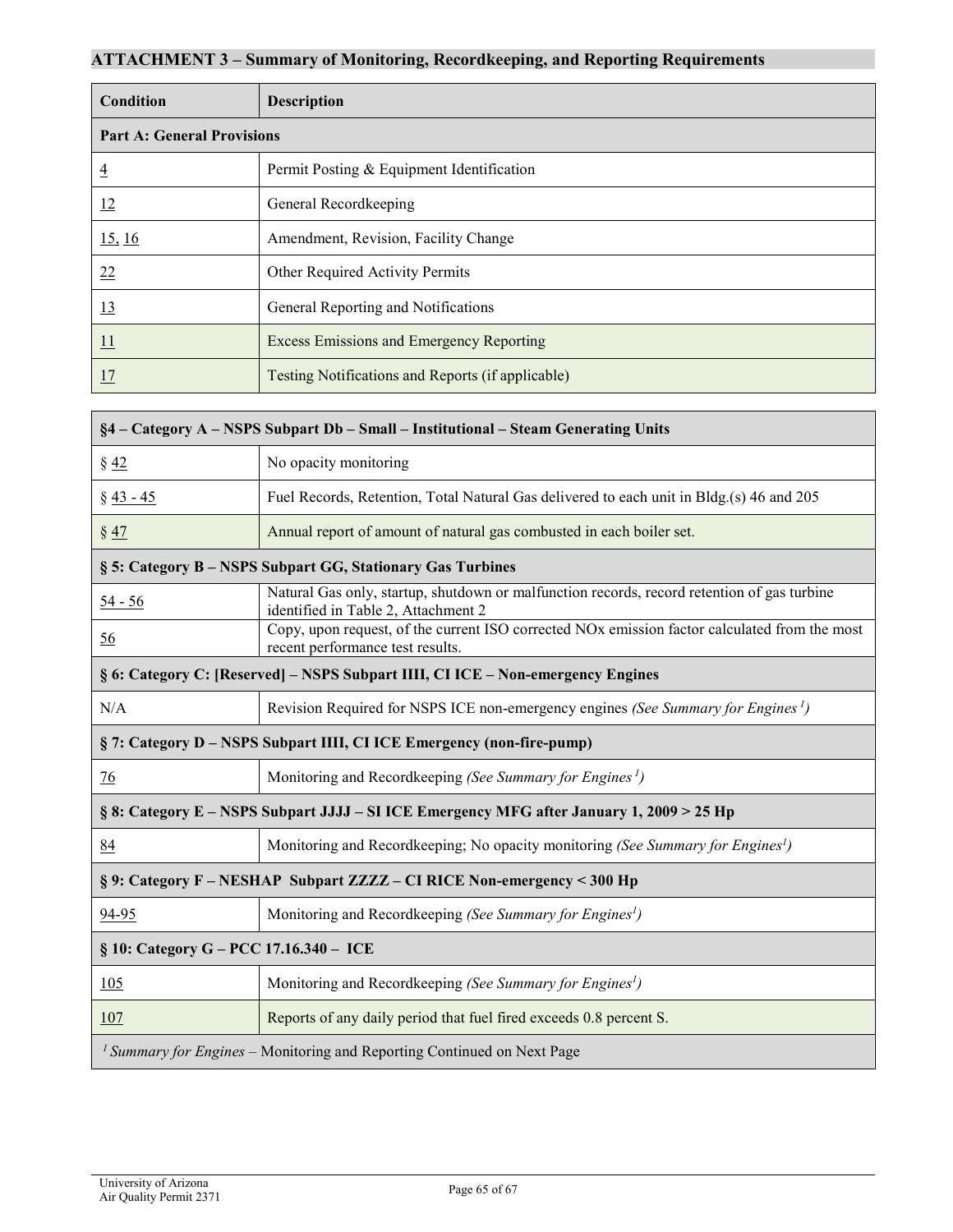## ATTACHMENT 3 – Summary of Monitoring, Recordkeeping, and Reporting Requirements

| Condition | Description |
|---|---|
| **Part A: General Provisions** | |
| 4 | Permit Posting & Equipment Identification |
| 12 | General Recordkeeping |
| 15, 16 | Amendment, Revision, Facility Change |
| 22 | Other Required Activity Permits |
| 13 | General Reporting and Notifications |
| 11 | Excess Emissions and Emergency Reporting |
| 17 | Testing Notifications and Reports (if applicable) |

| **§4 – Category A – NSPS Subpart Db – Small – Institutional – Steam Generating Units** | |
|---|---|
| § 42 | No opacity monitoring |
| § 43 - 45 | Fuel Records, Retention, Total Natural Gas delivered to each unit in Bldg.(s) 46 and 205 |
| § 47 | Annual report of amount of natural gas combusted in each boiler set. |
| **§ 5: Category B – NSPS Subpart GG, Stationary Gas Turbines** | |
| 54 - 56 | Natural Gas only, startup, shutdown or malfunction records, record retention of gas turbine identified in Table 2, Attachment 2 |
| 56 | Copy, upon request, of the current ISO corrected NOx emission factor calculated from the most recent performance test results. |
| **§ 6: Category C: [Reserved] – NSPS Subpart IIII, CI ICE – Non-emergency Engines** | |
| N/A | Revision Required for NSPS ICE non-emergency engines *(See Summary for Engines [1])* |
| **§ 7: Category D – NSPS Subpart IIII, CI ICE Emergency (non-fire-pump)** | |
| 76 | Monitoring and Recordkeeping *(See Summary for Engines [1])* |
| **§ 8: Category E – NSPS Subpart JJJJ – SI ICE Emergency MFG after January 1, 2009 > 25 Hp** | |
| 84 | Monitoring and Recordkeeping; No opacity monitoring *(See Summary for Engines[1])* |
| **§ 9: Category F – NESHAP Subpart ZZZZ – CI RICE Non-emergency < 300 Hp** | |
| 94-95 | Monitoring and Recordkeeping *(See Summary for Engines[1])* |
| **§ 10: Category G – PCC 17.16.340 – ICE** | |
| 105 | Monitoring and Recordkeeping *(See Summary for Engines[1])* |
| 107 | Reports of any daily period that fuel fired exceeds 0.8 percent S. |

[1] *Summary for Engines* – Monitoring and Reporting Continued on Next Page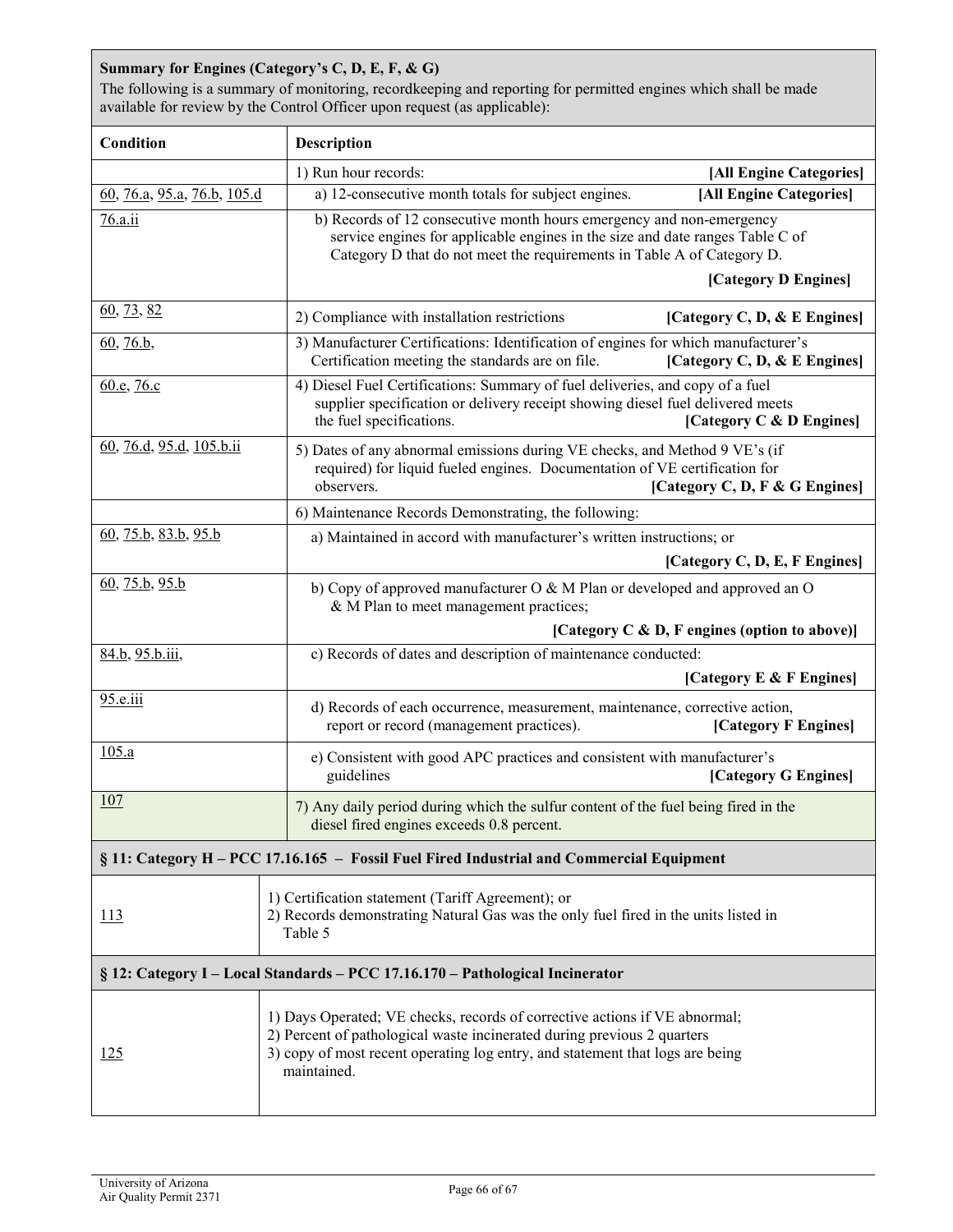| **Summary for Engines (Category's C, D, E, F, & G)** The following is a summary of monitoring, recordkeeping and reporting for permitted engines which shall be made available for review by the Control Officer upon request (as applicable): | |
|---|---|
| **Condition** | **Description** |
| | 1) Run hour records: **[All Engine Categories]** |
| 60, 76.a, 95.a, 76.b, 105.d | a) 12-consecutive month totals for subject engines. **[All Engine Categories]** |
| 76.a.ii | b) Records of 12 consecutive month hours emergency and non-emergency service engines for applicable engines in the size and date ranges Table C of Category D that do not meet the requirements in Table A of Category D. **[Category D Engines]** |
| 60, 73, 82 | 2) Compliance with installation restrictions **[Category C, D, & E Engines]** |
| 60, 76.b, | 3) Manufacturer Certifications: Identification of engines for which manufacturer's Certification meeting the standards are on file. **[Category C, D, & E Engines]** |
| 60.e, 76.c | 4) Diesel Fuel Certifications: Summary of fuel deliveries, and copy of a fuel supplier specification or delivery receipt showing diesel fuel delivered meets the fuel specifications. **[Category C & D Engines]** |
| 60, 76.d, 95.d, 105.b.ii | 5) Dates of any abnormal emissions during VE checks, and Method 9 VE's (if required) for liquid fueled engines. Documentation of VE certification for observers. **[Category C, D, F & G Engines]** |
| | 6) Maintenance Records Demonstrating, the following: |
| 60, 75.b, 83.b, 95.b | a) Maintained in accord with manufacturer's written instructions; or **[Category C, D, E, F Engines]** |
| 60, 75.b, 95.b | b) Copy of approved manufacturer O & M Plan or developed and approved an O & M Plan to meet management practices; **[Category C & D, F engines (option to above)]** |
| 84.b, 95.b.iii, | c) Records of dates and description of maintenance conducted: **[Category E & F Engines]** |
| 95.e.iii | d) Records of each occurrence, measurement, maintenance, corrective action, report or record (management practices). **[Category F Engines]** |
| 105.a | e) Consistent with good APC practices and consistent with manufacturer's guidelines **[Category G Engines]** |
| 107 | 7) Any daily period during which the sulfur content of the fuel being fired in the diesel fired engines exceeds 0.8 percent. |
| **§ 11: Category H – PCC 17.16.165 – Fossil Fuel Fired Industrial and Commercial Equipment** | |
| 113 | 1) Certification statement (Tariff Agreement); or<br>2) Records demonstrating Natural Gas was the only fuel fired in the units listed in Table 5 |
| **§ 12: Category I – Local Standards – PCC 17.16.170 – Pathological Incinerator** | |
| 125 | 1) Days Operated; VE checks, records of corrective actions if VE abnormal;<br>2) Percent of pathological waste incinerated during previous 2 quarters<br>3) copy of most recent operating log entry, and statement that logs are being maintained. |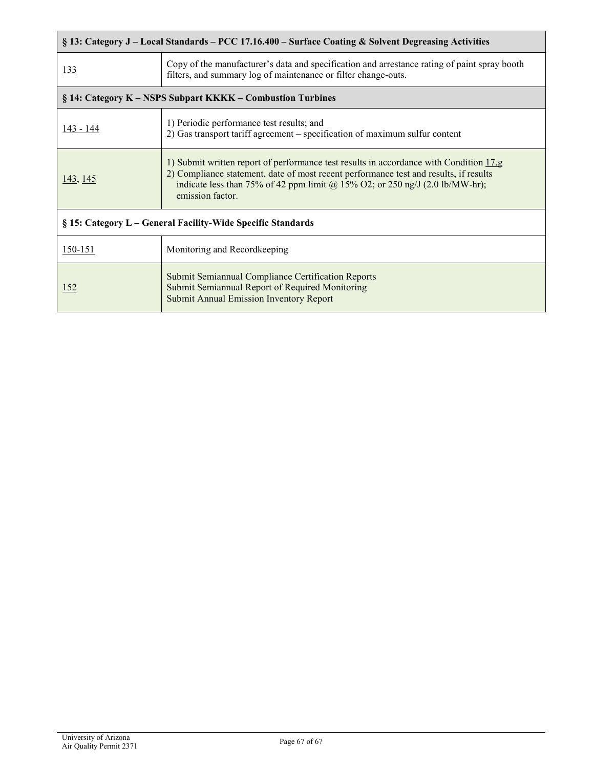| | |
|---|---|
| **§ 13: Category J – Local Standards – PCC 17.16.400 – Surface Coating & Solvent Degreasing Activities** | |
| 133 | Copy of the manufacturer's data and specification and arrestance rating of paint spray booth filters, and summary log of maintenance or filter change-outs. |
| **§ 14: Category K – NSPS Subpart KKKK – Combustion Turbines** | |
| 143 - 144 | 1) Periodic performance test results; and<br>2) Gas transport tariff agreement – specification of maximum sulfur content |
| 143, 145 | 1) Submit written report of performance test results in accordance with Condition 17.g<br>2) Compliance statement, date of most recent performance test and results, if results indicate less than 75% of 42 ppm limit @ 15% $O_2$; or 250 ng/J (2.0 lb/MW-hr); emission factor. |
| **§ 15: Category L – General Facility-Wide Specific Standards** | |
| 150-151 | Monitoring and Recordkeeping |
| 152 | Submit Semiannual Compliance Certification Reports<br>Submit Semiannual Report of Required Monitoring<br>Submit Annual Emission Inventory Report |